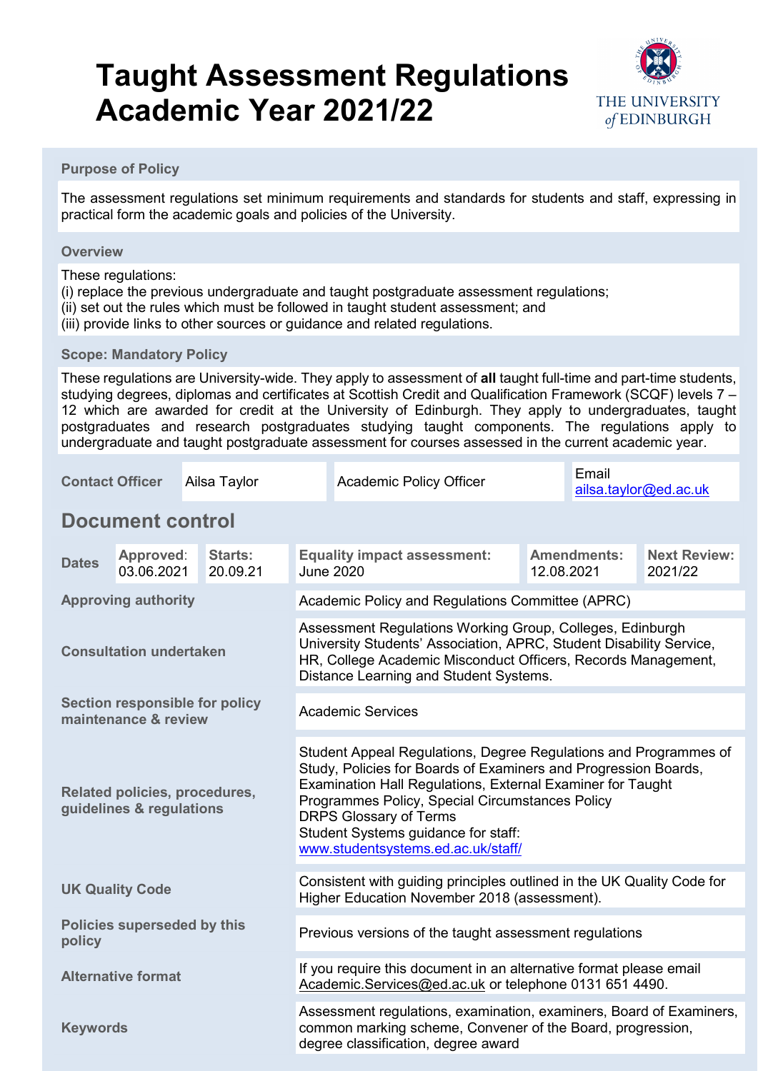# Taught Assessment Regulations Academic Year 2021/22

THE UNIVERSITY of EDINBURGH

**Purpose of Policy**

The assessment regulations set minimum requirements and standards for students and staff, expressing in practical form the academic goals and policies of the University.

**Overview**

These regulations:
(i) replace the previous undergraduate and taught postgraduate assessment regulations;
(ii) set out the rules which must be followed in taught student assessment; and
(iii) provide links to other sources or guidance and related regulations.

**Scope: Mandatory Policy**

These regulations are University-wide. They apply to assessment of **all** taught full-time and part-time students, studying degrees, diplomas and certificates at Scottish Credit and Qualification Framework (SCQF) levels 7 – 12 which are awarded for credit at the University of Edinburgh. They apply to undergraduates, taught postgraduates and research postgraduates studying taught components. The regulations apply to undergraduate and taught postgraduate assessment for courses assessed in the current academic year.

| **Contact Officer** | Ailsa Taylor | Academic Policy Officer | Email ailsa.taylor@ed.ac.uk |
|---|---|---|---|

## Document control

| **Dates** | **Approved**: 03.06.2021 | **Starts:** 20.09.21 | **Equality impact assessment:** June 2020 | **Amendments:** 12.08.2021 | **Next Review:** 2021/22 |
|---|---|---|---|---|---|

| | |
|---|---|
| **Approving authority** | Academic Policy and Regulations Committee (APRC) |
| **Consultation undertaken** | Assessment Regulations Working Group, Colleges, Edinburgh University Students' Association, APRC, Student Disability Service, HR, College Academic Misconduct Officers, Records Management, Distance Learning and Student Systems. |
| **Section responsible for policy maintenance & review** | Academic Services |
| **Related policies, procedures, guidelines & regulations** | Student Appeal Regulations, Degree Regulations and Programmes of Study, Policies for Boards of Examiners and Progression Boards, Examination Hall Regulations, External Examiner for Taught Programmes Policy, Special Circumstances Policy<br>DRPS Glossary of Terms<br>Student Systems guidance for staff: www.studentsystems.ed.ac.uk/staff/ |
| **UK Quality Code** | Consistent with guiding principles outlined in the UK Quality Code for Higher Education November 2018 (assessment). |
| **Policies superseded by this policy** | Previous versions of the taught assessment regulations |
| **Alternative format** | If you require this document in an alternative format please email Academic.Services@ed.ac.uk or telephone 0131 651 4490. |
| **Keywords** | Assessment regulations, examination, examiners, Board of Examiners, common marking scheme, Convener of the Board, progression, degree classification, degree award |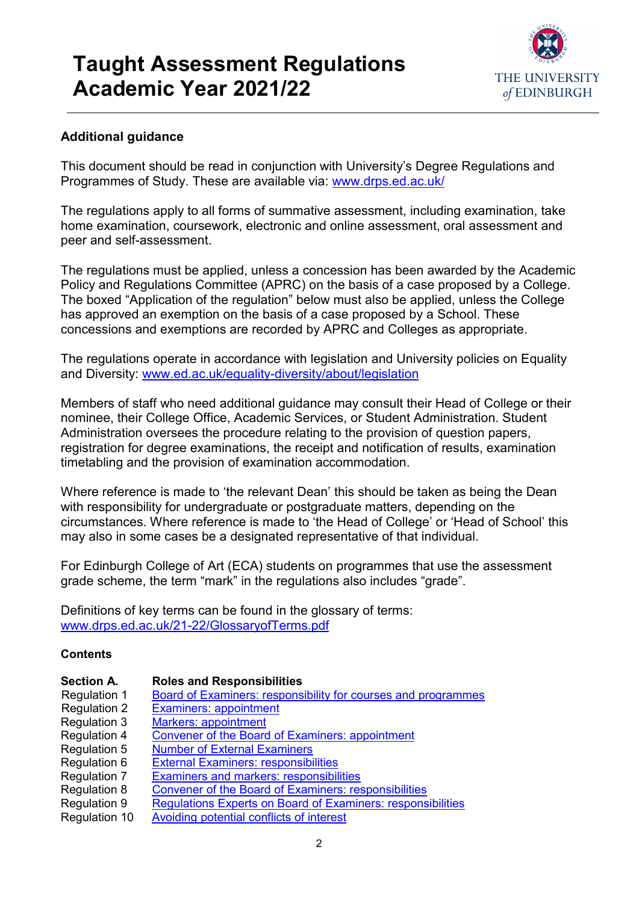# Taught Assessment Regulations Academic Year 2021/22

## Additional guidance

This document should be read in conjunction with University's Degree Regulations and Programmes of Study. These are available via: [www.drps.ed.ac.uk/](www.drps.ed.ac.uk/)

The regulations apply to all forms of summative assessment, including examination, take home examination, coursework, electronic and online assessment, oral assessment and peer and self-assessment.

The regulations must be applied, unless a concession has been awarded by the Academic Policy and Regulations Committee (APRC) on the basis of a case proposed by a College. The boxed "Application of the regulation" below must also be applied, unless the College has approved an exemption on the basis of a case proposed by a School. These concessions and exemptions are recorded by APRC and Colleges as appropriate.

The regulations operate in accordance with legislation and University policies on Equality and Diversity: [www.ed.ac.uk/equality-diversity/about/legislation](www.ed.ac.uk/equality-diversity/about/legislation)

Members of staff who need additional guidance may consult their Head of College or their nominee, their College Office, Academic Services, or Student Administration. Student Administration oversees the procedure relating to the provision of question papers, registration for degree examinations, the receipt and notification of results, examination timetabling and the provision of examination accommodation.

Where reference is made to 'the relevant Dean' this should be taken as being the Dean with responsibility for undergraduate or postgraduate matters, depending on the circumstances. Where reference is made to 'the Head of College' or 'Head of School' this may also in some cases be a designated representative of that individual.

For Edinburgh College of Art (ECA) students on programmes that use the assessment grade scheme, the term "mark" in the regulations also includes "grade".

Definitions of key terms can be found in the glossary of terms: [www.drps.ed.ac.uk/21-22/GlossaryofTerms.pdf](www.drps.ed.ac.uk/21-22/GlossaryofTerms.pdf)

## Contents

| **Section A.** | **Roles and Responsibilities** |
|---|---|
| Regulation 1 | Board of Examiners: responsibility for courses and programmes |
| Regulation 2 | Examiners: appointment |
| Regulation 3 | Markers: appointment |
| Regulation 4 | Convener of the Board of Examiners: appointment |
| Regulation 5 | Number of External Examiners |
| Regulation 6 | External Examiners: responsibilities |
| Regulation 7 | Examiners and markers: responsibilities |
| Regulation 8 | Convener of the Board of Examiners: responsibilities |
| Regulation 9 | Regulations Experts on Board of Examiners: responsibilities |
| Regulation 10 | Avoiding potential conflicts of interest |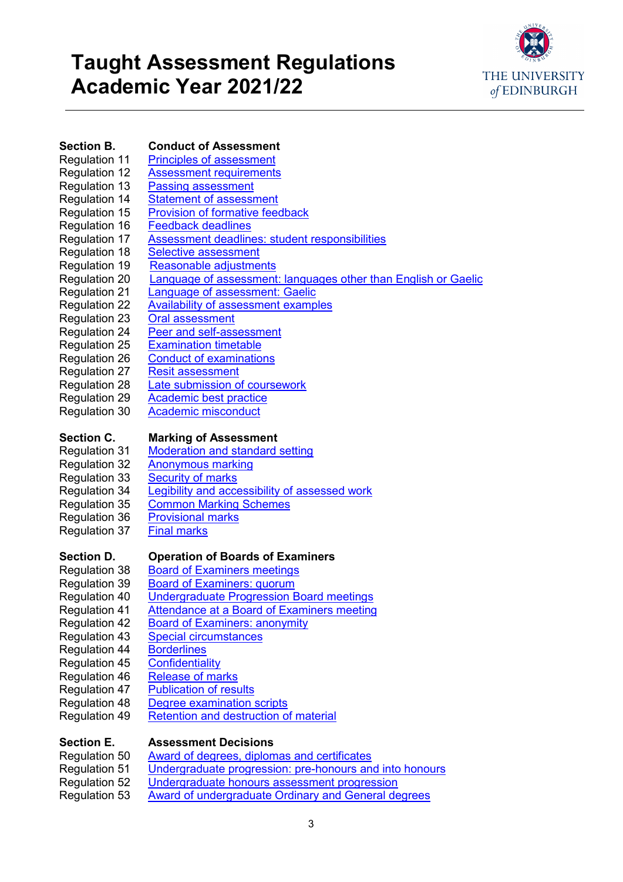# Taught Assessment Regulations Academic Year 2021/22

THE UNIVERSITY *of* EDINBURGH

| | |
|---|---|
| **Section B.** | **Conduct of Assessment** |
| Regulation 11 | Principles of assessment |
| Regulation 12 | Assessment requirements |
| Regulation 13 | Passing assessment |
| Regulation 14 | Statement of assessment |
| Regulation 15 | Provision of formative feedback |
| Regulation 16 | Feedback deadlines |
| Regulation 17 | Assessment deadlines: student responsibilities |
| Regulation 18 | Selective assessment |
| Regulation 19 | Reasonable adjustments |
| Regulation 20 | Language of assessment: languages other than English or Gaelic |
| Regulation 21 | Language of assessment: Gaelic |
| Regulation 22 | Availability of assessment examples |
| Regulation 23 | Oral assessment |
| Regulation 24 | Peer and self-assessment |
| Regulation 25 | Examination timetable |
| Regulation 26 | Conduct of examinations |
| Regulation 27 | Resit assessment |
| Regulation 28 | Late submission of coursework |
| Regulation 29 | Academic best practice |
| Regulation 30 | Academic misconduct |
| **Section C.** | **Marking of Assessment** |
| Regulation 31 | Moderation and standard setting |
| Regulation 32 | Anonymous marking |
| Regulation 33 | Security of marks |
| Regulation 34 | Legibility and accessibility of assessed work |
| Regulation 35 | Common Marking Schemes |
| Regulation 36 | Provisional marks |
| Regulation 37 | Final marks |
| **Section D.** | **Operation of Boards of Examiners** |
| Regulation 38 | Board of Examiners meetings |
| Regulation 39 | Board of Examiners: quorum |
| Regulation 40 | Undergraduate Progression Board meetings |
| Regulation 41 | Attendance at a Board of Examiners meeting |
| Regulation 42 | Board of Examiners: anonymity |
| Regulation 43 | Special circumstances |
| Regulation 44 | Borderlines |
| Regulation 45 | Confidentiality |
| Regulation 46 | Release of marks |
| Regulation 47 | Publication of results |
| Regulation 48 | Degree examination scripts |
| Regulation 49 | Retention and destruction of material |
| **Section E.** | **Assessment Decisions** |
| Regulation 50 | Award of degrees, diplomas and certificates |
| Regulation 51 | Undergraduate progression: pre-honours and into honours |
| Regulation 52 | Undergraduate honours assessment progression |
| Regulation 53 | Award of undergraduate Ordinary and General degrees |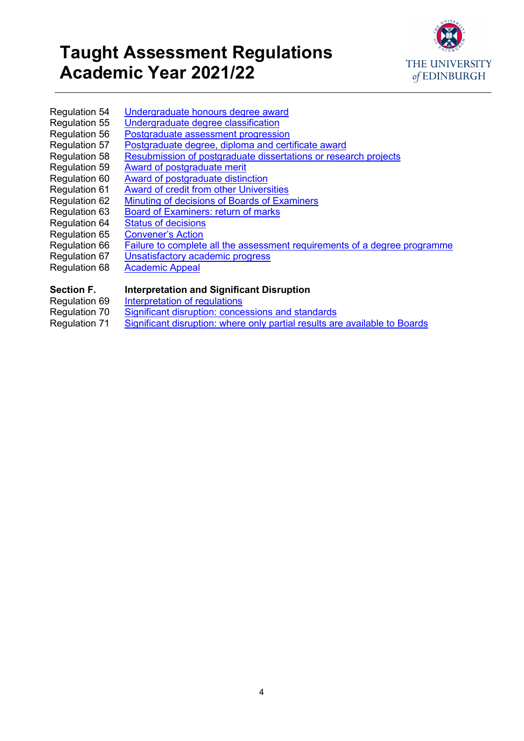| | |
|---|---|
| Regulation 54 | Undergraduate honours degree award |
| Regulation 55 | Undergraduate degree classification |
| Regulation 56 | Postgraduate assessment progression |
| Regulation 57 | Postgraduate degree, diploma and certificate award |
| Regulation 58 | Resubmission of postgraduate dissertations or research projects |
| Regulation 59 | Award of postgraduate merit |
| Regulation 60 | Award of postgraduate distinction |
| Regulation 61 | Award of credit from other Universities |
| Regulation 62 | Minuting of decisions of Boards of Examiners |
| Regulation 63 | Board of Examiners: return of marks |
| Regulation 64 | Status of decisions |
| Regulation 65 | Convener's Action |
| Regulation 66 | Failure to complete all the assessment requirements of a degree programme |
| Regulation 67 | Unsatisfactory academic progress |
| Regulation 68 | Academic Appeal |
| **Section F.** | **Interpretation and Significant Disruption** |
| Regulation 69 | Interpretation of regulations |
| Regulation 70 | Significant disruption: concessions and standards |
| Regulation 71 | Significant disruption: where only partial results are available to Boards |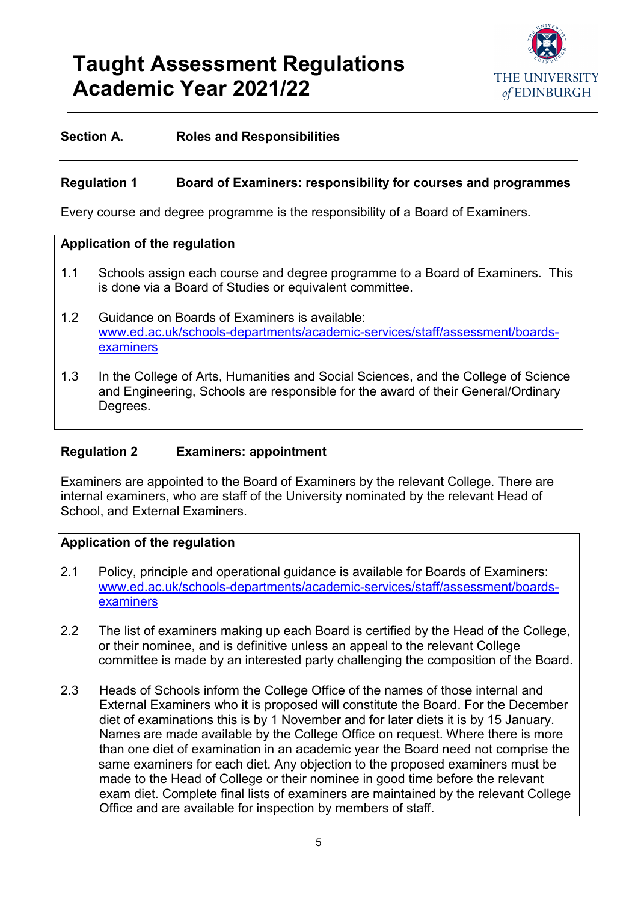# Taught Assessment Regulations Academic Year 2021/22

THE UNIVERSITY of EDINBURGH

## Section A. Roles and Responsibilities

### Regulation 1 Board of Examiners: responsibility for courses and programmes

Every course and degree programme is the responsibility of a Board of Examiners.

**Application of the regulation**

1.1 Schools assign each course and degree programme to a Board of Examiners. This is done via a Board of Studies or equivalent committee.

1.2 Guidance on Boards of Examiners is available: [www.ed.ac.uk/schools-departments/academic-services/staff/assessment/boards-examiners](www.ed.ac.uk/schools-departments/academic-services/staff/assessment/boards-examiners)

1.3 In the College of Arts, Humanities and Social Sciences, and the College of Science and Engineering, Schools are responsible for the award of their General/Ordinary Degrees.

### Regulation 2 Examiners: appointment

Examiners are appointed to the Board of Examiners by the relevant College. There are internal examiners, who are staff of the University nominated by the relevant Head of School, and External Examiners.

**Application of the regulation**

2.1 Policy, principle and operational guidance is available for Boards of Examiners: [www.ed.ac.uk/schools-departments/academic-services/staff/assessment/boards-examiners](www.ed.ac.uk/schools-departments/academic-services/staff/assessment/boards-examiners)

2.2 The list of examiners making up each Board is certified by the Head of the College, or their nominee, and is definitive unless an appeal to the relevant College committee is made by an interested party challenging the composition of the Board.

2.3 Heads of Schools inform the College Office of the names of those internal and External Examiners who it is proposed will constitute the Board. For the December diet of examinations this is by 1 November and for later diets it is by 15 January. Names are made available by the College Office on request. Where there is more than one diet of examination in an academic year the Board need not comprise the same examiners for each diet. Any objection to the proposed examiners must be made to the Head of College or their nominee in good time before the relevant exam diet. Complete final lists of examiners are maintained by the relevant College Office and are available for inspection by members of staff.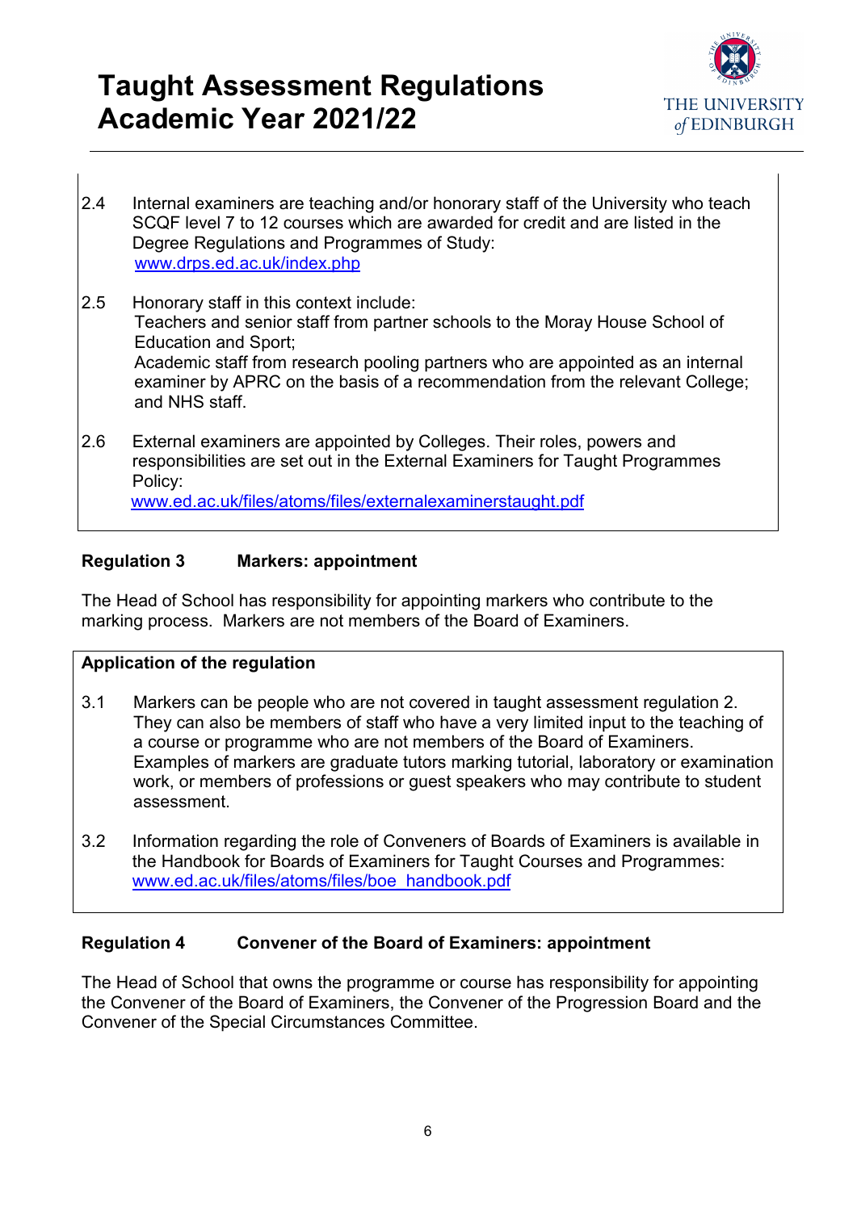2.4 Internal examiners are teaching and/or honorary staff of the University who teach SCQF level 7 to 12 courses which are awarded for credit and are listed in the Degree Regulations and Programmes of Study: www.drps.ed.ac.uk/index.php

2.5 Honorary staff in this context include:
Teachers and senior staff from partner schools to the Moray House School of Education and Sport;
Academic staff from research pooling partners who are appointed as an internal examiner by APRC on the basis of a recommendation from the relevant College; and NHS staff.

2.6 External examiners are appointed by Colleges. Their roles, powers and responsibilities are set out in the External Examiners for Taught Programmes Policy:
www.ed.ac.uk/files/atoms/files/externalexaminerstaught.pdf

### Regulation 3 Markers: appointment

The Head of School has responsibility for appointing markers who contribute to the marking process. Markers are not members of the Board of Examiners.

**Application of the regulation**

3.1 Markers can be people who are not covered in taught assessment regulation 2. They can also be members of staff who have a very limited input to the teaching of a course or programme who are not members of the Board of Examiners. Examples of markers are graduate tutors marking tutorial, laboratory or examination work, or members of professions or guest speakers who may contribute to student assessment.

3.2 Information regarding the role of Conveners of Boards of Examiners is available in the Handbook for Boards of Examiners for Taught Courses and Programmes: www.ed.ac.uk/files/atoms/files/boe_handbook.pdf

### Regulation 4 Convener of the Board of Examiners: appointment

The Head of School that owns the programme or course has responsibility for appointing the Convener of the Board of Examiners, the Convener of the Progression Board and the Convener of the Special Circumstances Committee.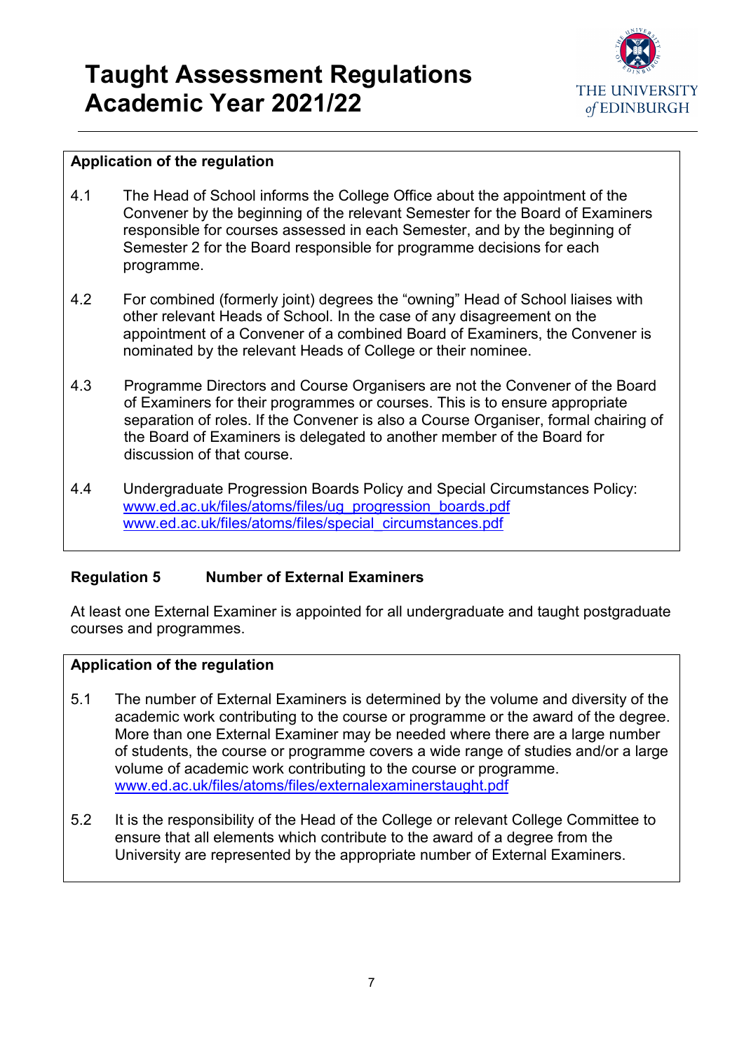**Application of the regulation**

4.1 The Head of School informs the College Office about the appointment of the Convener by the beginning of the relevant Semester for the Board of Examiners responsible for courses assessed in each Semester, and by the beginning of Semester 2 for the Board responsible for programme decisions for each programme.

4.2 For combined (formerly joint) degrees the "owning" Head of School liaises with other relevant Heads of School. In the case of any disagreement on the appointment of a Convener of a combined Board of Examiners, the Convener is nominated by the relevant Heads of College or their nominee.

4.3 Programme Directors and Course Organisers are not the Convener of the Board of Examiners for their programmes or courses. This is to ensure appropriate separation of roles. If the Convener is also a Course Organiser, formal chairing of the Board of Examiners is delegated to another member of the Board for discussion of that course.

4.4 Undergraduate Progression Boards Policy and Special Circumstances Policy:
www.ed.ac.uk/files/atoms/files/ug_progression_boards.pdf
www.ed.ac.uk/files/atoms/files/special_circumstances.pdf

## Regulation 5 Number of External Examiners

At least one External Examiner is appointed for all undergraduate and taught postgraduate courses and programmes.

**Application of the regulation**

5.1 The number of External Examiners is determined by the volume and diversity of the academic work contributing to the course or programme or the award of the degree. More than one External Examiner may be needed where there are a large number of students, the course or programme covers a wide range of studies and/or a large volume of academic work contributing to the course or programme.
www.ed.ac.uk/files/atoms/files/externalexaminerstaught.pdf

5.2 It is the responsibility of the Head of the College or relevant College Committee to ensure that all elements which contribute to the award of a degree from the University are represented by the appropriate number of External Examiners.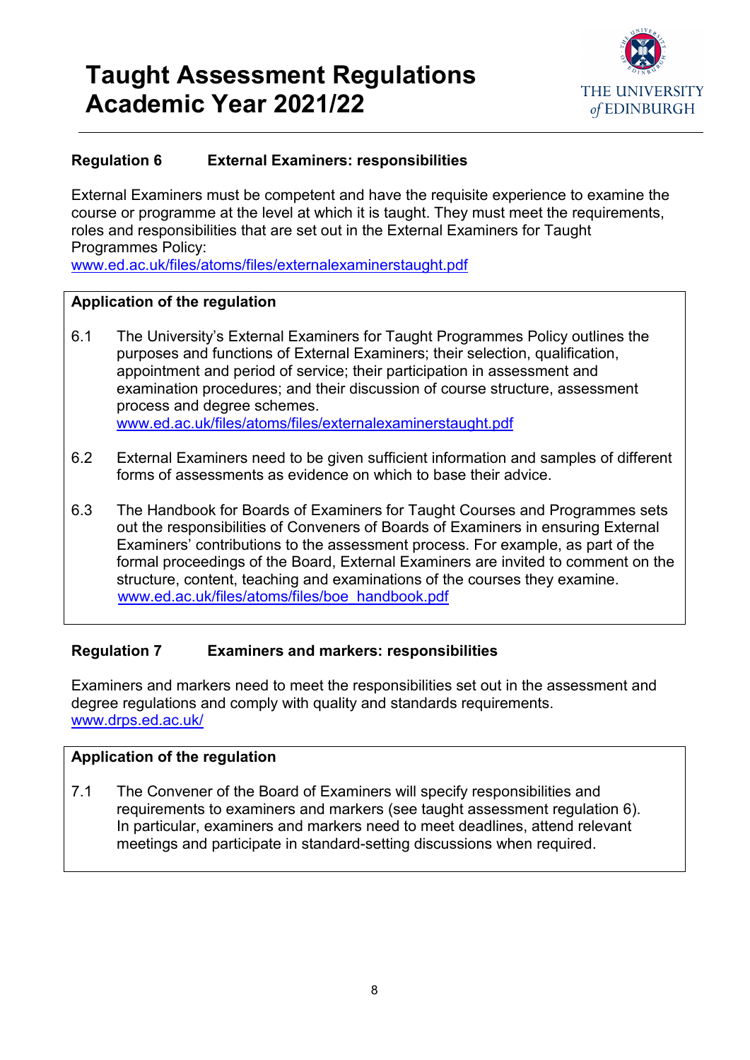## Regulation 6 External Examiners: responsibilities

External Examiners must be competent and have the requisite experience to examine the course or programme at the level at which it is taught. They must meet the requirements, roles and responsibilities that are set out in the External Examiners for Taught Programmes Policy:
www.ed.ac.uk/files/atoms/files/externalexaminerstaught.pdf

**Application of the regulation**

6.1 The University's External Examiners for Taught Programmes Policy outlines the purposes and functions of External Examiners; their selection, qualification, appointment and period of service; their participation in assessment and examination procedures; and their discussion of course structure, assessment process and degree schemes.
www.ed.ac.uk/files/atoms/files/externalexaminerstaught.pdf

6.2 External Examiners need to be given sufficient information and samples of different forms of assessments as evidence on which to base their advice.

6.3 The Handbook for Boards of Examiners for Taught Courses and Programmes sets out the responsibilities of Conveners of Boards of Examiners in ensuring External Examiners' contributions to the assessment process. For example, as part of the formal proceedings of the Board, External Examiners are invited to comment on the structure, content, teaching and examinations of the courses they examine.
www.ed.ac.uk/files/atoms/files/boe_handbook.pdf

## Regulation 7 Examiners and markers: responsibilities

Examiners and markers need to meet the responsibilities set out in the assessment and degree regulations and comply with quality and standards requirements.
www.drps.ed.ac.uk/

**Application of the regulation**

7.1 The Convener of the Board of Examiners will specify responsibilities and requirements to examiners and markers (see taught assessment regulation 6). In particular, examiners and markers need to meet deadlines, attend relevant meetings and participate in standard-setting discussions when required.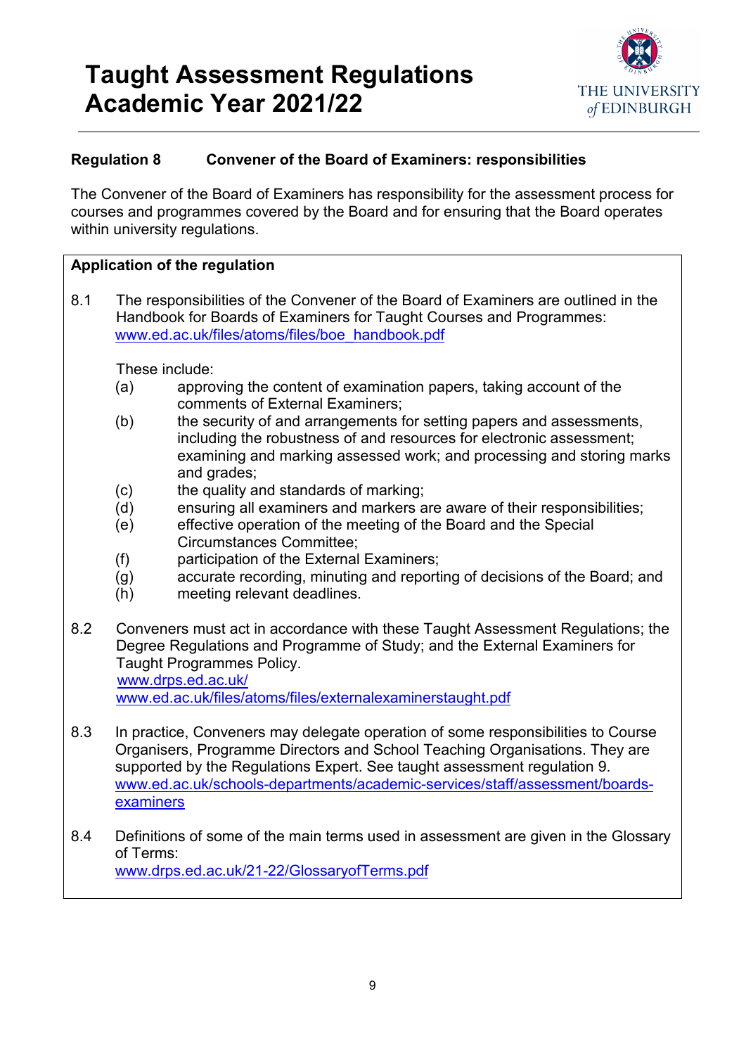# Taught Assessment Regulations Academic Year 2021/22

THE UNIVERSITY of EDINBURGH

## Regulation 8 Convener of the Board of Examiners: responsibilities

The Convener of the Board of Examiners has responsibility for the assessment process for courses and programmes covered by the Board and for ensuring that the Board operates within university regulations.

**Application of the regulation**

8.1 The responsibilities of the Convener of the Board of Examiners are outlined in the Handbook for Boards of Examiners for Taught Courses and Programmes: www.ed.ac.uk/files/atoms/files/boe_handbook.pdf

These include:

- (a) approving the content of examination papers, taking account of the comments of External Examiners;
- (b) the security of and arrangements for setting papers and assessments, including the robustness of and resources for electronic assessment; examining and marking assessed work; and processing and storing marks and grades;
- (c) the quality and standards of marking;
- (d) ensuring all examiners and markers are aware of their responsibilities;
- (e) effective operation of the meeting of the Board and the Special Circumstances Committee;
- (f) participation of the External Examiners;
- (g) accurate recording, minuting and reporting of decisions of the Board; and
- (h) meeting relevant deadlines.

8.2 Conveners must act in accordance with these Taught Assessment Regulations; the Degree Regulations and Programme of Study; and the External Examiners for Taught Programmes Policy.
www.drps.ed.ac.uk/
www.ed.ac.uk/files/atoms/files/externalexaminerstaught.pdf

8.3 In practice, Conveners may delegate operation of some responsibilities to Course Organisers, Programme Directors and School Teaching Organisations. They are supported by the Regulations Expert. See taught assessment regulation 9.
www.ed.ac.uk/schools-departments/academic-services/staff/assessment/boards-examiners

8.4 Definitions of some of the main terms used in assessment are given in the Glossary of Terms:
www.drps.ed.ac.uk/21-22/GlossaryofTerms.pdf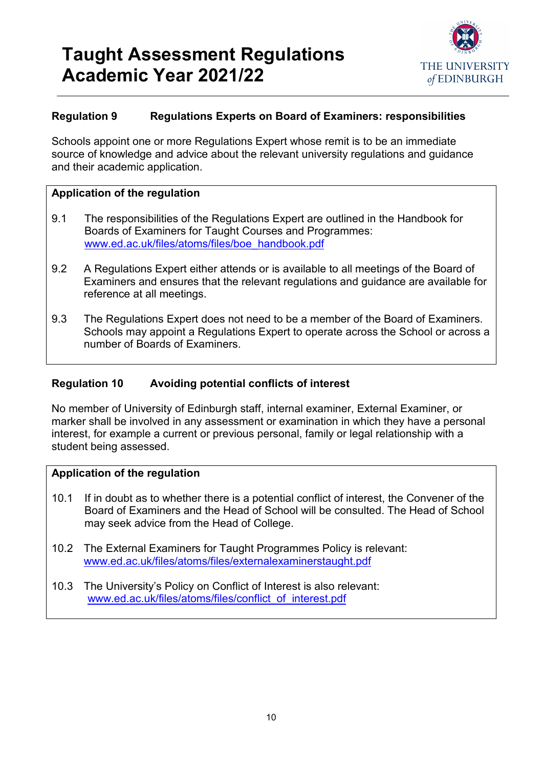### Regulation 9 Regulations Experts on Board of Examiners: responsibilities

Schools appoint one or more Regulations Expert whose remit is to be an immediate source of knowledge and advice about the relevant university regulations and guidance and their academic application.

**Application of the regulation**

9.1 The responsibilities of the Regulations Expert are outlined in the Handbook for Boards of Examiners for Taught Courses and Programmes: www.ed.ac.uk/files/atoms/files/boe_handbook.pdf

9.2 A Regulations Expert either attends or is available to all meetings of the Board of Examiners and ensures that the relevant regulations and guidance are available for reference at all meetings.

9.3 The Regulations Expert does not need to be a member of the Board of Examiners. Schools may appoint a Regulations Expert to operate across the School or across a number of Boards of Examiners.

### Regulation 10 Avoiding potential conflicts of interest

No member of University of Edinburgh staff, internal examiner, External Examiner, or marker shall be involved in any assessment or examination in which they have a personal interest, for example a current or previous personal, family or legal relationship with a student being assessed.

**Application of the regulation**

10.1 If in doubt as to whether there is a potential conflict of interest, the Convener of the Board of Examiners and the Head of School will be consulted. The Head of School may seek advice from the Head of College.

10.2 The External Examiners for Taught Programmes Policy is relevant: www.ed.ac.uk/files/atoms/files/externalexaminerstaught.pdf

10.3 The University's Policy on Conflict of Interest is also relevant: www.ed.ac.uk/files/atoms/files/conflict_of_interest.pdf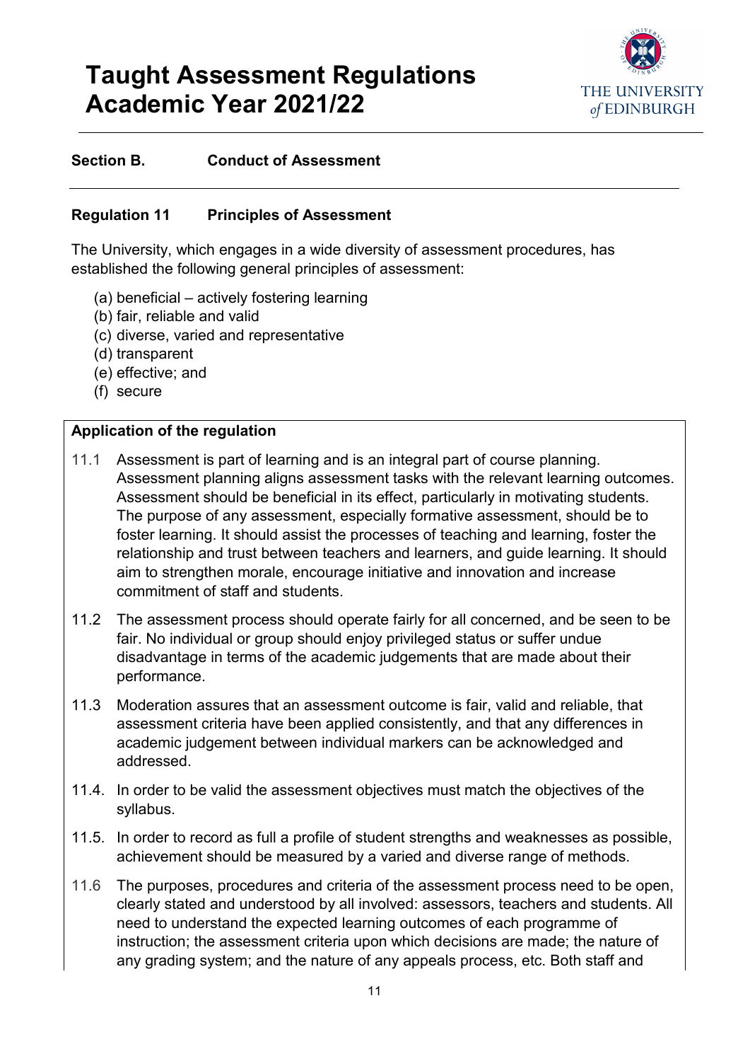# Taught Assessment Regulations Academic Year 2021/22

## Section B. Conduct of Assessment

### Regulation 11 Principles of Assessment

The University, which engages in a wide diversity of assessment procedures, has established the following general principles of assessment:

(a) beneficial – actively fostering learning
(b) fair, reliable and valid
(c) diverse, varied and representative
(d) transparent
(e) effective; and
(f) secure

**Application of the regulation**

11.1 Assessment is part of learning and is an integral part of course planning. Assessment planning aligns assessment tasks with the relevant learning outcomes. Assessment should be beneficial in its effect, particularly in motivating students. The purpose of any assessment, especially formative assessment, should be to foster learning. It should assist the processes of teaching and learning, foster the relationship and trust between teachers and learners, and guide learning. It should aim to strengthen morale, encourage initiative and innovation and increase commitment of staff and students.

11.2 The assessment process should operate fairly for all concerned, and be seen to be fair. No individual or group should enjoy privileged status or suffer undue disadvantage in terms of the academic judgements that are made about their performance.

11.3 Moderation assures that an assessment outcome is fair, valid and reliable, that assessment criteria have been applied consistently, and that any differences in academic judgement between individual markers can be acknowledged and addressed.

11.4. In order to be valid the assessment objectives must match the objectives of the syllabus.

11.5. In order to record as full a profile of student strengths and weaknesses as possible, achievement should be measured by a varied and diverse range of methods.

11.6 The purposes, procedures and criteria of the assessment process need to be open, clearly stated and understood by all involved: assessors, teachers and students. All need to understand the expected learning outcomes of each programme of instruction; the assessment criteria upon which decisions are made; the nature of any grading system; and the nature of any appeals process, etc. Both staff and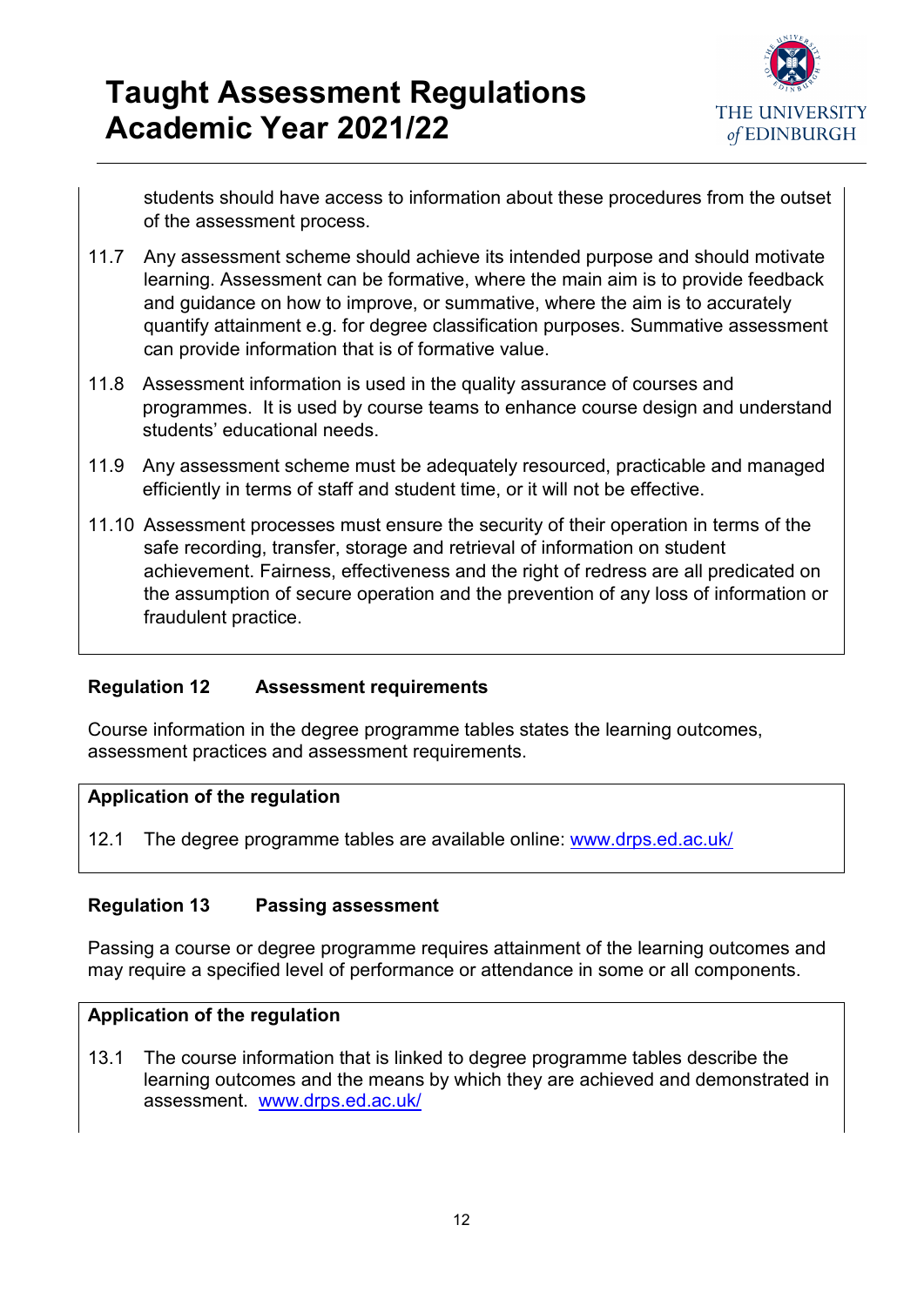students should have access to information about these procedures from the outset of the assessment process.

11.7 Any assessment scheme should achieve its intended purpose and should motivate learning. Assessment can be formative, where the main aim is to provide feedback and guidance on how to improve, or summative, where the aim is to accurately quantify attainment e.g. for degree classification purposes. Summative assessment can provide information that is of formative value.

11.8 Assessment information is used in the quality assurance of courses and programmes. It is used by course teams to enhance course design and understand students' educational needs.

11.9 Any assessment scheme must be adequately resourced, practicable and managed efficiently in terms of staff and student time, or it will not be effective.

11.10 Assessment processes must ensure the security of their operation in terms of the safe recording, transfer, storage and retrieval of information on student achievement. Fairness, effectiveness and the right of redress are all predicated on the assumption of secure operation and the prevention of any loss of information or fraudulent practice.

## Regulation 12 Assessment requirements

Course information in the degree programme tables states the learning outcomes, assessment practices and assessment requirements.

**Application of the regulation**

12.1 The degree programme tables are available online: [www.drps.ed.ac.uk/](www.drps.ed.ac.uk/)

## Regulation 13 Passing assessment

Passing a course or degree programme requires attainment of the learning outcomes and may require a specified level of performance or attendance in some or all components.

**Application of the regulation**

13.1 The course information that is linked to degree programme tables describe the learning outcomes and the means by which they are achieved and demonstrated in assessment. [www.drps.ed.ac.uk/](www.drps.ed.ac.uk/)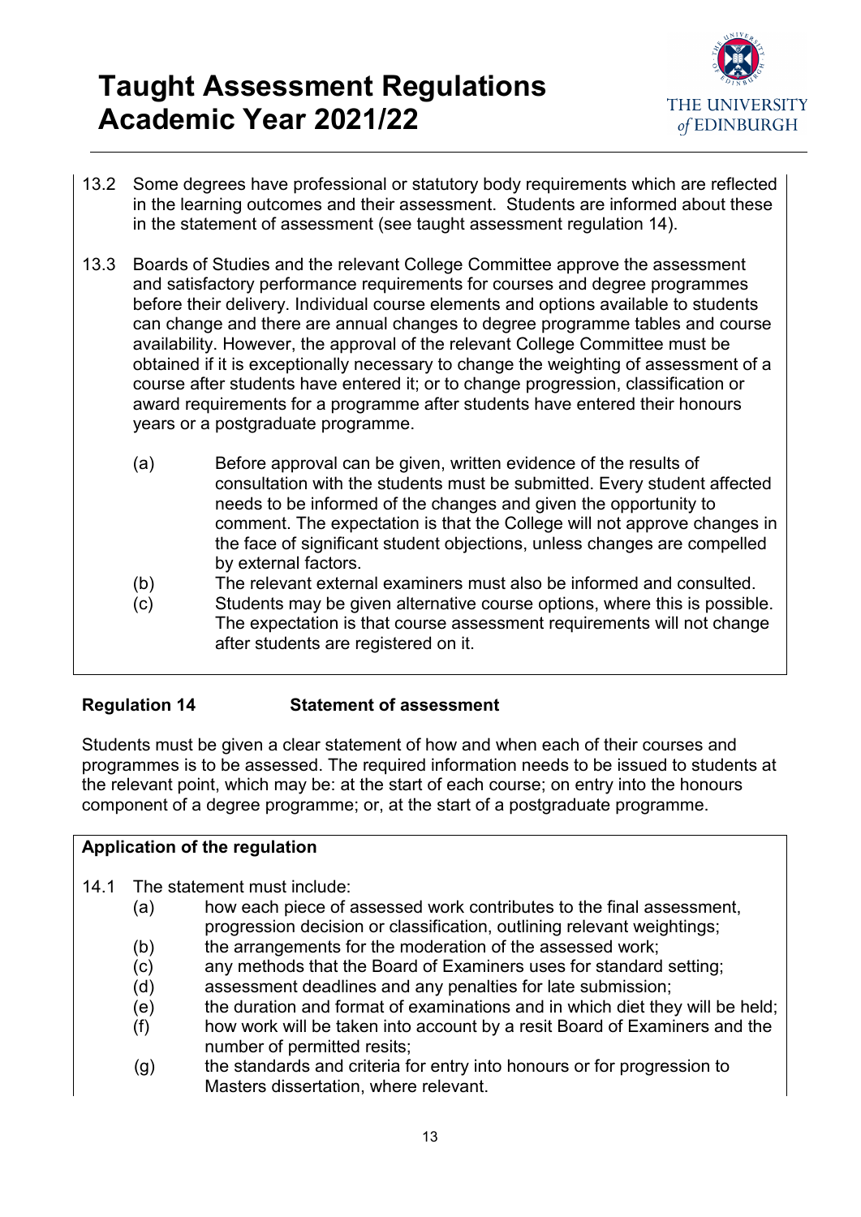13.2 Some degrees have professional or statutory body requirements which are reflected in the learning outcomes and their assessment. Students are informed about these in the statement of assessment (see taught assessment regulation 14).

13.3 Boards of Studies and the relevant College Committee approve the assessment and satisfactory performance requirements for courses and degree programmes before their delivery. Individual course elements and options available to students can change and there are annual changes to degree programme tables and course availability. However, the approval of the relevant College Committee must be obtained if it is exceptionally necessary to change the weighting of assessment of a course after students have entered it; or to change progression, classification or award requirements for a programme after students have entered their honours years or a postgraduate programme.

- (a) Before approval can be given, written evidence of the results of consultation with the students must be submitted. Every student affected needs to be informed of the changes and given the opportunity to comment. The expectation is that the College will not approve changes in the face of significant student objections, unless changes are compelled by external factors.
- (b) The relevant external examiners must also be informed and consulted.
- (c) Students may be given alternative course options, where this is possible. The expectation is that course assessment requirements will not change after students are registered on it.

## Regulation 14 Statement of assessment

Students must be given a clear statement of how and when each of their courses and programmes is to be assessed. The required information needs to be issued to students at the relevant point, which may be: at the start of each course; on entry into the honours component of a degree programme; or, at the start of a postgraduate programme.

**Application of the regulation**

14.1 The statement must include:

- (a) how each piece of assessed work contributes to the final assessment, progression decision or classification, outlining relevant weightings;
- (b) the arrangements for the moderation of the assessed work;
- (c) any methods that the Board of Examiners uses for standard setting;
- (d) assessment deadlines and any penalties for late submission;
- (e) the duration and format of examinations and in which diet they will be held;
- (f) how work will be taken into account by a resit Board of Examiners and the number of permitted resits;
- (g) the standards and criteria for entry into honours or for progression to Masters dissertation, where relevant.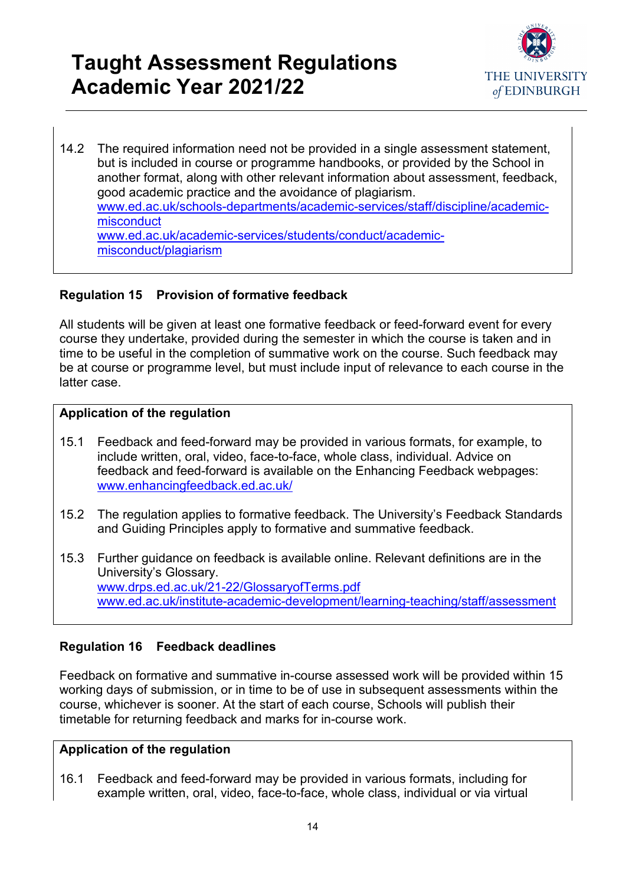14.2 The required information need not be provided in a single assessment statement, but is included in course or programme handbooks, or provided by the School in another format, along with other relevant information about assessment, feedback, good academic practice and the avoidance of plagiarism.
[www.ed.ac.uk/schools-departments/academic-services/staff/discipline/academic-misconduct](www.ed.ac.uk/schools-departments/academic-services/staff/discipline/academic-misconduct)
[www.ed.ac.uk/academic-services/students/conduct/academic-misconduct/plagiarism](www.ed.ac.uk/academic-services/students/conduct/academic-misconduct/plagiarism)

### Regulation 15 Provision of formative feedback

All students will be given at least one formative feedback or feed-forward event for every course they undertake, provided during the semester in which the course is taken and in time to be useful in the completion of summative work on the course. Such feedback may be at course or programme level, but must include input of relevance to each course in the latter case.

**Application of the regulation**

15.1 Feedback and feed-forward may be provided in various formats, for example, to include written, oral, video, face-to-face, whole class, individual. Advice on feedback and feed-forward is available on the Enhancing Feedback webpages: [www.enhancingfeedback.ed.ac.uk/](www.enhancingfeedback.ed.ac.uk/)

15.2 The regulation applies to formative feedback. The University's Feedback Standards and Guiding Principles apply to formative and summative feedback.

15.3 Further guidance on feedback is available online. Relevant definitions are in the University's Glossary.
[www.drps.ed.ac.uk/21-22/GlossaryofTerms.pdf](www.drps.ed.ac.uk/21-22/GlossaryofTerms.pdf)
[www.ed.ac.uk/institute-academic-development/learning-teaching/staff/assessment](www.ed.ac.uk/institute-academic-development/learning-teaching/staff/assessment)

### Regulation 16 Feedback deadlines

Feedback on formative and summative in-course assessed work will be provided within 15 working days of submission, or in time to be of use in subsequent assessments within the course, whichever is sooner. At the start of each course, Schools will publish their timetable for returning feedback and marks for in-course work.

**Application of the regulation**

16.1 Feedback and feed-forward may be provided in various formats, including for example written, oral, video, face-to-face, whole class, individual or via virtual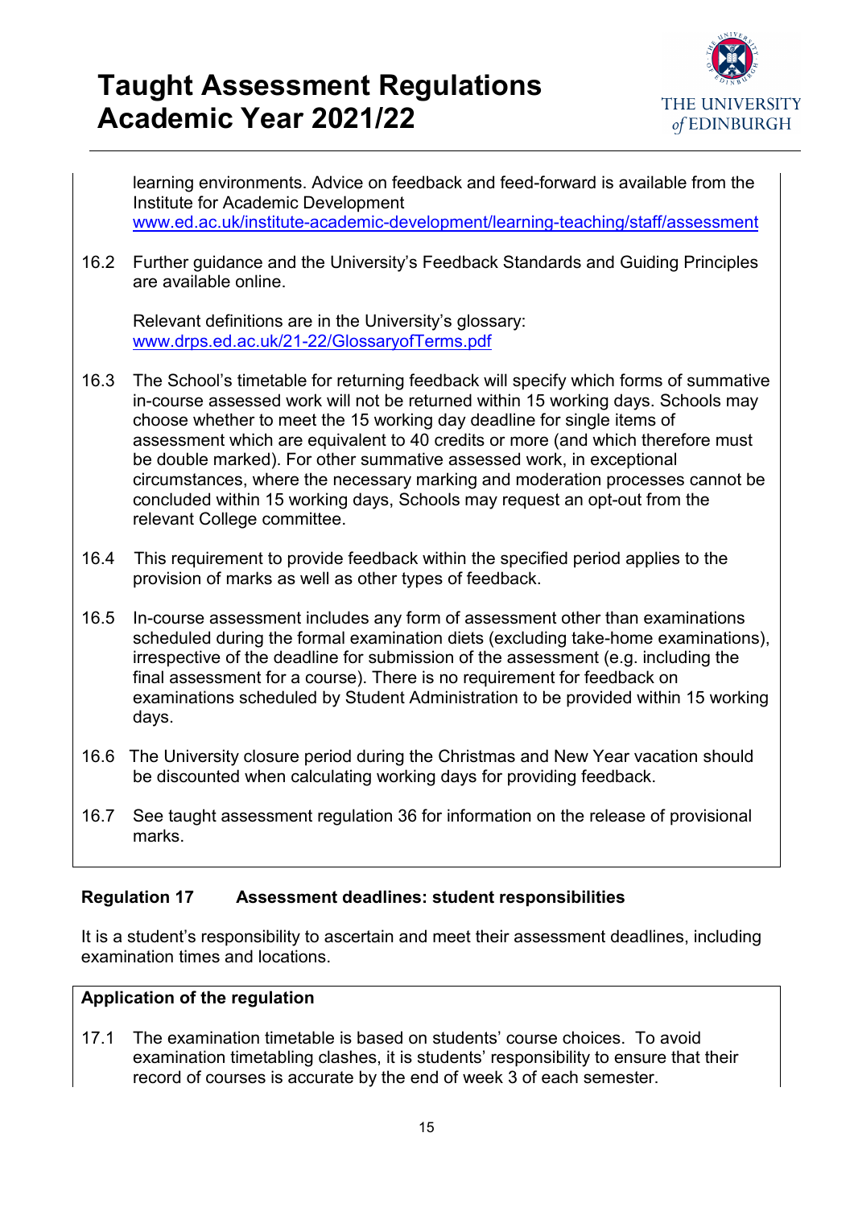learning environments. Advice on feedback and feed-forward is available from the Institute for Academic Development [www.ed.ac.uk/institute-academic-development/learning-teaching/staff/assessment](http://www.ed.ac.uk/institute-academic-development/learning-teaching/staff/assessment)

16.2 Further guidance and the University's Feedback Standards and Guiding Principles are available online.

Relevant definitions are in the University's glossary: [www.drps.ed.ac.uk/21-22/GlossaryofTerms.pdf](http://www.drps.ed.ac.uk/21-22/GlossaryofTerms.pdf)

16.3 The School's timetable for returning feedback will specify which forms of summative in-course assessed work will not be returned within 15 working days. Schools may choose whether to meet the 15 working day deadline for single items of assessment which are equivalent to 40 credits or more (and which therefore must be double marked). For other summative assessed work, in exceptional circumstances, where the necessary marking and moderation processes cannot be concluded within 15 working days, Schools may request an opt-out from the relevant College committee.

16.4 This requirement to provide feedback within the specified period applies to the provision of marks as well as other types of feedback.

16.5 In-course assessment includes any form of assessment other than examinations scheduled during the formal examination diets (excluding take-home examinations), irrespective of the deadline for submission of the assessment (e.g. including the final assessment for a course). There is no requirement for feedback on examinations scheduled by Student Administration to be provided within 15 working days.

16.6 The University closure period during the Christmas and New Year vacation should be discounted when calculating working days for providing feedback.

16.7 See taught assessment regulation 36 for information on the release of provisional marks.

### Regulation 17 Assessment deadlines: student responsibilities

It is a student's responsibility to ascertain and meet their assessment deadlines, including examination times and locations.

**Application of the regulation**

17.1 The examination timetable is based on students' course choices. To avoid examination timetabling clashes, it is students' responsibility to ensure that their record of courses is accurate by the end of week 3 of each semester.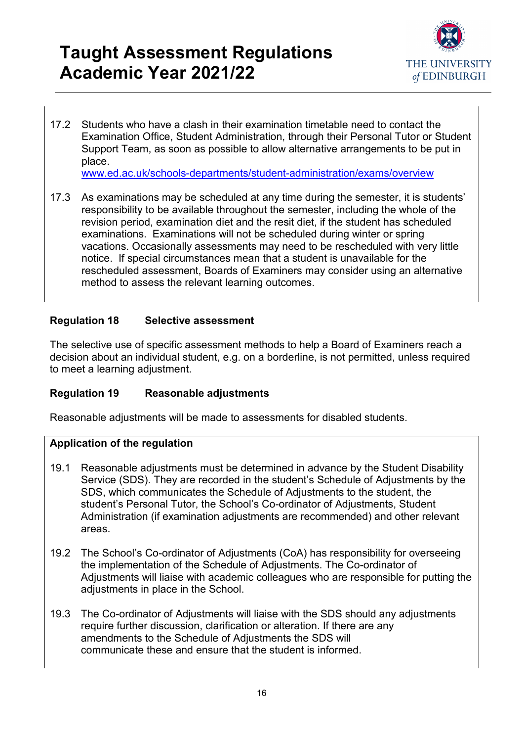17.2 Students who have a clash in their examination timetable need to contact the Examination Office, Student Administration, through their Personal Tutor or Student Support Team, as soon as possible to allow alternative arrangements to be put in place.
[www.ed.ac.uk/schools-departments/student-administration/exams/overview](http://www.ed.ac.uk/schools-departments/student-administration/exams/overview)

17.3 As examinations may be scheduled at any time during the semester, it is students' responsibility to be available throughout the semester, including the whole of the revision period, examination diet and the resit diet, if the student has scheduled examinations. Examinations will not be scheduled during winter or spring vacations. Occasionally assessments may need to be rescheduled with very little notice. If special circumstances mean that a student is unavailable for the rescheduled assessment, Boards of Examiners may consider using an alternative method to assess the relevant learning outcomes.

### Regulation 18 Selective assessment

The selective use of specific assessment methods to help a Board of Examiners reach a decision about an individual student, e.g. on a borderline, is not permitted, unless required to meet a learning adjustment.

### Regulation 19 Reasonable adjustments

Reasonable adjustments will be made to assessments for disabled students.

**Application of the regulation**

19.1 Reasonable adjustments must be determined in advance by the Student Disability Service (SDS). They are recorded in the student's Schedule of Adjustments by the SDS, which communicates the Schedule of Adjustments to the student, the student's Personal Tutor, the School's Co-ordinator of Adjustments, Student Administration (if examination adjustments are recommended) and other relevant areas.

19.2 The School's Co-ordinator of Adjustments (CoA) has responsibility for overseeing the implementation of the Schedule of Adjustments. The Co-ordinator of Adjustments will liaise with academic colleagues who are responsible for putting the adjustments in place in the School.

19.3 The Co-ordinator of Adjustments will liaise with the SDS should any adjustments require further discussion, clarification or alteration. If there are any amendments to the Schedule of Adjustments the SDS will communicate these and ensure that the student is informed.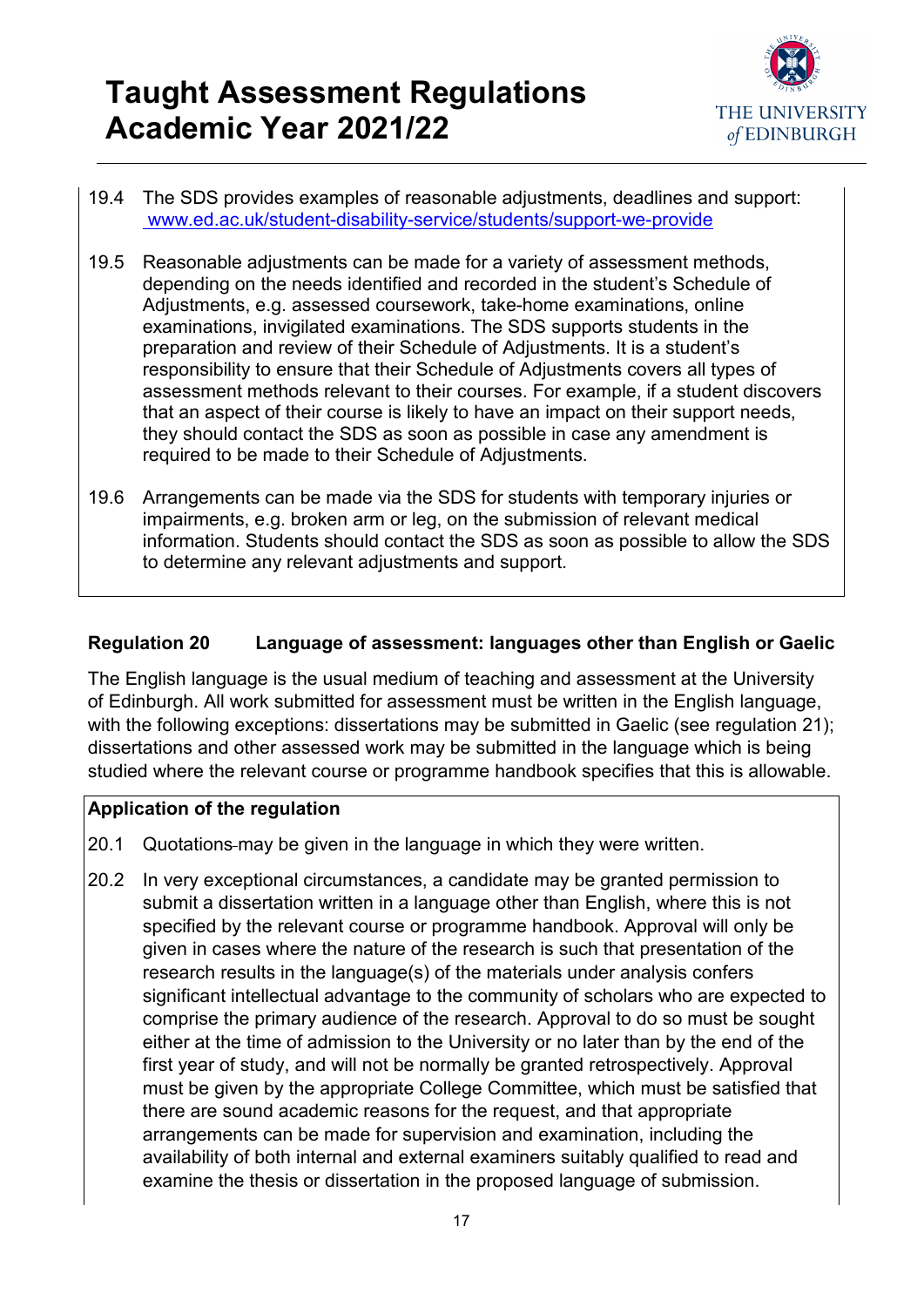19.4 The SDS provides examples of reasonable adjustments, deadlines and support: [www.ed.ac.uk/student-disability-service/students/support-we-provide](http://www.ed.ac.uk/student-disability-service/students/support-we-provide)

19.5 Reasonable adjustments can be made for a variety of assessment methods, depending on the needs identified and recorded in the student's Schedule of Adjustments, e.g. assessed coursework, take-home examinations, online examinations, invigilated examinations. The SDS supports students in the preparation and review of their Schedule of Adjustments. It is a student's responsibility to ensure that their Schedule of Adjustments covers all types of assessment methods relevant to their courses. For example, if a student discovers that an aspect of their course is likely to have an impact on their support needs, they should contact the SDS as soon as possible in case any amendment is required to be made to their Schedule of Adjustments.

19.6 Arrangements can be made via the SDS for students with temporary injuries or impairments, e.g. broken arm or leg, on the submission of relevant medical information. Students should contact the SDS as soon as possible to allow the SDS to determine any relevant adjustments and support.

## Regulation 20 Language of assessment: languages other than English or Gaelic

The English language is the usual medium of teaching and assessment at the University of Edinburgh. All work submitted for assessment must be written in the English language, with the following exceptions: dissertations may be submitted in Gaelic (see regulation 21); dissertations and other assessed work may be submitted in the language which is being studied where the relevant course or programme handbook specifies that this is allowable.

**Application of the regulation**

20.1 Quotations may be given in the language in which they were written.

20.2 In very exceptional circumstances, a candidate may be granted permission to submit a dissertation written in a language other than English, where this is not specified by the relevant course or programme handbook. Approval will only be given in cases where the nature of the research is such that presentation of the research results in the language(s) of the materials under analysis confers significant intellectual advantage to the community of scholars who are expected to comprise the primary audience of the research. Approval to do so must be sought either at the time of admission to the University or no later than by the end of the first year of study, and will not be normally be granted retrospectively. Approval must be given by the appropriate College Committee, which must be satisfied that there are sound academic reasons for the request, and that appropriate arrangements can be made for supervision and examination, including the availability of both internal and external examiners suitably qualified to read and examine the thesis or dissertation in the proposed language of submission.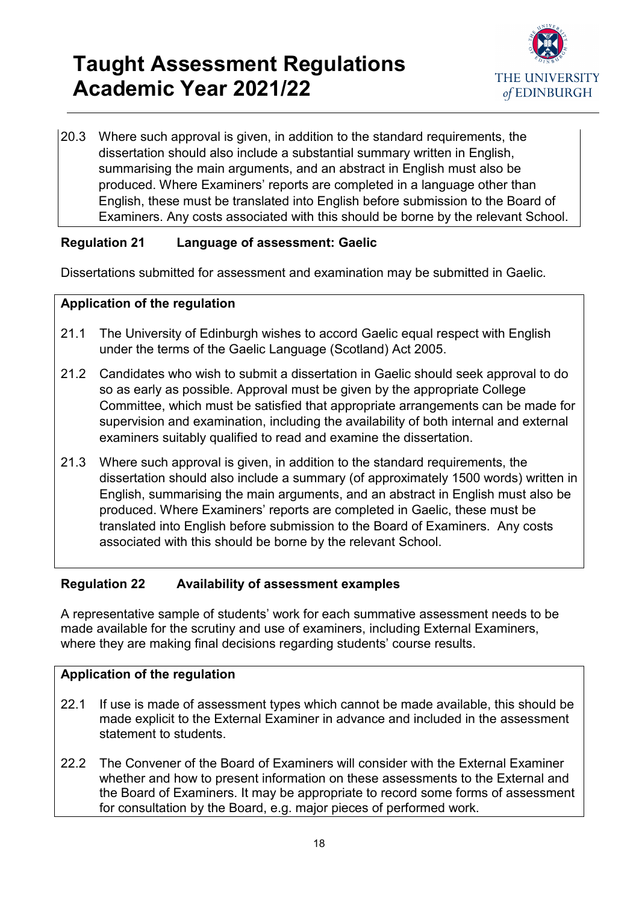20.3 Where such approval is given, in addition to the standard requirements, the dissertation should also include a substantial summary written in English, summarising the main arguments, and an abstract in English must also be produced. Where Examiners' reports are completed in a language other than English, these must be translated into English before submission to the Board of Examiners. Any costs associated with this should be borne by the relevant School.

### Regulation 21 Language of assessment: Gaelic

Dissertations submitted for assessment and examination may be submitted in Gaelic.

**Application of the regulation**

21.1 The University of Edinburgh wishes to accord Gaelic equal respect with English under the terms of the Gaelic Language (Scotland) Act 2005.

21.2 Candidates who wish to submit a dissertation in Gaelic should seek approval to do so as early as possible. Approval must be given by the appropriate College Committee, which must be satisfied that appropriate arrangements can be made for supervision and examination, including the availability of both internal and external examiners suitably qualified to read and examine the dissertation.

21.3 Where such approval is given, in addition to the standard requirements, the dissertation should also include a summary (of approximately 1500 words) written in English, summarising the main arguments, and an abstract in English must also be produced. Where Examiners' reports are completed in Gaelic, these must be translated into English before submission to the Board of Examiners. Any costs associated with this should be borne by the relevant School.

### Regulation 22 Availability of assessment examples

A representative sample of students' work for each summative assessment needs to be made available for the scrutiny and use of examiners, including External Examiners, where they are making final decisions regarding students' course results.

**Application of the regulation**

22.1 If use is made of assessment types which cannot be made available, this should be made explicit to the External Examiner in advance and included in the assessment statement to students.

22.2 The Convener of the Board of Examiners will consider with the External Examiner whether and how to present information on these assessments to the External and the Board of Examiners. It may be appropriate to record some forms of assessment for consultation by the Board, e.g. major pieces of performed work.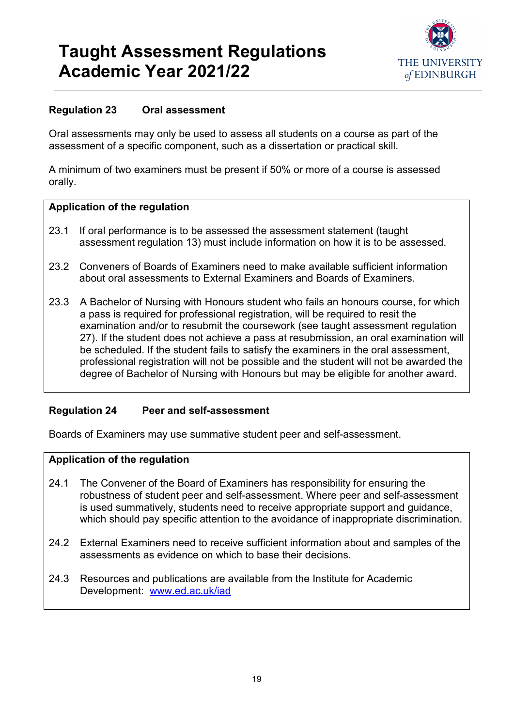### Regulation 23 Oral assessment

Oral assessments may only be used to assess all students on a course as part of the assessment of a specific component, such as a dissertation or practical skill.

A minimum of two examiners must be present if 50% or more of a course is assessed orally.

**Application of the regulation**

23.1 If oral performance is to be assessed the assessment statement (taught assessment regulation 13) must include information on how it is to be assessed.

23.2 Conveners of Boards of Examiners need to make available sufficient information about oral assessments to External Examiners and Boards of Examiners.

23.3 A Bachelor of Nursing with Honours student who fails an honours course, for which a pass is required for professional registration, will be required to resit the examination and/or to resubmit the coursework (see taught assessment regulation 27). If the student does not achieve a pass at resubmission, an oral examination will be scheduled. If the student fails to satisfy the examiners in the oral assessment, professional registration will not be possible and the student will not be awarded the degree of Bachelor of Nursing with Honours but may be eligible for another award.

### Regulation 24 Peer and self-assessment

Boards of Examiners may use summative student peer and self-assessment.

**Application of the regulation**

24.1 The Convener of the Board of Examiners has responsibility for ensuring the robustness of student peer and self-assessment. Where peer and self-assessment is used summatively, students need to receive appropriate support and guidance, which should pay specific attention to the avoidance of inappropriate discrimination.

24.2 External Examiners need to receive sufficient information about and samples of the assessments as evidence on which to base their decisions.

24.3 Resources and publications are available from the Institute for Academic Development: [www.ed.ac.uk/iad](http://www.ed.ac.uk/iad)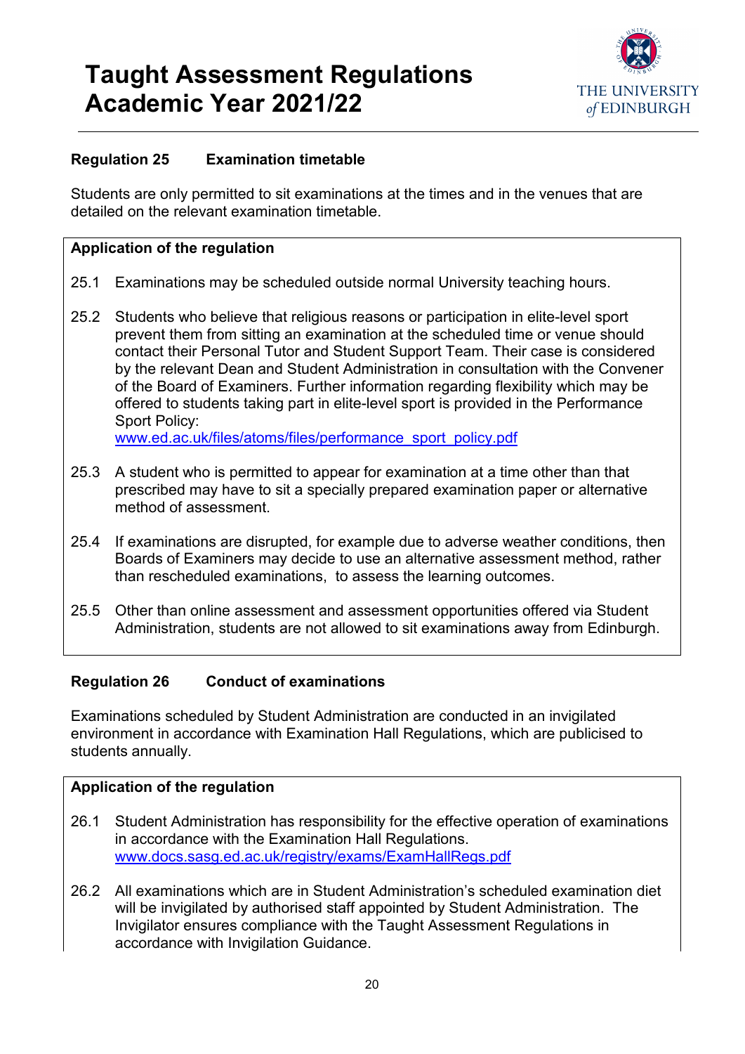## Regulation 25 Examination timetable

Students are only permitted to sit examinations at the times and in the venues that are detailed on the relevant examination timetable.

**Application of the regulation**

25.1 Examinations may be scheduled outside normal University teaching hours.

25.2 Students who believe that religious reasons or participation in elite-level sport prevent them from sitting an examination at the scheduled time or venue should contact their Personal Tutor and Student Support Team. Their case is considered by the relevant Dean and Student Administration in consultation with the Convener of the Board of Examiners. Further information regarding flexibility which may be offered to students taking part in elite-level sport is provided in the Performance Sport Policy: www.ed.ac.uk/files/atoms/files/performance_sport_policy.pdf

25.3 A student who is permitted to appear for examination at a time other than that prescribed may have to sit a specially prepared examination paper or alternative method of assessment.

25.4 If examinations are disrupted, for example due to adverse weather conditions, then Boards of Examiners may decide to use an alternative assessment method, rather than rescheduled examinations, to assess the learning outcomes.

25.5 Other than online assessment and assessment opportunities offered via Student Administration, students are not allowed to sit examinations away from Edinburgh.

## Regulation 26 Conduct of examinations

Examinations scheduled by Student Administration are conducted in an invigilated environment in accordance with Examination Hall Regulations, which are publicised to students annually.

**Application of the regulation**

26.1 Student Administration has responsibility for the effective operation of examinations in accordance with the Examination Hall Regulations. www.docs.sasg.ed.ac.uk/registry/exams/ExamHallRegs.pdf

26.2 All examinations which are in Student Administration's scheduled examination diet will be invigilated by authorised staff appointed by Student Administration. The Invigilator ensures compliance with the Taught Assessment Regulations in accordance with Invigilation Guidance.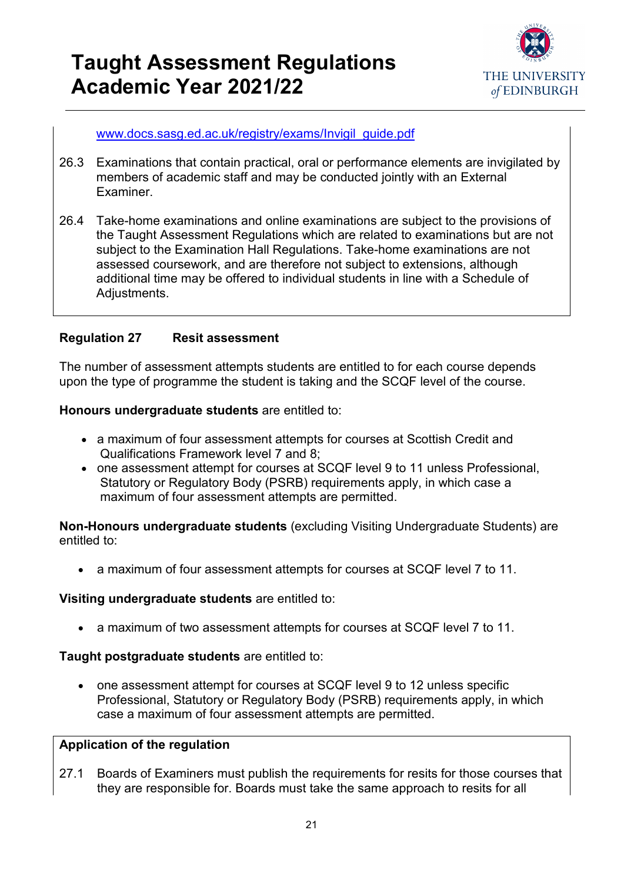www.docs.sasg.ed.ac.uk/registry/exams/Invigil_guide.pdf

26.3 Examinations that contain practical, oral or performance elements are invigilated by members of academic staff and may be conducted jointly with an External Examiner.

26.4 Take-home examinations and online examinations are subject to the provisions of the Taught Assessment Regulations which are related to examinations but are not subject to the Examination Hall Regulations. Take-home examinations are not assessed coursework, and are therefore not subject to extensions, although additional time may be offered to individual students in line with a Schedule of Adjustments.

### Regulation 27 Resit assessment

The number of assessment attempts students are entitled to for each course depends upon the type of programme the student is taking and the SCQF level of the course.

**Honours undergraduate students** are entitled to:

- a maximum of four assessment attempts for courses at Scottish Credit and Qualifications Framework level 7 and 8;
- one assessment attempt for courses at SCQF level 9 to 11 unless Professional, Statutory or Regulatory Body (PSRB) requirements apply, in which case a maximum of four assessment attempts are permitted.

**Non-Honours undergraduate students** (excluding Visiting Undergraduate Students) are entitled to:

- a maximum of four assessment attempts for courses at SCQF level 7 to 11.

**Visiting undergraduate students** are entitled to:

- a maximum of two assessment attempts for courses at SCQF level 7 to 11.

**Taught postgraduate students** are entitled to:

- one assessment attempt for courses at SCQF level 9 to 12 unless specific Professional, Statutory or Regulatory Body (PSRB) requirements apply, in which case a maximum of four assessment attempts are permitted.

**Application of the regulation**

27.1 Boards of Examiners must publish the requirements for resits for those courses that they are responsible for. Boards must take the same approach to resits for all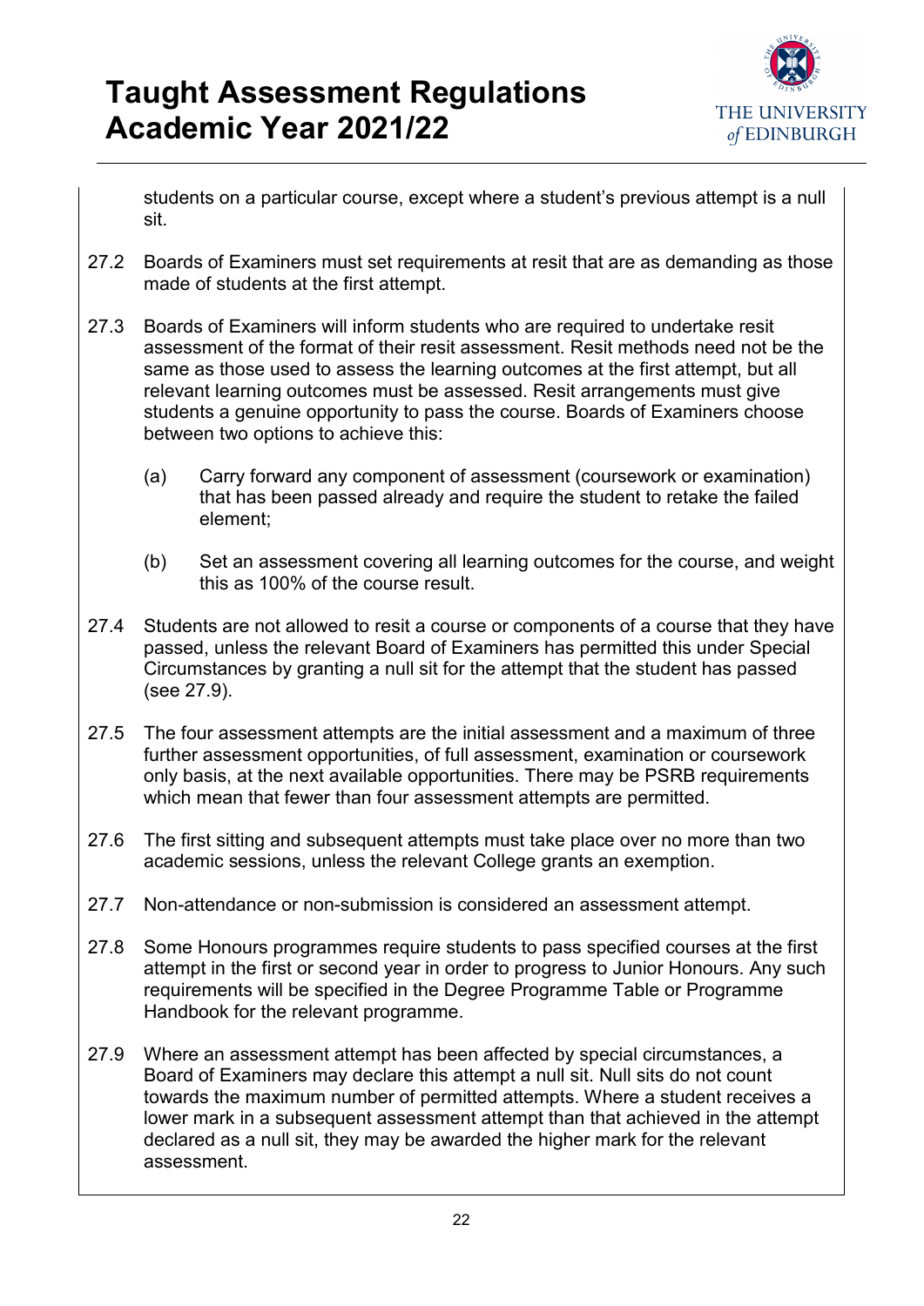students on a particular course, except where a student's previous attempt is a null sit.

27.2 Boards of Examiners must set requirements at resit that are as demanding as those made of students at the first attempt.

27.3 Boards of Examiners will inform students who are required to undertake resit assessment of the format of their resit assessment. Resit methods need not be the same as those used to assess the learning outcomes at the first attempt, but all relevant learning outcomes must be assessed. Resit arrangements must give students a genuine opportunity to pass the course. Boards of Examiners choose between two options to achieve this:

(a) Carry forward any component of assessment (coursework or examination) that has been passed already and require the student to retake the failed element;

(b) Set an assessment covering all learning outcomes for the course, and weight this as 100% of the course result.

27.4 Students are not allowed to resit a course or components of a course that they have passed, unless the relevant Board of Examiners has permitted this under Special Circumstances by granting a null sit for the attempt that the student has passed (see 27.9).

27.5 The four assessment attempts are the initial assessment and a maximum of three further assessment opportunities, of full assessment, examination or coursework only basis, at the next available opportunities. There may be PSRB requirements which mean that fewer than four assessment attempts are permitted.

27.6 The first sitting and subsequent attempts must take place over no more than two academic sessions, unless the relevant College grants an exemption.

27.7 Non-attendance or non-submission is considered an assessment attempt.

27.8 Some Honours programmes require students to pass specified courses at the first attempt in the first or second year in order to progress to Junior Honours. Any such requirements will be specified in the Degree Programme Table or Programme Handbook for the relevant programme.

27.9 Where an assessment attempt has been affected by special circumstances, a Board of Examiners may declare this attempt a null sit. Null sits do not count towards the maximum number of permitted attempts. Where a student receives a lower mark in a subsequent assessment attempt than that achieved in the attempt declared as a null sit, they may be awarded the higher mark for the relevant assessment.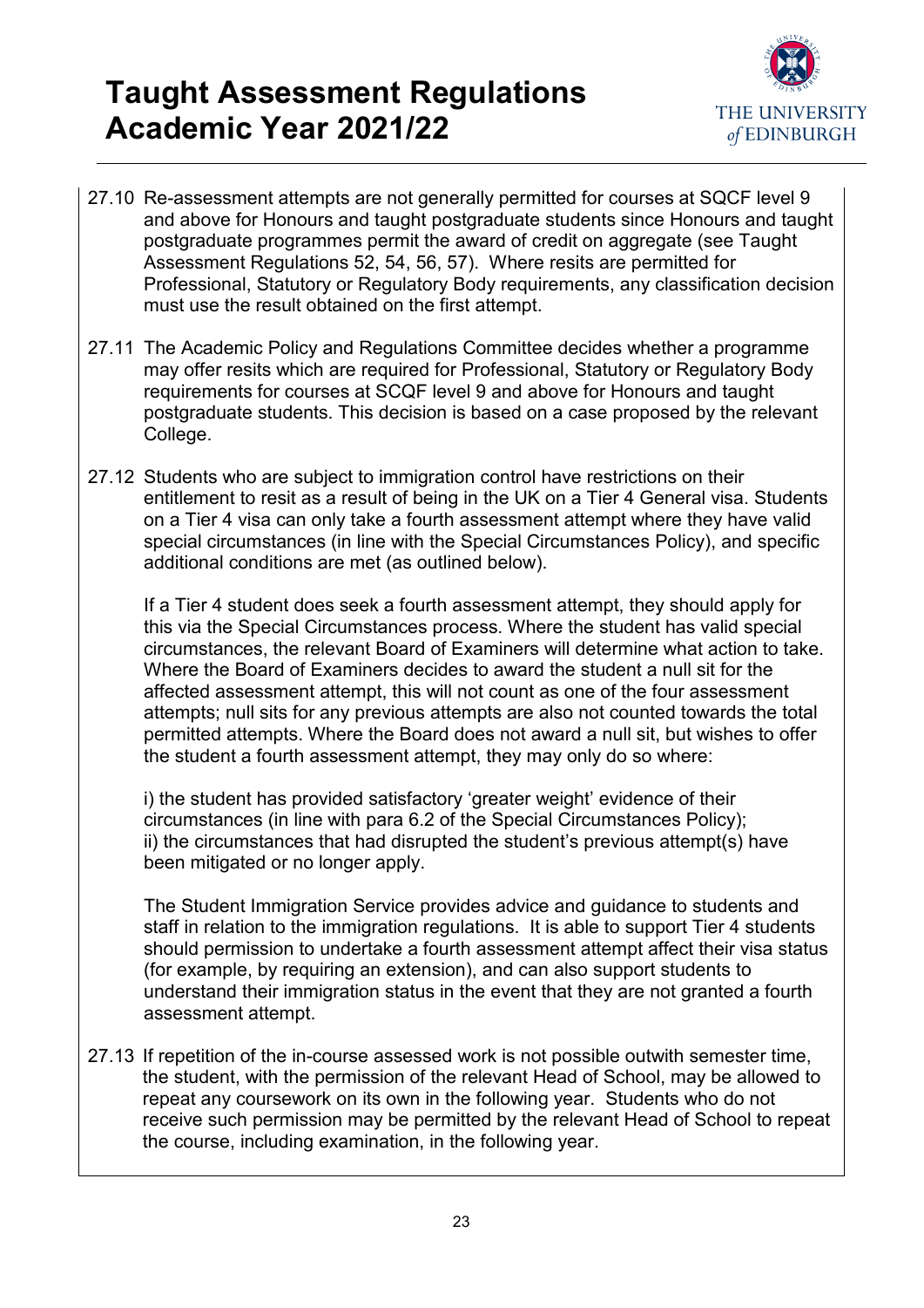27.10 Re-assessment attempts are not generally permitted for courses at SQCF level 9 and above for Honours and taught postgraduate students since Honours and taught postgraduate programmes permit the award of credit on aggregate (see Taught Assessment Regulations 52, 54, 56, 57). Where resits are permitted for Professional, Statutory or Regulatory Body requirements, any classification decision must use the result obtained on the first attempt.

27.11 The Academic Policy and Regulations Committee decides whether a programme may offer resits which are required for Professional, Statutory or Regulatory Body requirements for courses at SCQF level 9 and above for Honours and taught postgraduate students. This decision is based on a case proposed by the relevant College.

27.12 Students who are subject to immigration control have restrictions on their entitlement to resit as a result of being in the UK on a Tier 4 General visa. Students on a Tier 4 visa can only take a fourth assessment attempt where they have valid special circumstances (in line with the Special Circumstances Policy), and specific additional conditions are met (as outlined below).

If a Tier 4 student does seek a fourth assessment attempt, they should apply for this via the Special Circumstances process. Where the student has valid special circumstances, the relevant Board of Examiners will determine what action to take. Where the Board of Examiners decides to award the student a null sit for the affected assessment attempt, this will not count as one of the four assessment attempts; null sits for any previous attempts are also not counted towards the total permitted attempts. Where the Board does not award a null sit, but wishes to offer the student a fourth assessment attempt, they may only do so where:

i) the student has provided satisfactory 'greater weight' evidence of their circumstances (in line with para 6.2 of the Special Circumstances Policy);
ii) the circumstances that had disrupted the student's previous attempt(s) have been mitigated or no longer apply.

The Student Immigration Service provides advice and guidance to students and staff in relation to the immigration regulations. It is able to support Tier 4 students should permission to undertake a fourth assessment attempt affect their visa status (for example, by requiring an extension), and can also support students to understand their immigration status in the event that they are not granted a fourth assessment attempt.

27.13 If repetition of the in-course assessed work is not possible outwith semester time, the student, with the permission of the relevant Head of School, may be allowed to repeat any coursework on its own in the following year. Students who do not receive such permission may be permitted by the relevant Head of School to repeat the course, including examination, in the following year.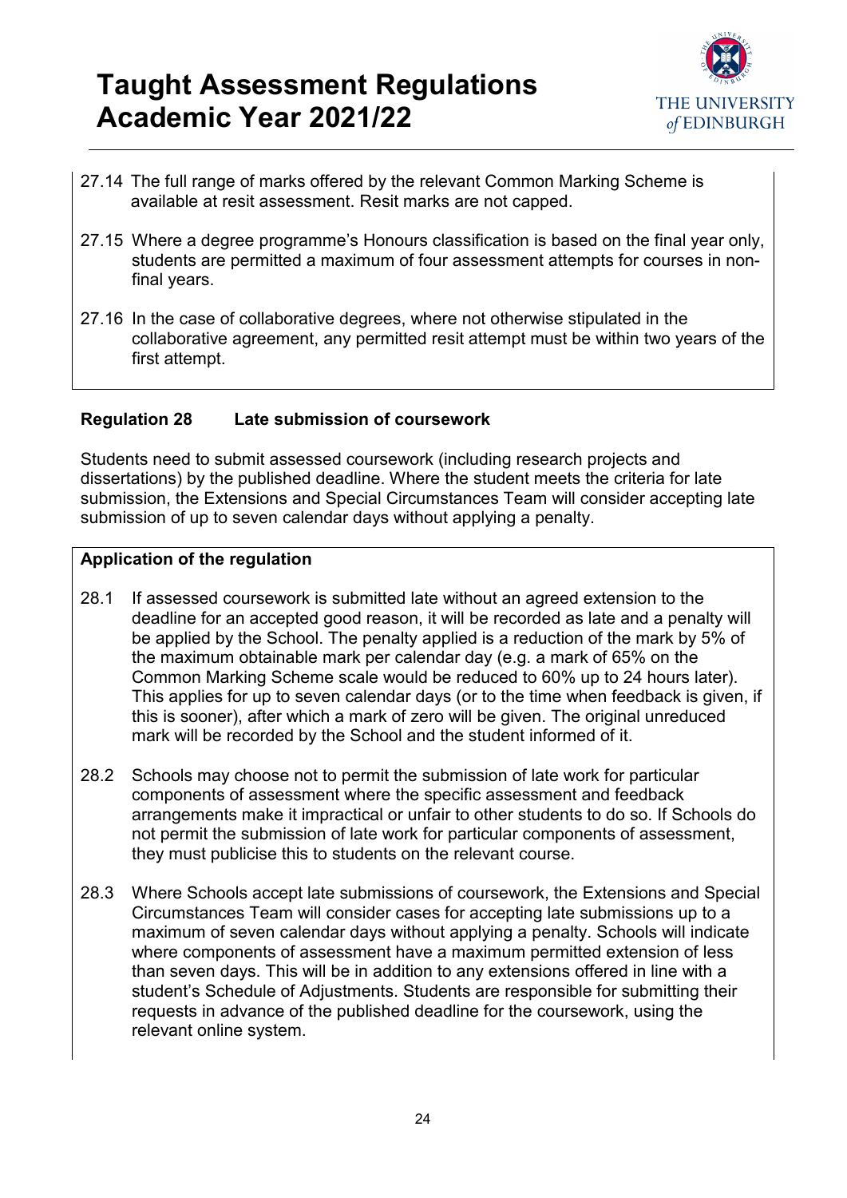27.14 The full range of marks offered by the relevant Common Marking Scheme is available at resit assessment. Resit marks are not capped.

27.15 Where a degree programme's Honours classification is based on the final year only, students are permitted a maximum of four assessment attempts for courses in non-final years.

27.16 In the case of collaborative degrees, where not otherwise stipulated in the collaborative agreement, any permitted resit attempt must be within two years of the first attempt.

### Regulation 28 Late submission of coursework

Students need to submit assessed coursework (including research projects and dissertations) by the published deadline. Where the student meets the criteria for late submission, the Extensions and Special Circumstances Team will consider accepting late submission of up to seven calendar days without applying a penalty.

**Application of the regulation**

28.1 If assessed coursework is submitted late without an agreed extension to the deadline for an accepted good reason, it will be recorded as late and a penalty will be applied by the School. The penalty applied is a reduction of the mark by 5% of the maximum obtainable mark per calendar day (e.g. a mark of 65% on the Common Marking Scheme scale would be reduced to 60% up to 24 hours later). This applies for up to seven calendar days (or to the time when feedback is given, if this is sooner), after which a mark of zero will be given. The original unreduced mark will be recorded by the School and the student informed of it.

28.2 Schools may choose not to permit the submission of late work for particular components of assessment where the specific assessment and feedback arrangements make it impractical or unfair to other students to do so. If Schools do not permit the submission of late work for particular components of assessment, they must publicise this to students on the relevant course.

28.3 Where Schools accept late submissions of coursework, the Extensions and Special Circumstances Team will consider cases for accepting late submissions up to a maximum of seven calendar days without applying a penalty. Schools will indicate where components of assessment have a maximum permitted extension of less than seven days. This will be in addition to any extensions offered in line with a student's Schedule of Adjustments. Students are responsible for submitting their requests in advance of the published deadline for the coursework, using the relevant online system.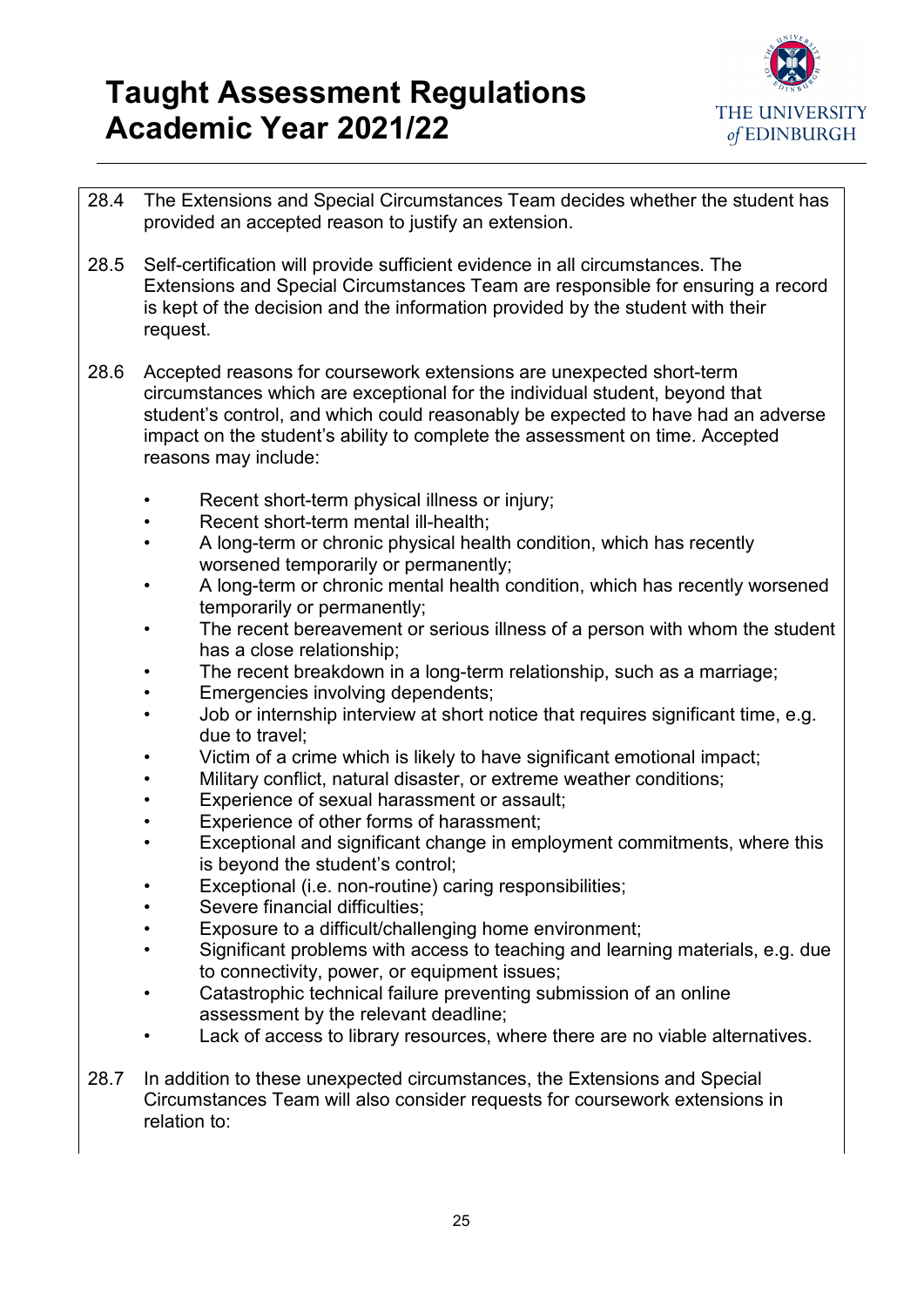28.4 The Extensions and Special Circumstances Team decides whether the student has provided an accepted reason to justify an extension.

28.5 Self-certification will provide sufficient evidence in all circumstances. The Extensions and Special Circumstances Team are responsible for ensuring a record is kept of the decision and the information provided by the student with their request.

28.6 Accepted reasons for coursework extensions are unexpected short-term circumstances which are exceptional for the individual student, beyond that student's control, and which could reasonably be expected to have had an adverse impact on the student's ability to complete the assessment on time. Accepted reasons may include:

- Recent short-term physical illness or injury;
- Recent short-term mental ill-health;
- A long-term or chronic physical health condition, which has recently worsened temporarily or permanently;
- A long-term or chronic mental health condition, which has recently worsened temporarily or permanently;
- The recent bereavement or serious illness of a person with whom the student has a close relationship;
- The recent breakdown in a long-term relationship, such as a marriage;
- Emergencies involving dependents;
- Job or internship interview at short notice that requires significant time, e.g. due to travel;
- Victim of a crime which is likely to have significant emotional impact;
- Military conflict, natural disaster, or extreme weather conditions;
- Experience of sexual harassment or assault;
- Experience of other forms of harassment;
- Exceptional and significant change in employment commitments, where this is beyond the student's control;
- Exceptional (i.e. non-routine) caring responsibilities;
- Severe financial difficulties;
- Exposure to a difficult/challenging home environment;
- Significant problems with access to teaching and learning materials, e.g. due to connectivity, power, or equipment issues;
- Catastrophic technical failure preventing submission of an online assessment by the relevant deadline;
- Lack of access to library resources, where there are no viable alternatives.

28.7 In addition to these unexpected circumstances, the Extensions and Special Circumstances Team will also consider requests for coursework extensions in relation to: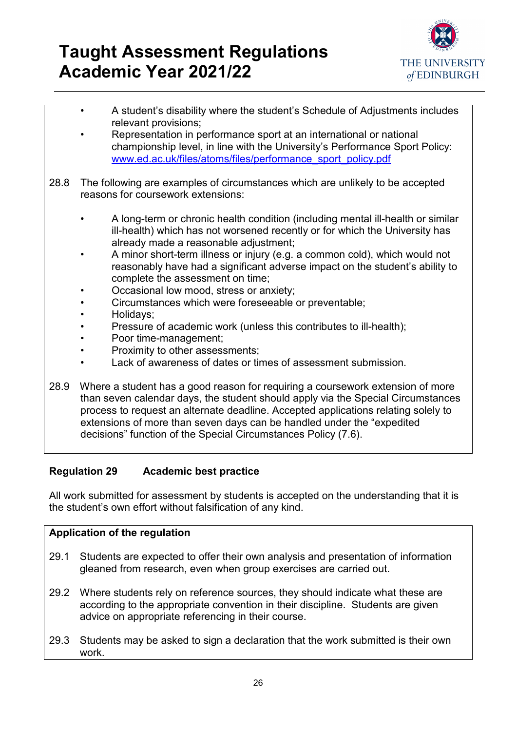- A student's disability where the student's Schedule of Adjustments includes relevant provisions;
- Representation in performance sport at an international or national championship level, in line with the University's Performance Sport Policy: www.ed.ac.uk/files/atoms/files/performance_sport_policy.pdf

28.8 The following are examples of circumstances which are unlikely to be accepted reasons for coursework extensions:

- A long-term or chronic health condition (including mental ill-health or similar ill-health) which has not worsened recently or for which the University has already made a reasonable adjustment;
- A minor short-term illness or injury (e.g. a common cold), which would not reasonably have had a significant adverse impact on the student's ability to complete the assessment on time;
- Occasional low mood, stress or anxiety;
- Circumstances which were foreseeable or preventable;
- Holidays;
- Pressure of academic work (unless this contributes to ill-health);
- Poor time-management;
- Proximity to other assessments;
- Lack of awareness of dates or times of assessment submission.

28.9 Where a student has a good reason for requiring a coursework extension of more than seven calendar days, the student should apply via the Special Circumstances process to request an alternate deadline. Accepted applications relating solely to extensions of more than seven days can be handled under the "expedited decisions" function of the Special Circumstances Policy (7.6).

### Regulation 29 Academic best practice

All work submitted for assessment by students is accepted on the understanding that it is the student's own effort without falsification of any kind.

**Application of the regulation**

29.1 Students are expected to offer their own analysis and presentation of information gleaned from research, even when group exercises are carried out.

29.2 Where students rely on reference sources, they should indicate what these are according to the appropriate convention in their discipline. Students are given advice on appropriate referencing in their course.

29.3 Students may be asked to sign a declaration that the work submitted is their own work.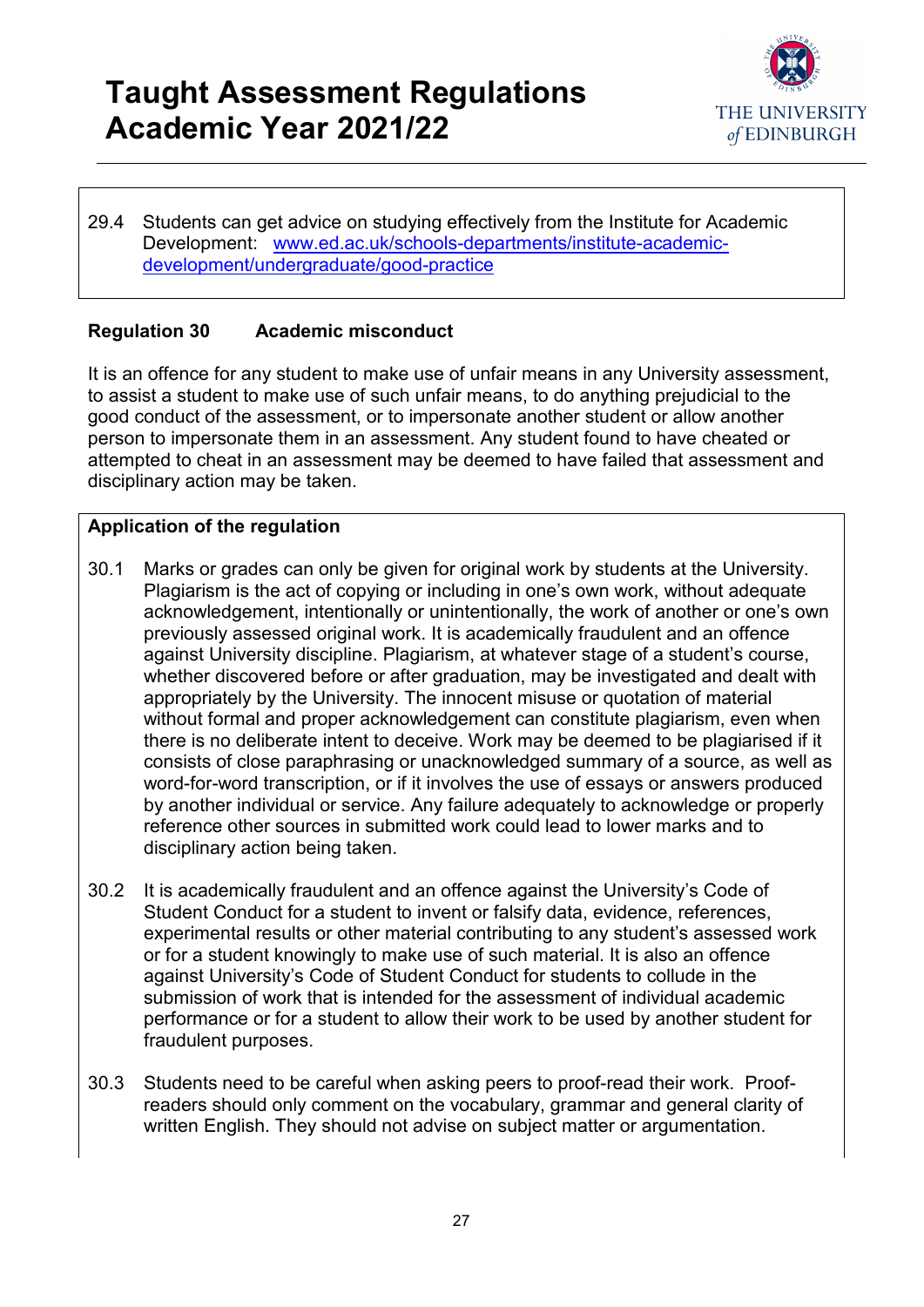29.4 Students can get advice on studying effectively from the Institute for Academic Development: [www.ed.ac.uk/schools-departments/institute-academic-development/undergraduate/good-practice](http://www.ed.ac.uk/schools-departments/institute-academic-development/undergraduate/good-practice)

**Regulation 30 Academic misconduct**

It is an offence for any student to make use of unfair means in any University assessment, to assist a student to make use of such unfair means, to do anything prejudicial to the good conduct of the assessment, or to impersonate another student or allow another person to impersonate them in an assessment. Any student found to have cheated or attempted to cheat in an assessment may be deemed to have failed that assessment and disciplinary action may be taken.

**Application of the regulation**

30.1 Marks or grades can only be given for original work by students at the University. Plagiarism is the act of copying or including in one's own work, without adequate acknowledgement, intentionally or unintentionally, the work of another or one's own previously assessed original work. It is academically fraudulent and an offence against University discipline. Plagiarism, at whatever stage of a student's course, whether discovered before or after graduation, may be investigated and dealt with appropriately by the University. The innocent misuse or quotation of material without formal and proper acknowledgement can constitute plagiarism, even when there is no deliberate intent to deceive. Work may be deemed to be plagiarised if it consists of close paraphrasing or unacknowledged summary of a source, as well as word-for-word transcription, or if it involves the use of essays or answers produced by another individual or service. Any failure adequately to acknowledge or properly reference other sources in submitted work could lead to lower marks and to disciplinary action being taken.

30.2 It is academically fraudulent and an offence against the University's Code of Student Conduct for a student to invent or falsify data, evidence, references, experimental results or other material contributing to any student's assessed work or for a student knowingly to make use of such material. It is also an offence against University's Code of Student Conduct for students to collude in the submission of work that is intended for the assessment of individual academic performance or for a student to allow their work to be used by another student for fraudulent purposes.

30.3 Students need to be careful when asking peers to proof-read their work. Proof-readers should only comment on the vocabulary, grammar and general clarity of written English. They should not advise on subject matter or argumentation.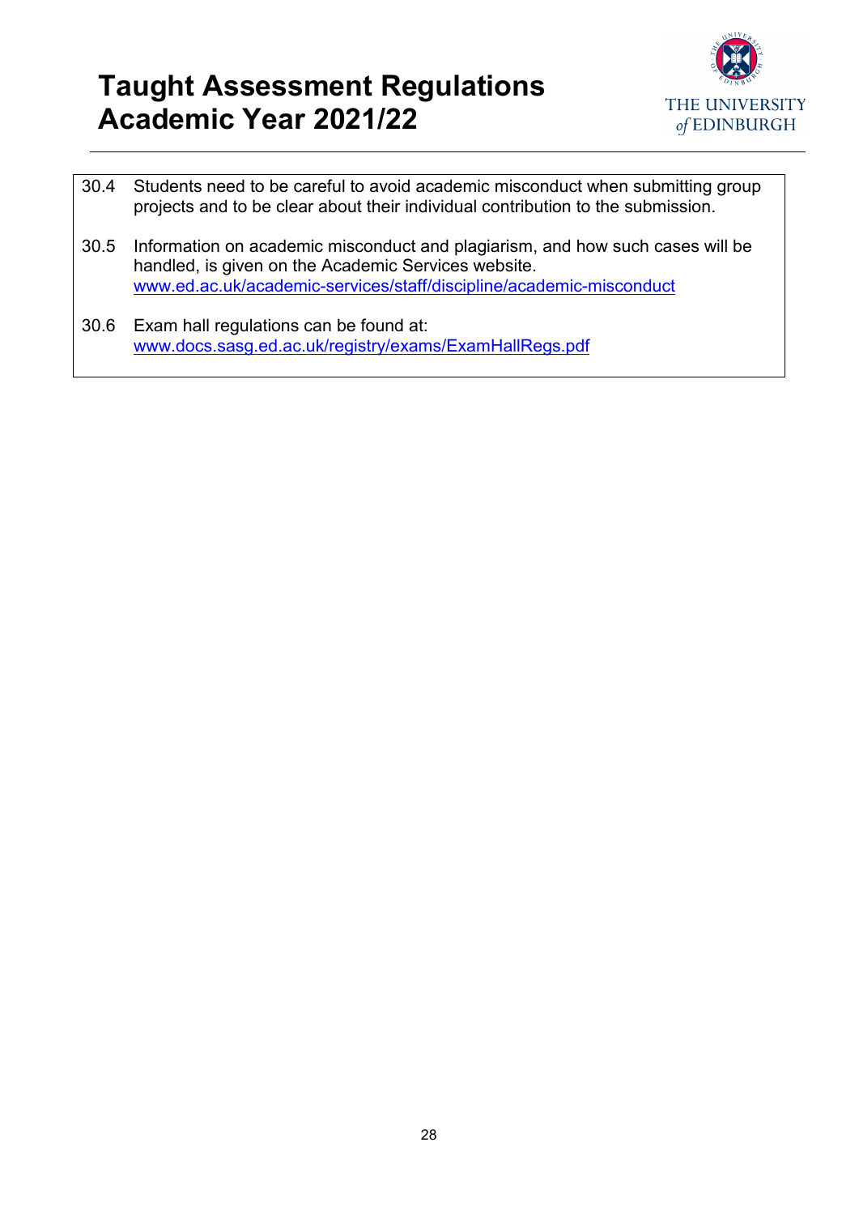30.4 Students need to be careful to avoid academic misconduct when submitting group projects and to be clear about their individual contribution to the submission.

30.5 Information on academic misconduct and plagiarism, and how such cases will be handled, is given on the Academic Services website. [www.ed.ac.uk/academic-services/staff/discipline/academic-misconduct](www.ed.ac.uk/academic-services/staff/discipline/academic-misconduct)

30.6 Exam hall regulations can be found at: [www.docs.sasg.ed.ac.uk/registry/exams/ExamHallRegs.pdf](www.docs.sasg.ed.ac.uk/registry/exams/ExamHallRegs.pdf)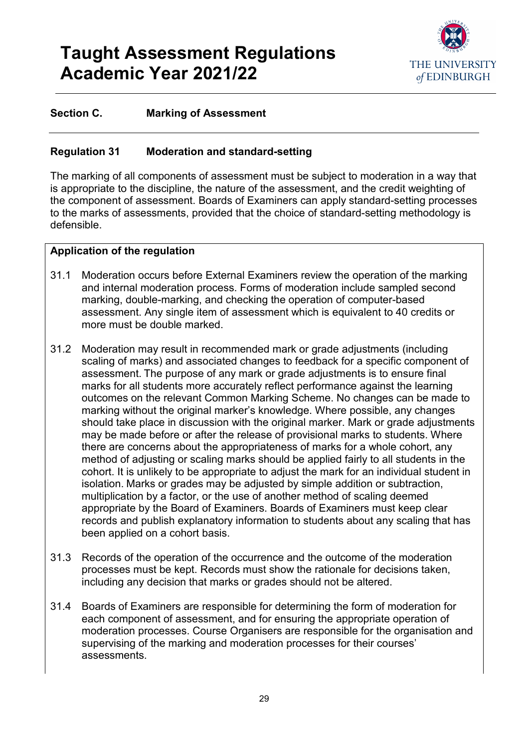# Taught Assessment Regulations Academic Year 2021/22

## Section C. Marking of Assessment

### Regulation 31 Moderation and standard-setting

The marking of all components of assessment must be subject to moderation in a way that is appropriate to the discipline, the nature of the assessment, and the credit weighting of the component of assessment. Boards of Examiners can apply standard-setting processes to the marks of assessments, provided that the choice of standard-setting methodology is defensible.

**Application of the regulation**

31.1 Moderation occurs before External Examiners review the operation of the marking and internal moderation process. Forms of moderation include sampled second marking, double-marking, and checking the operation of computer-based assessment. Any single item of assessment which is equivalent to 40 credits or more must be double marked.

31.2 Moderation may result in recommended mark or grade adjustments (including scaling of marks) and associated changes to feedback for a specific component of assessment. The purpose of any mark or grade adjustments is to ensure final marks for all students more accurately reflect performance against the learning outcomes on the relevant Common Marking Scheme. No changes can be made to marking without the original marker's knowledge. Where possible, any changes should take place in discussion with the original marker. Mark or grade adjustments may be made before or after the release of provisional marks to students. Where there are concerns about the appropriateness of marks for a whole cohort, any method of adjusting or scaling marks should be applied fairly to all students in the cohort. It is unlikely to be appropriate to adjust the mark for an individual student in isolation. Marks or grades may be adjusted by simple addition or subtraction, multiplication by a factor, or the use of another method of scaling deemed appropriate by the Board of Examiners. Boards of Examiners must keep clear records and publish explanatory information to students about any scaling that has been applied on a cohort basis.

31.3 Records of the operation of the occurrence and the outcome of the moderation processes must be kept. Records must show the rationale for decisions taken, including any decision that marks or grades should not be altered.

31.4 Boards of Examiners are responsible for determining the form of moderation for each component of assessment, and for ensuring the appropriate operation of moderation processes. Course Organisers are responsible for the organisation and supervising of the marking and moderation processes for their courses' assessments.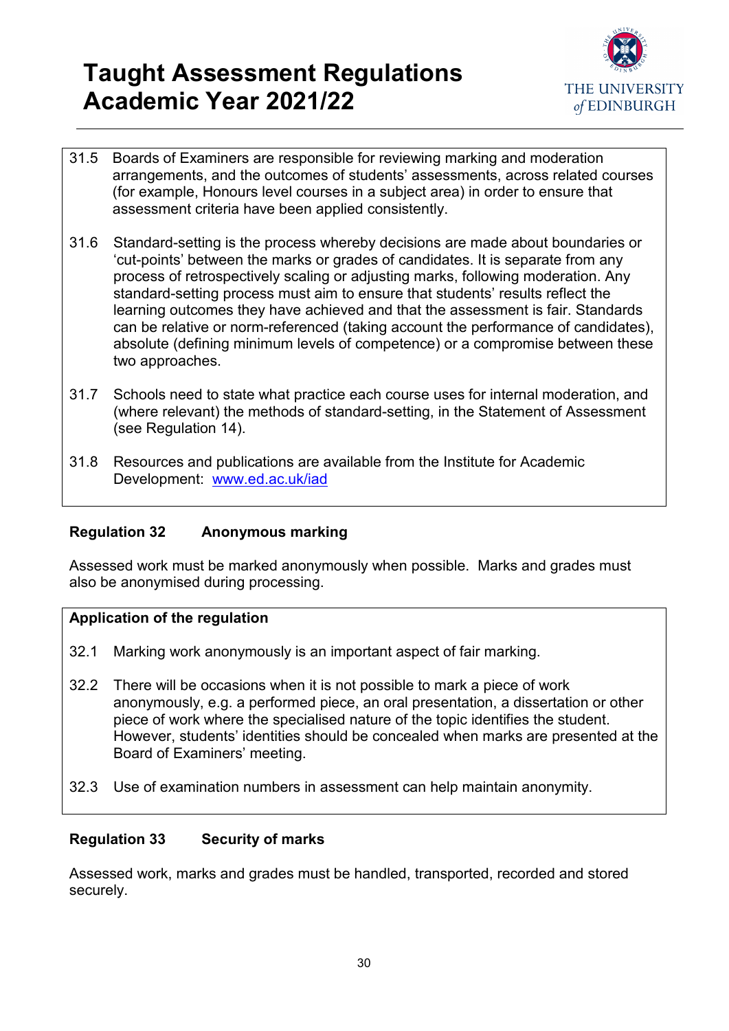31.5 Boards of Examiners are responsible for reviewing marking and moderation arrangements, and the outcomes of students' assessments, across related courses (for example, Honours level courses in a subject area) in order to ensure that assessment criteria have been applied consistently.

31.6 Standard-setting is the process whereby decisions are made about boundaries or 'cut-points' between the marks or grades of candidates. It is separate from any process of retrospectively scaling or adjusting marks, following moderation. Any standard-setting process must aim to ensure that students' results reflect the learning outcomes they have achieved and that the assessment is fair. Standards can be relative or norm-referenced (taking account the performance of candidates), absolute (defining minimum levels of competence) or a compromise between these two approaches.

31.7 Schools need to state what practice each course uses for internal moderation, and (where relevant) the methods of standard-setting, in the Statement of Assessment (see Regulation 14).

31.8 Resources and publications are available from the Institute for Academic Development: [www.ed.ac.uk/iad](www.ed.ac.uk/iad)

### Regulation 32 Anonymous marking

Assessed work must be marked anonymously when possible. Marks and grades must also be anonymised during processing.

**Application of the regulation**

32.1 Marking work anonymously is an important aspect of fair marking.

32.2 There will be occasions when it is not possible to mark a piece of work anonymously, e.g. a performed piece, an oral presentation, a dissertation or other piece of work where the specialised nature of the topic identifies the student. However, students' identities should be concealed when marks are presented at the Board of Examiners' meeting.

32.3 Use of examination numbers in assessment can help maintain anonymity.

### Regulation 33 Security of marks

Assessed work, marks and grades must be handled, transported, recorded and stored securely.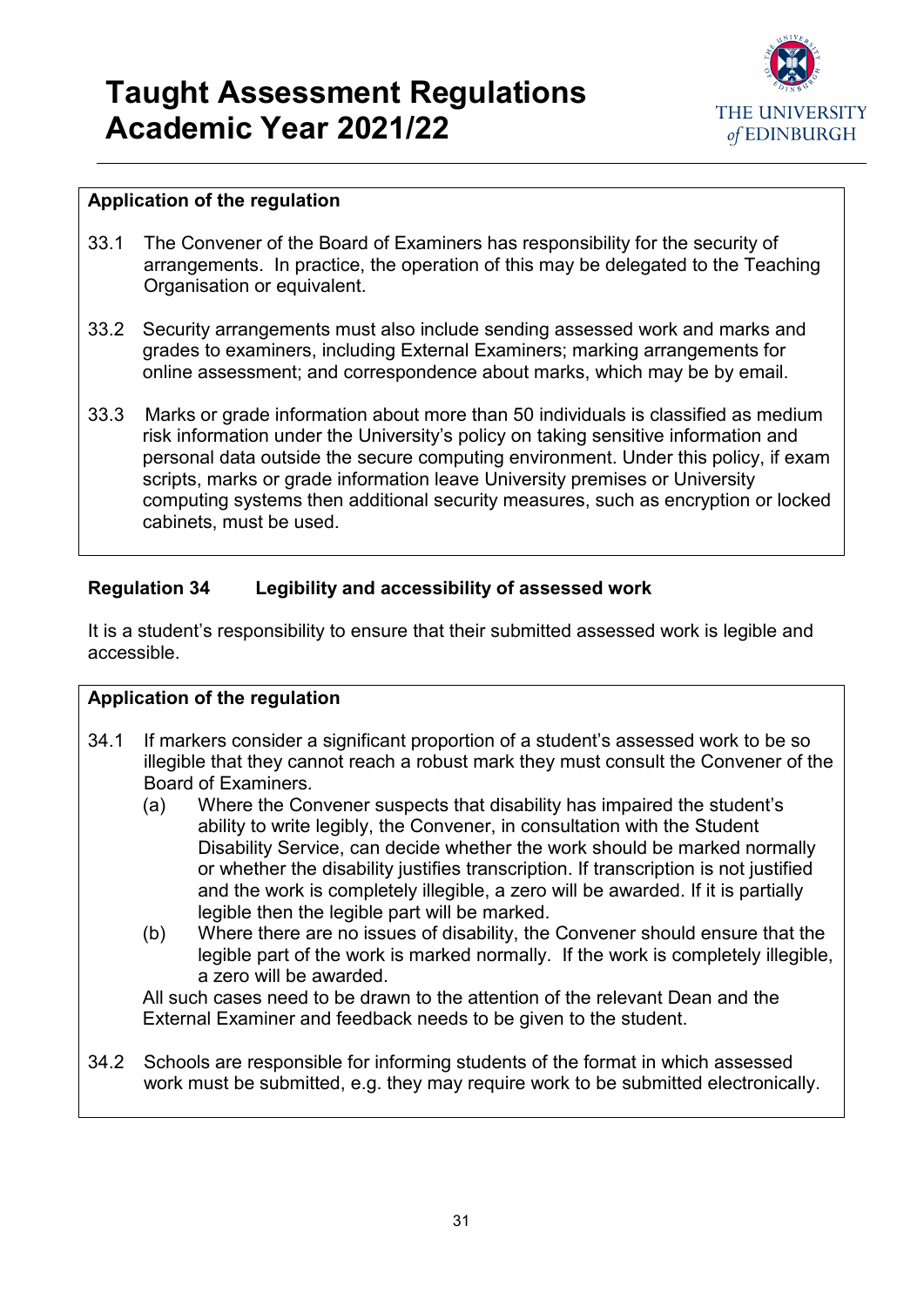**Application of the regulation**

33.1 The Convener of the Board of Examiners has responsibility for the security of arrangements. In practice, the operation of this may be delegated to the Teaching Organisation or equivalent.

33.2 Security arrangements must also include sending assessed work and marks and grades to examiners, including External Examiners; marking arrangements for online assessment; and correspondence about marks, which may be by email.

33.3 Marks or grade information about more than 50 individuals is classified as medium risk information under the University's policy on taking sensitive information and personal data outside the secure computing environment. Under this policy, if exam scripts, marks or grade information leave University premises or University computing systems then additional security measures, such as encryption or locked cabinets, must be used.

## Regulation 34 Legibility and accessibility of assessed work

It is a student's responsibility to ensure that their submitted assessed work is legible and accessible.

**Application of the regulation**

34.1 If markers consider a significant proportion of a student's assessed work to be so illegible that they cannot reach a robust mark they must consult the Convener of the Board of Examiners.

   (a) Where the Convener suspects that disability has impaired the student's ability to write legibly, the Convener, in consultation with the Student Disability Service, can decide whether the work should be marked normally or whether the disability justifies transcription. If transcription is not justified and the work is completely illegible, a zero will be awarded. If it is partially legible then the legible part will be marked.

   (b) Where there are no issues of disability, the Convener should ensure that the legible part of the work is marked normally. If the work is completely illegible, a zero will be awarded.

   All such cases need to be drawn to the attention of the relevant Dean and the External Examiner and feedback needs to be given to the student.

34.2 Schools are responsible for informing students of the format in which assessed work must be submitted, e.g. they may require work to be submitted electronically.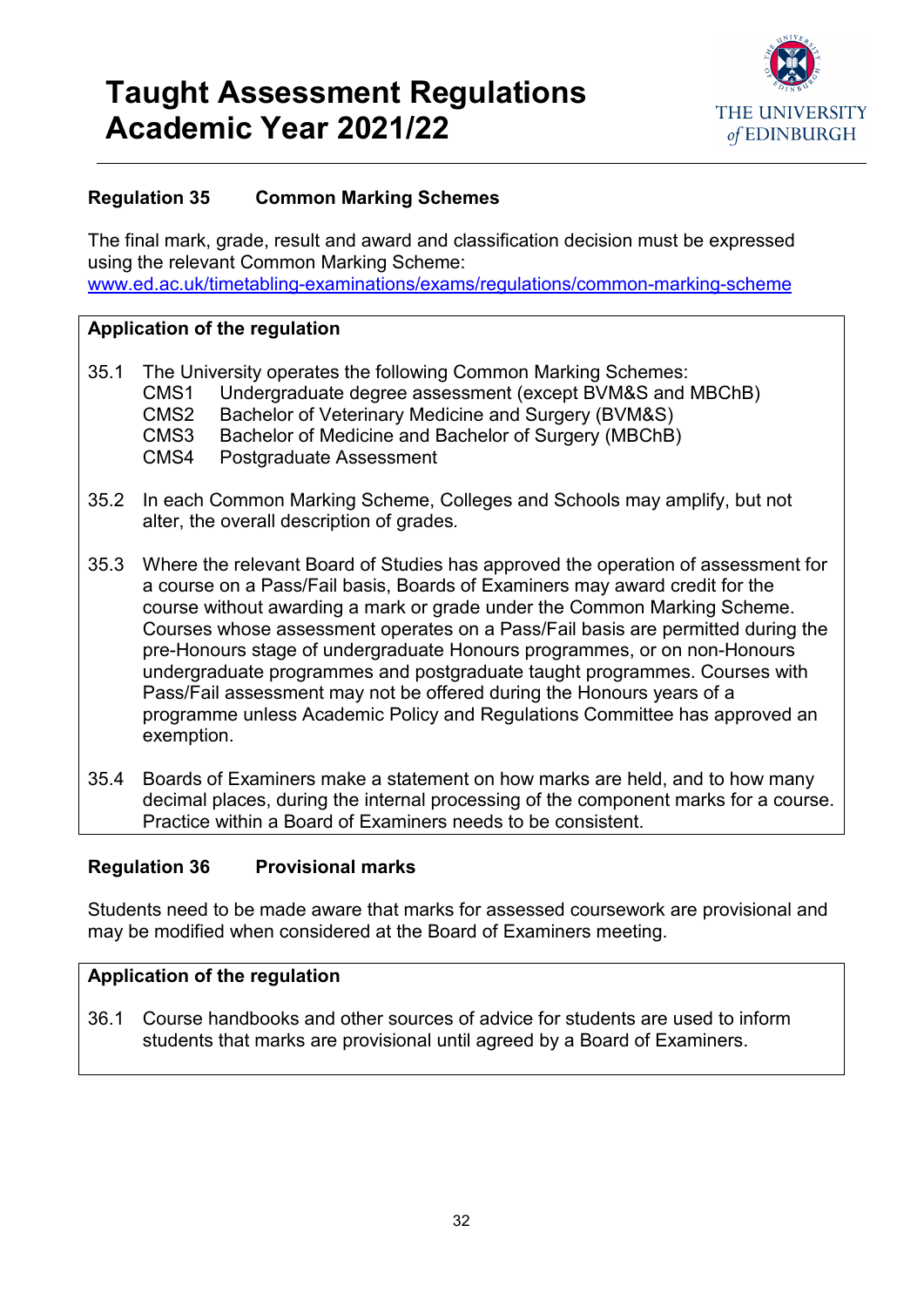## Regulation 35 Common Marking Schemes

The final mark, grade, result and award and classification decision must be expressed using the relevant Common Marking Scheme:
[www.ed.ac.uk/timetabling-examinations/exams/regulations/common-marking-scheme](http://www.ed.ac.uk/timetabling-examinations/exams/regulations/common-marking-scheme)

**Application of the regulation**

35.1 The University operates the following Common Marking Schemes:
- CMS1 Undergraduate degree assessment (except BVM&S and MBChB)
- CMS2 Bachelor of Veterinary Medicine and Surgery (BVM&S)
- CMS3 Bachelor of Medicine and Bachelor of Surgery (MBChB)
- CMS4 Postgraduate Assessment

35.2 In each Common Marking Scheme, Colleges and Schools may amplify, but not alter, the overall description of grades.

35.3 Where the relevant Board of Studies has approved the operation of assessment for a course on a Pass/Fail basis, Boards of Examiners may award credit for the course without awarding a mark or grade under the Common Marking Scheme. Courses whose assessment operates on a Pass/Fail basis are permitted during the pre-Honours stage of undergraduate Honours programmes, or on non-Honours undergraduate programmes and postgraduate taught programmes. Courses with Pass/Fail assessment may not be offered during the Honours years of a programme unless Academic Policy and Regulations Committee has approved an exemption.

35.4 Boards of Examiners make a statement on how marks are held, and to how many decimal places, during the internal processing of the component marks for a course. Practice within a Board of Examiners needs to be consistent.

## Regulation 36 Provisional marks

Students need to be made aware that marks for assessed coursework are provisional and may be modified when considered at the Board of Examiners meeting.

**Application of the regulation**

36.1 Course handbooks and other sources of advice for students are used to inform students that marks are provisional until agreed by a Board of Examiners.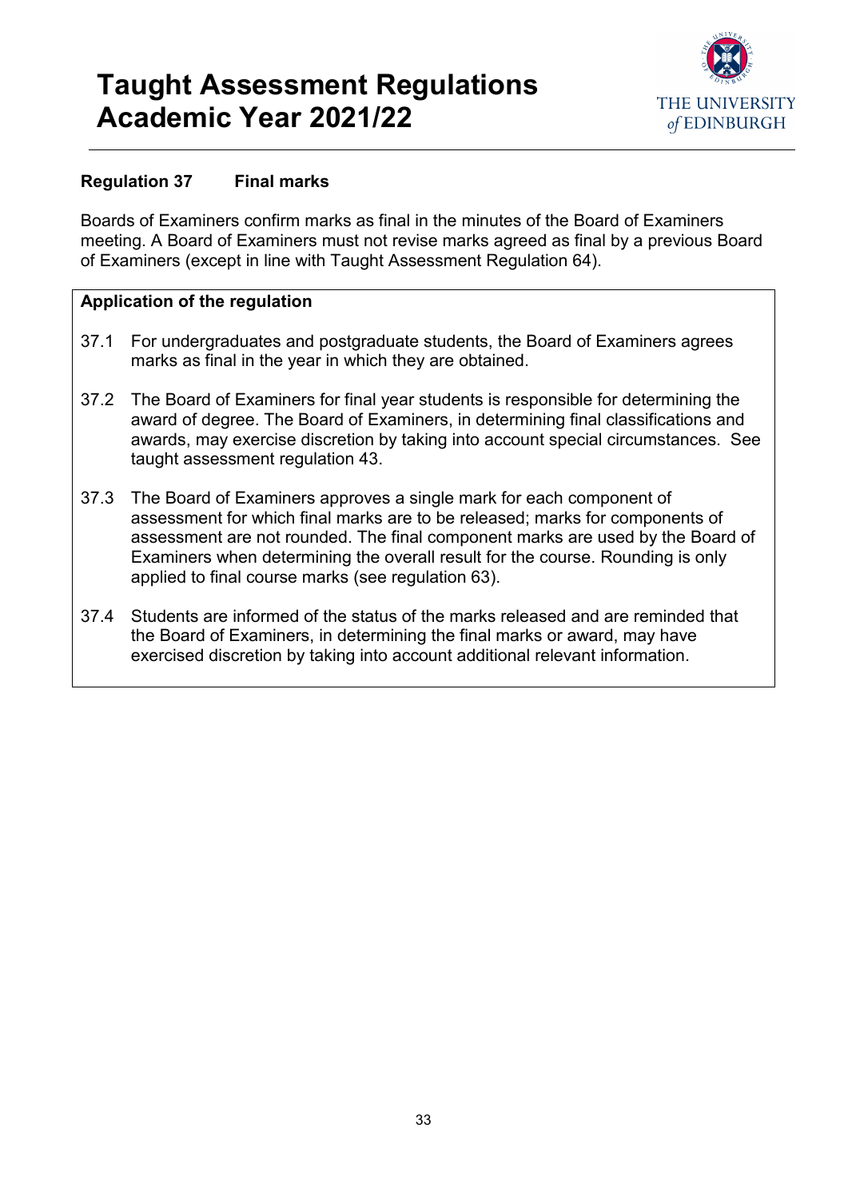## Regulation 37 Final marks

Boards of Examiners confirm marks as final in the minutes of the Board of Examiners meeting. A Board of Examiners must not revise marks agreed as final by a previous Board of Examiners (except in line with Taught Assessment Regulation 64).

**Application of the regulation**

37.1 For undergraduates and postgraduate students, the Board of Examiners agrees marks as final in the year in which they are obtained.

37.2 The Board of Examiners for final year students is responsible for determining the award of degree. The Board of Examiners, in determining final classifications and awards, may exercise discretion by taking into account special circumstances. See taught assessment regulation 43.

37.3 The Board of Examiners approves a single mark for each component of assessment for which final marks are to be released; marks for components of assessment are not rounded. The final component marks are used by the Board of Examiners when determining the overall result for the course. Rounding is only applied to final course marks (see regulation 63).

37.4 Students are informed of the status of the marks released and are reminded that the Board of Examiners, in determining the final marks or award, may have exercised discretion by taking into account additional relevant information.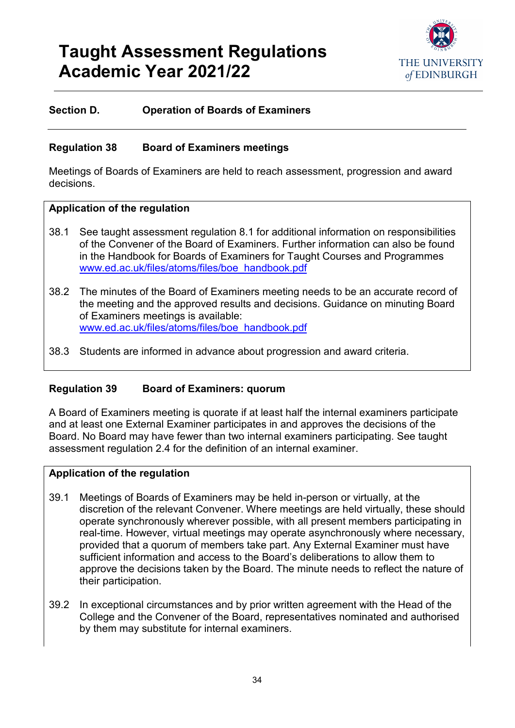# Taught Assessment Regulations Academic Year 2021/22

## Section D. Operation of Boards of Examiners

### Regulation 38 Board of Examiners meetings

Meetings of Boards of Examiners are held to reach assessment, progression and award decisions.

**Application of the regulation**

38.1 See taught assessment regulation 8.1 for additional information on responsibilities of the Convener of the Board of Examiners. Further information can also be found in the Handbook for Boards of Examiners for Taught Courses and Programmes www.ed.ac.uk/files/atoms/files/boe_handbook.pdf

38.2 The minutes of the Board of Examiners meeting needs to be an accurate record of the meeting and the approved results and decisions. Guidance on minuting Board of Examiners meetings is available: www.ed.ac.uk/files/atoms/files/boe_handbook.pdf

38.3 Students are informed in advance about progression and award criteria.

### Regulation 39 Board of Examiners: quorum

A Board of Examiners meeting is quorate if at least half the internal examiners participate and at least one External Examiner participates in and approves the decisions of the Board. No Board may have fewer than two internal examiners participating. See taught assessment regulation 2.4 for the definition of an internal examiner.

**Application of the regulation**

39.1 Meetings of Boards of Examiners may be held in-person or virtually, at the discretion of the relevant Convener. Where meetings are held virtually, these should operate synchronously wherever possible, with all present members participating in real-time. However, virtual meetings may operate asynchronously where necessary, provided that a quorum of members take part. Any External Examiner must have sufficient information and access to the Board's deliberations to allow them to approve the decisions taken by the Board. The minute needs to reflect the nature of their participation.

39.2 In exceptional circumstances and by prior written agreement with the Head of the College and the Convener of the Board, representatives nominated and authorised by them may substitute for internal examiners.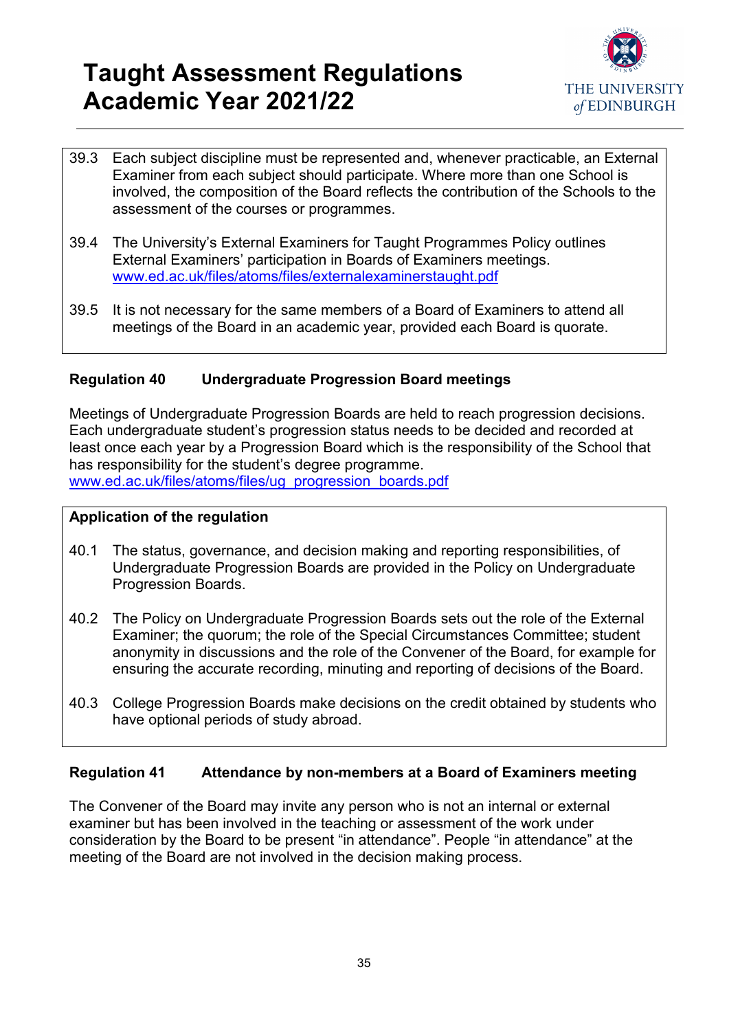39.3 Each subject discipline must be represented and, whenever practicable, an External Examiner from each subject should participate. Where more than one School is involved, the composition of the Board reflects the contribution of the Schools to the assessment of the courses or programmes.

39.4 The University's External Examiners for Taught Programmes Policy outlines External Examiners' participation in Boards of Examiners meetings. [www.ed.ac.uk/files/atoms/files/externalexaminerstaught.pdf](http://www.ed.ac.uk/files/atoms/files/externalexaminerstaught.pdf)

39.5 It is not necessary for the same members of a Board of Examiners to attend all meetings of the Board in an academic year, provided each Board is quorate.

### Regulation 40 Undergraduate Progression Board meetings

Meetings of Undergraduate Progression Boards are held to reach progression decisions. Each undergraduate student's progression status needs to be decided and recorded at least once each year by a Progression Board which is the responsibility of the School that has responsibility for the student's degree programme.
[www.ed.ac.uk/files/atoms/files/ug_progression_boards.pdf](http://www.ed.ac.uk/files/atoms/files/ug_progression_boards.pdf)

**Application of the regulation**

40.1 The status, governance, and decision making and reporting responsibilities, of Undergraduate Progression Boards are provided in the Policy on Undergraduate Progression Boards.

40.2 The Policy on Undergraduate Progression Boards sets out the role of the External Examiner; the quorum; the role of the Special Circumstances Committee; student anonymity in discussions and the role of the Convener of the Board, for example for ensuring the accurate recording, minuting and reporting of decisions of the Board.

40.3 College Progression Boards make decisions on the credit obtained by students who have optional periods of study abroad.

### Regulation 41 Attendance by non-members at a Board of Examiners meeting

The Convener of the Board may invite any person who is not an internal or external examiner but has been involved in the teaching or assessment of the work under consideration by the Board to be present "in attendance". People "in attendance" at the meeting of the Board are not involved in the decision making process.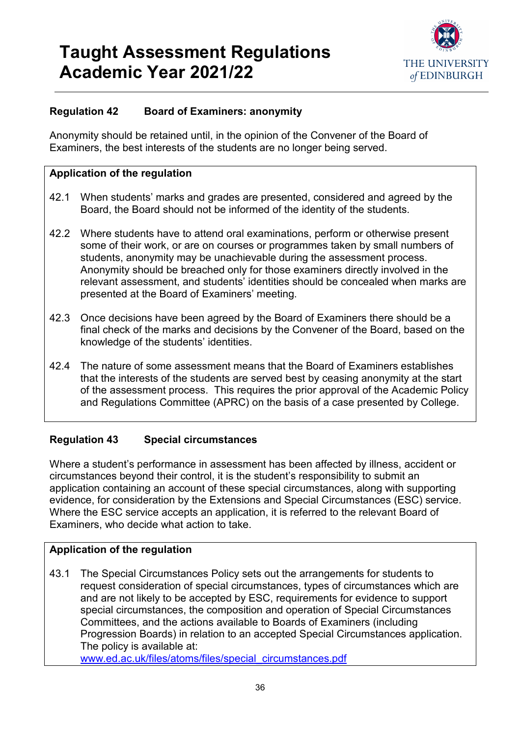### Regulation 42 Board of Examiners: anonymity

Anonymity should be retained until, in the opinion of the Convener of the Board of Examiners, the best interests of the students are no longer being served.

**Application of the regulation**

42.1 When students' marks and grades are presented, considered and agreed by the Board, the Board should not be informed of the identity of the students.

42.2 Where students have to attend oral examinations, perform or otherwise present some of their work, or are on courses or programmes taken by small numbers of students, anonymity may be unachievable during the assessment process. Anonymity should be breached only for those examiners directly involved in the relevant assessment, and students' identities should be concealed when marks are presented at the Board of Examiners' meeting.

42.3 Once decisions have been agreed by the Board of Examiners there should be a final check of the marks and decisions by the Convener of the Board, based on the knowledge of the students' identities.

42.4 The nature of some assessment means that the Board of Examiners establishes that the interests of the students are served best by ceasing anonymity at the start of the assessment process. This requires the prior approval of the Academic Policy and Regulations Committee (APRC) on the basis of a case presented by College.

### Regulation 43 Special circumstances

Where a student's performance in assessment has been affected by illness, accident or circumstances beyond their control, it is the student's responsibility to submit an application containing an account of these special circumstances, along with supporting evidence, for consideration by the Extensions and Special Circumstances (ESC) service. Where the ESC service accepts an application, it is referred to the relevant Board of Examiners, who decide what action to take.

**Application of the regulation**

43.1 The Special Circumstances Policy sets out the arrangements for students to request consideration of special circumstances, types of circumstances which are and are not likely to be accepted by ESC, requirements for evidence to support special circumstances, the composition and operation of Special Circumstances Committees, and the actions available to Boards of Examiners (including Progression Boards) in relation to an accepted Special Circumstances application. The policy is available at: [www.ed.ac.uk/files/atoms/files/special_circumstances.pdf](www.ed.ac.uk/files/atoms/files/special_circumstances.pdf)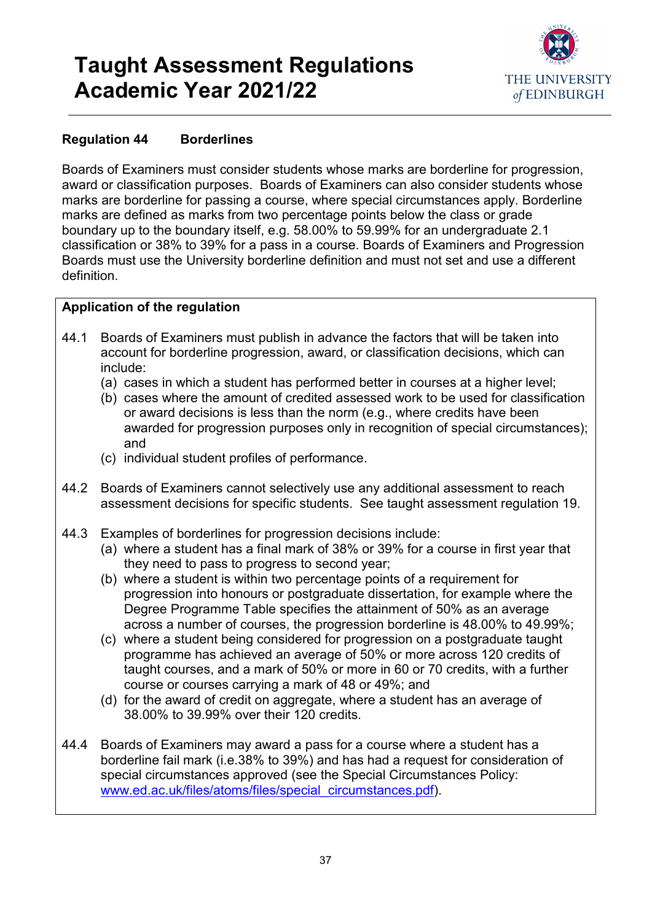# Taught Assessment Regulations Academic Year 2021/22

## Regulation 44 Borderlines

Boards of Examiners must consider students whose marks are borderline for progression, award or classification purposes. Boards of Examiners can also consider students whose marks are borderline for passing a course, where special circumstances apply. Borderline marks are defined as marks from two percentage points below the class or grade boundary up to the boundary itself, e.g. 58.00% to 59.99% for an undergraduate 2.1 classification or 38% to 39% for a pass in a course. Boards of Examiners and Progression Boards must use the University borderline definition and must not set and use a different definition.

### Application of the regulation

44.1 Boards of Examiners must publish in advance the factors that will be taken into account for borderline progression, award, or classification decisions, which can include:

(a) cases in which a student has performed better in courses at a higher level;
(b) cases where the amount of credited assessed work to be used for classification or award decisions is less than the norm (e.g., where credits have been awarded for progression purposes only in recognition of special circumstances); and
(c) individual student profiles of performance.

44.2 Boards of Examiners cannot selectively use any additional assessment to reach assessment decisions for specific students. See taught assessment regulation 19.

44.3 Examples of borderlines for progression decisions include:

(a) where a student has a final mark of 38% or 39% for a course in first year that they need to pass to progress to second year;
(b) where a student is within two percentage points of a requirement for progression into honours or postgraduate dissertation, for example where the Degree Programme Table specifies the attainment of 50% as an average across a number of courses, the progression borderline is 48.00% to 49.99%;
(c) where a student being considered for progression on a postgraduate taught programme has achieved an average of 50% or more across 120 credits of taught courses, and a mark of 50% or more in 60 or 70 credits, with a further course or courses carrying a mark of 48 or 49%; and
(d) for the award of credit on aggregate, where a student has an average of 38.00% to 39.99% over their 120 credits.

44.4 Boards of Examiners may award a pass for a course where a student has a borderline fail mark (i.e.38% to 39%) and has had a request for consideration of special circumstances approved (see the Special Circumstances Policy: [www.ed.ac.uk/files/atoms/files/special_circumstances.pdf](www.ed.ac.uk/files/atoms/files/special_circumstances.pdf)).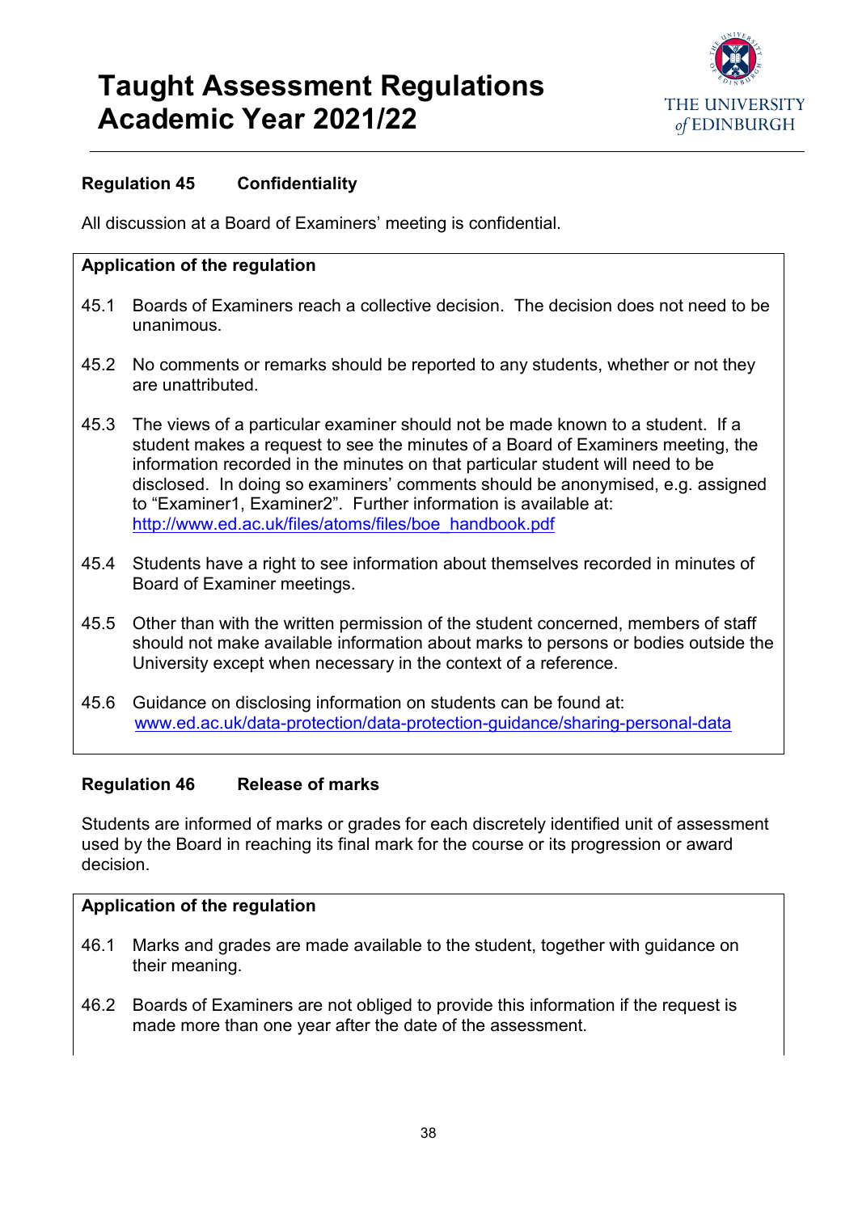### Regulation 45 Confidentiality

All discussion at a Board of Examiners' meeting is confidential.

**Application of the regulation**

45.1 Boards of Examiners reach a collective decision. The decision does not need to be unanimous.

45.2 No comments or remarks should be reported to any students, whether or not they are unattributed.

45.3 The views of a particular examiner should not be made known to a student. If a student makes a request to see the minutes of a Board of Examiners meeting, the information recorded in the minutes on that particular student will need to be disclosed. In doing so examiners' comments should be anonymised, e.g. assigned to "Examiner1, Examiner2". Further information is available at: http://www.ed.ac.uk/files/atoms/files/boe_handbook.pdf

45.4 Students have a right to see information about themselves recorded in minutes of Board of Examiner meetings.

45.5 Other than with the written permission of the student concerned, members of staff should not make available information about marks to persons or bodies outside the University except when necessary in the context of a reference.

45.6 Guidance on disclosing information on students can be found at: www.ed.ac.uk/data-protection/data-protection-guidance/sharing-personal-data

### Regulation 46 Release of marks

Students are informed of marks or grades for each discretely identified unit of assessment used by the Board in reaching its final mark for the course or its progression or award decision.

**Application of the regulation**

46.1 Marks and grades are made available to the student, together with guidance on their meaning.

46.2 Boards of Examiners are not obliged to provide this information if the request is made more than one year after the date of the assessment.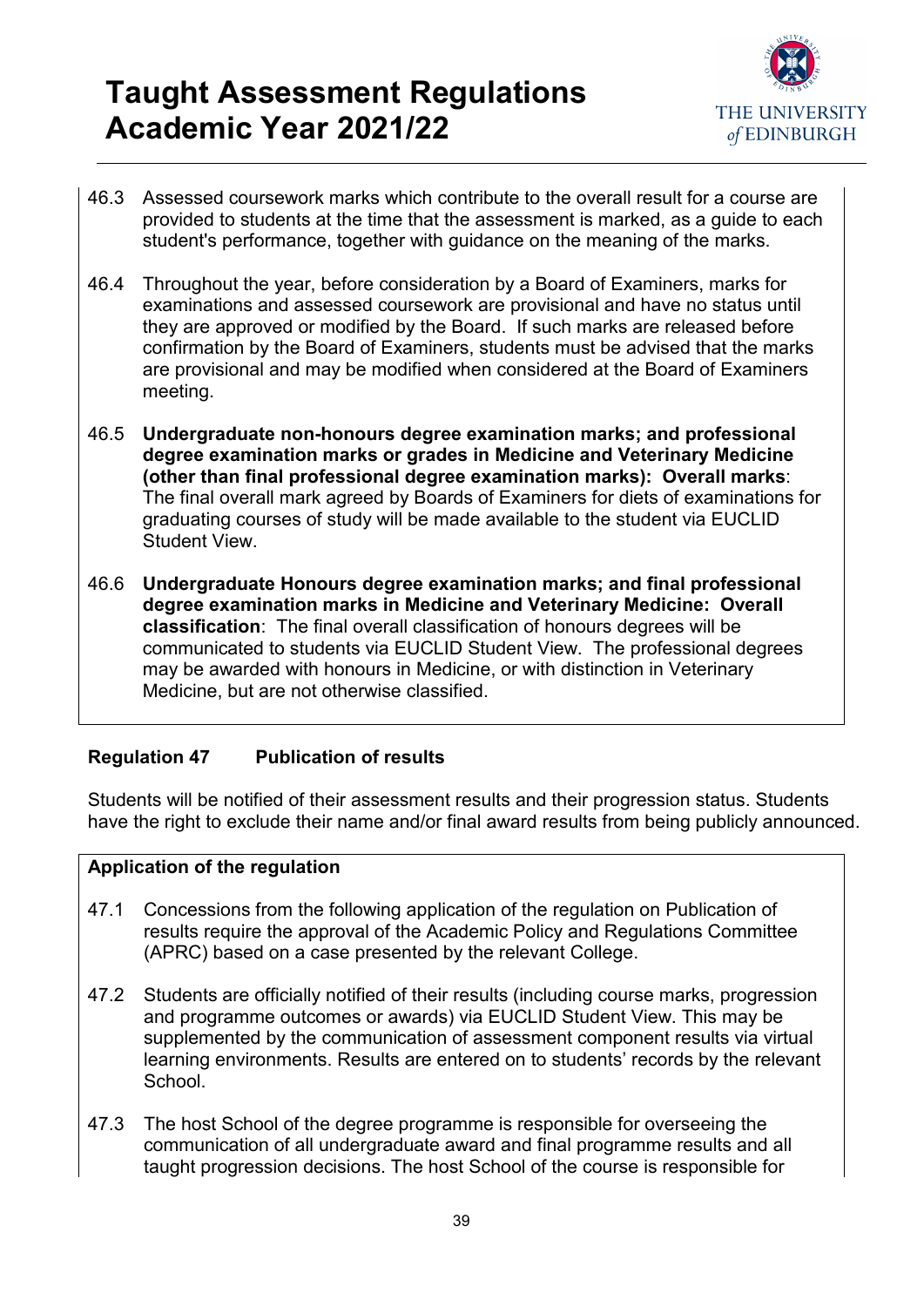46.3 Assessed coursework marks which contribute to the overall result for a course are provided to students at the time that the assessment is marked, as a guide to each student's performance, together with guidance on the meaning of the marks.

46.4 Throughout the year, before consideration by a Board of Examiners, marks for examinations and assessed coursework are provisional and have no status until they are approved or modified by the Board. If such marks are released before confirmation by the Board of Examiners, students must be advised that the marks are provisional and may be modified when considered at the Board of Examiners meeting.

46.5 **Undergraduate non-honours degree examination marks; and professional degree examination marks or grades in Medicine and Veterinary Medicine (other than final professional degree examination marks): Overall marks**: The final overall mark agreed by Boards of Examiners for diets of examinations for graduating courses of study will be made available to the student via EUCLID Student View.

46.6 **Undergraduate Honours degree examination marks; and final professional degree examination marks in Medicine and Veterinary Medicine: Overall classification**: The final overall classification of honours degrees will be communicated to students via EUCLID Student View. The professional degrees may be awarded with honours in Medicine, or with distinction in Veterinary Medicine, but are not otherwise classified.

### Regulation 47 Publication of results

Students will be notified of their assessment results and their progression status. Students have the right to exclude their name and/or final award results from being publicly announced.

**Application of the regulation**

47.1 Concessions from the following application of the regulation on Publication of results require the approval of the Academic Policy and Regulations Committee (APRC) based on a case presented by the relevant College.

47.2 Students are officially notified of their results (including course marks, progression and programme outcomes or awards) via EUCLID Student View. This may be supplemented by the communication of assessment component results via virtual learning environments. Results are entered on to students' records by the relevant School.

47.3 The host School of the degree programme is responsible for overseeing the communication of all undergraduate award and final programme results and all taught progression decisions. The host School of the course is responsible for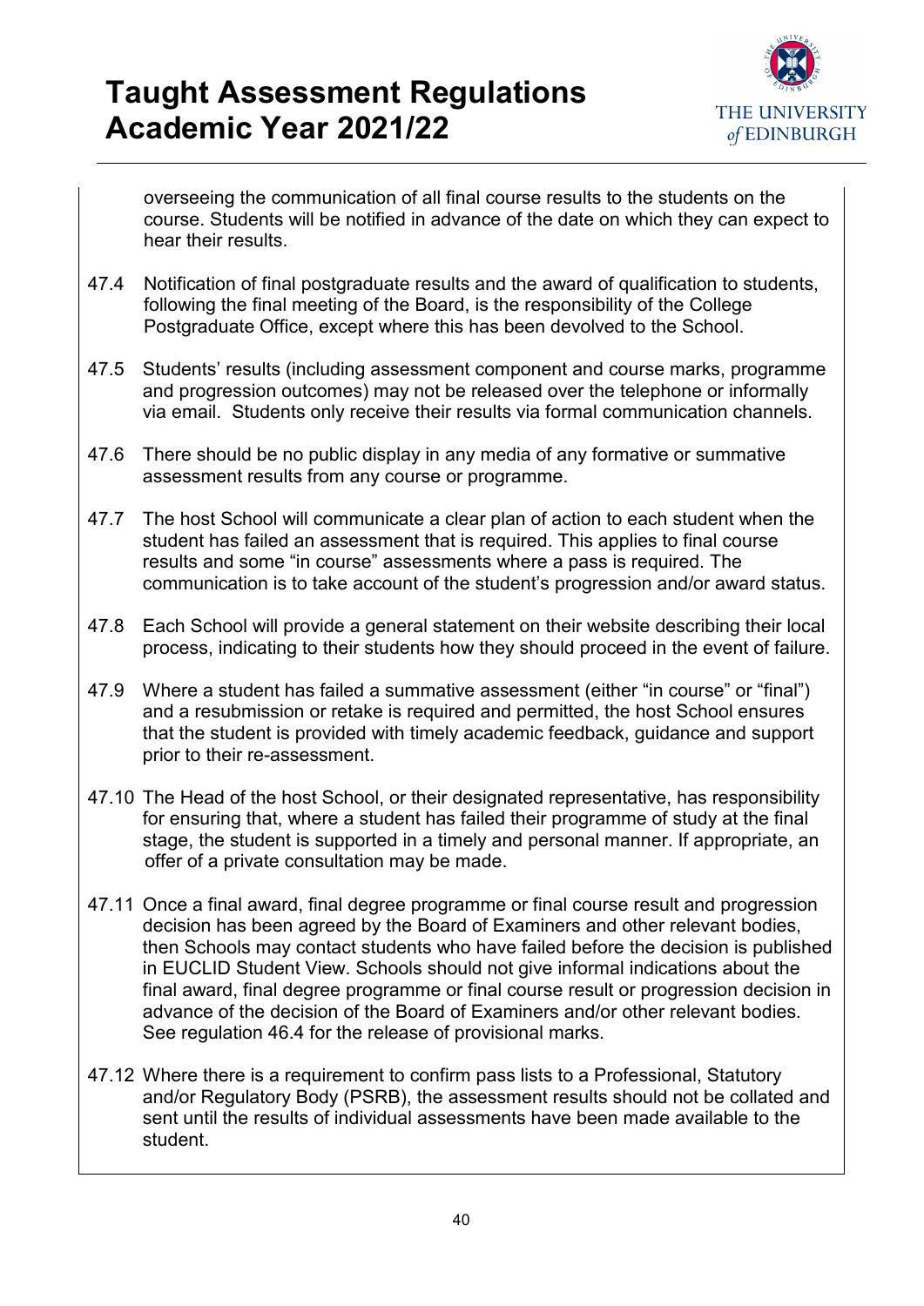overseeing the communication of all final course results to the students on the course. Students will be notified in advance of the date on which they can expect to hear their results.

47.4 Notification of final postgraduate results and the award of qualification to students, following the final meeting of the Board, is the responsibility of the College Postgraduate Office, except where this has been devolved to the School.

47.5 Students' results (including assessment component and course marks, programme and progression outcomes) may not be released over the telephone or informally via email. Students only receive their results via formal communication channels.

47.6 There should be no public display in any media of any formative or summative assessment results from any course or programme.

47.7 The host School will communicate a clear plan of action to each student when the student has failed an assessment that is required. This applies to final course results and some "in course" assessments where a pass is required. The communication is to take account of the student's progression and/or award status.

47.8 Each School will provide a general statement on their website describing their local process, indicating to their students how they should proceed in the event of failure.

47.9 Where a student has failed a summative assessment (either "in course" or "final") and a resubmission or retake is required and permitted, the host School ensures that the student is provided with timely academic feedback, guidance and support prior to their re-assessment.

47.10 The Head of the host School, or their designated representative, has responsibility for ensuring that, where a student has failed their programme of study at the final stage, the student is supported in a timely and personal manner. If appropriate, an offer of a private consultation may be made.

47.11 Once a final award, final degree programme or final course result and progression decision has been agreed by the Board of Examiners and other relevant bodies, then Schools may contact students who have failed before the decision is published in EUCLID Student View. Schools should not give informal indications about the final award, final degree programme or final course result or progression decision in advance of the decision of the Board of Examiners and/or other relevant bodies. See regulation 46.4 for the release of provisional marks.

47.12 Where there is a requirement to confirm pass lists to a Professional, Statutory and/or Regulatory Body (PSRB), the assessment results should not be collated and sent until the results of individual assessments have been made available to the student.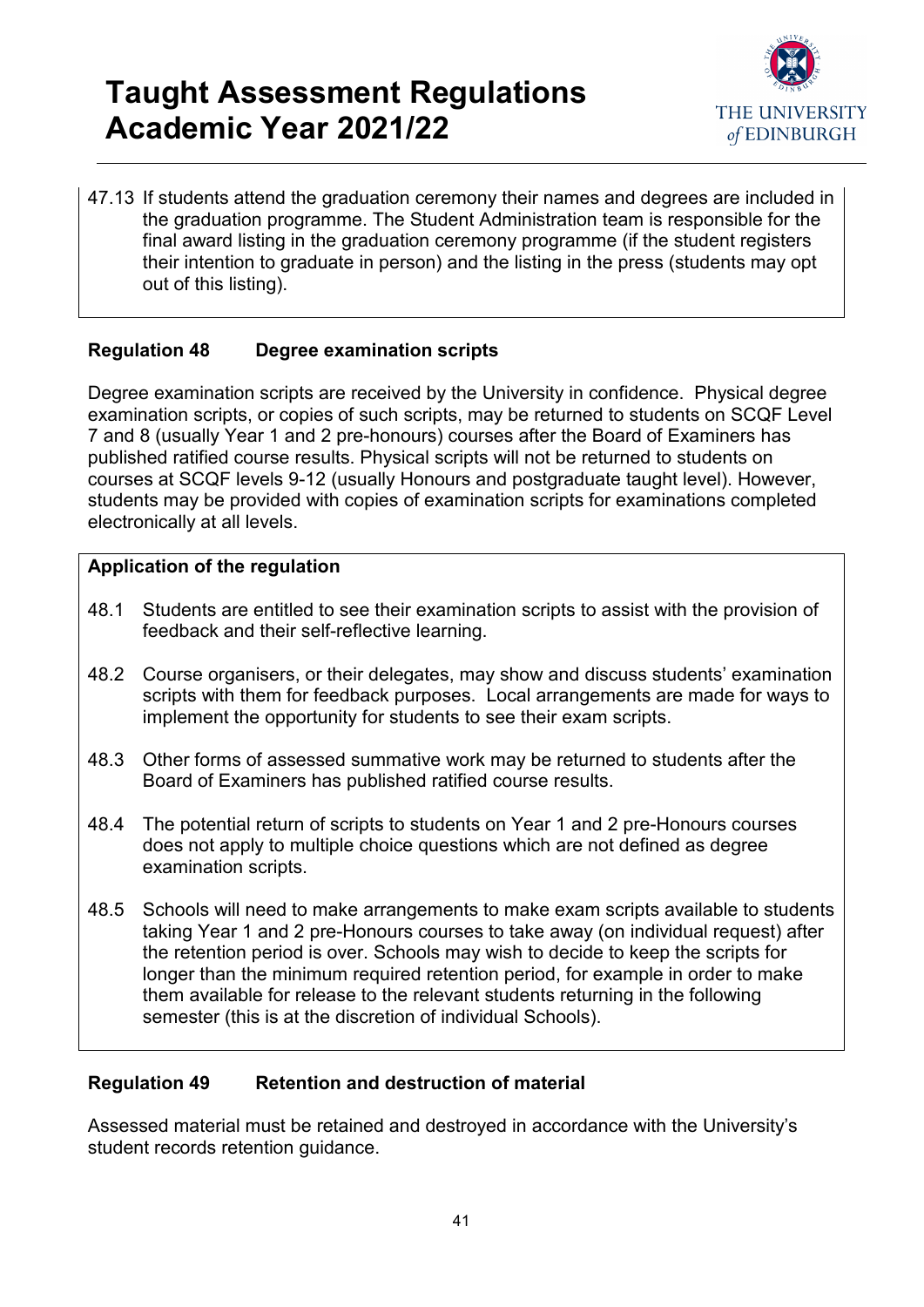47.13 If students attend the graduation ceremony their names and degrees are included in the graduation programme. The Student Administration team is responsible for the final award listing in the graduation ceremony programme (if the student registers their intention to graduate in person) and the listing in the press (students may opt out of this listing).

### Regulation 48 Degree examination scripts

Degree examination scripts are received by the University in confidence. Physical degree examination scripts, or copies of such scripts, may be returned to students on SCQF Level 7 and 8 (usually Year 1 and 2 pre-honours) courses after the Board of Examiners has published ratified course results. Physical scripts will not be returned to students on courses at SCQF levels 9-12 (usually Honours and postgraduate taught level). However, students may be provided with copies of examination scripts for examinations completed electronically at all levels.

**Application of the regulation**

48.1 Students are entitled to see their examination scripts to assist with the provision of feedback and their self-reflective learning.

48.2 Course organisers, or their delegates, may show and discuss students' examination scripts with them for feedback purposes. Local arrangements are made for ways to implement the opportunity for students to see their exam scripts.

48.3 Other forms of assessed summative work may be returned to students after the Board of Examiners has published ratified course results.

48.4 The potential return of scripts to students on Year 1 and 2 pre-Honours courses does not apply to multiple choice questions which are not defined as degree examination scripts.

48.5 Schools will need to make arrangements to make exam scripts available to students taking Year 1 and 2 pre-Honours courses to take away (on individual request) after the retention period is over. Schools may wish to decide to keep the scripts for longer than the minimum required retention period, for example in order to make them available for release to the relevant students returning in the following semester (this is at the discretion of individual Schools).

### Regulation 49 Retention and destruction of material

Assessed material must be retained and destroyed in accordance with the University's student records retention guidance.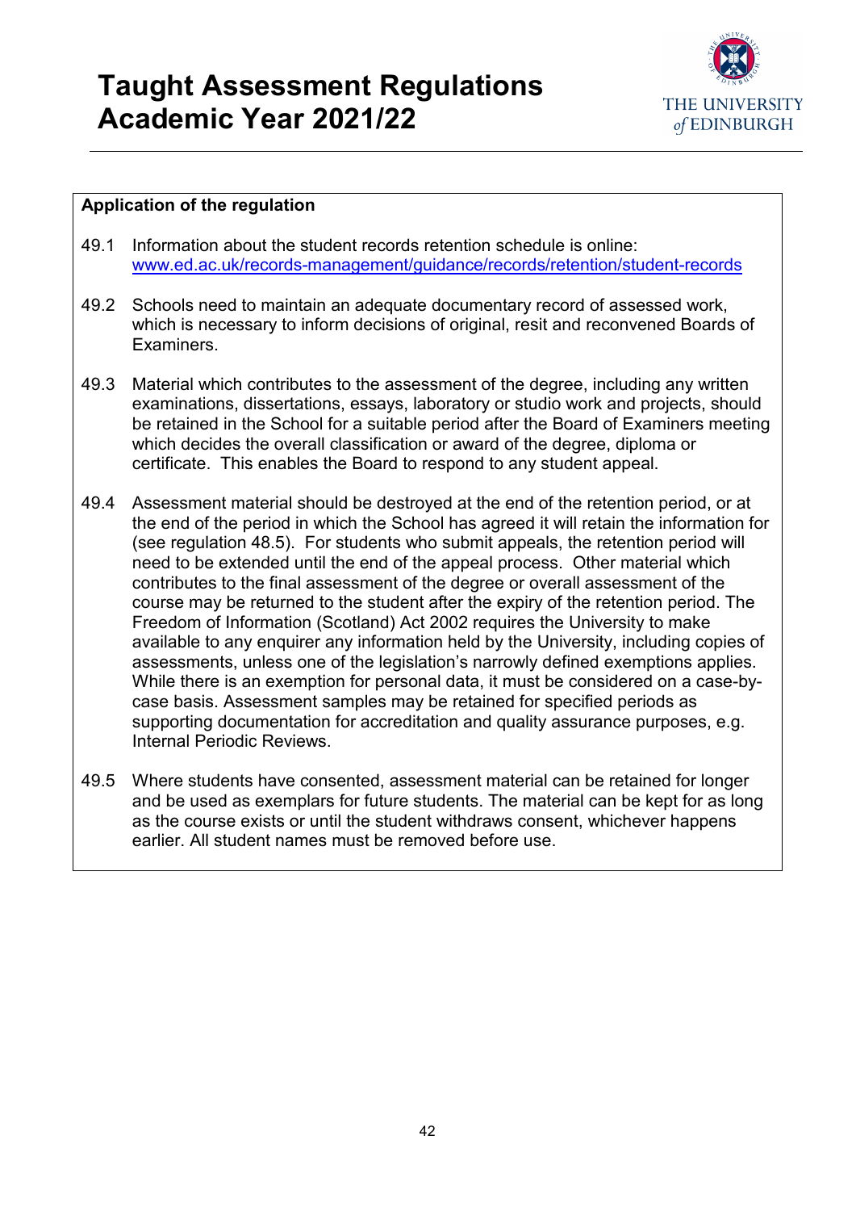**Application of the regulation**

49.1 Information about the student records retention schedule is online: [www.ed.ac.uk/records-management/guidance/records/retention/student-records](www.ed.ac.uk/records-management/guidance/records/retention/student-records)

49.2 Schools need to maintain an adequate documentary record of assessed work, which is necessary to inform decisions of original, resit and reconvened Boards of Examiners.

49.3 Material which contributes to the assessment of the degree, including any written examinations, dissertations, essays, laboratory or studio work and projects, should be retained in the School for a suitable period after the Board of Examiners meeting which decides the overall classification or award of the degree, diploma or certificate. This enables the Board to respond to any student appeal.

49.4 Assessment material should be destroyed at the end of the retention period, or at the end of the period in which the School has agreed it will retain the information for (see regulation 48.5). For students who submit appeals, the retention period will need to be extended until the end of the appeal process. Other material which contributes to the final assessment of the degree or overall assessment of the course may be returned to the student after the expiry of the retention period. The Freedom of Information (Scotland) Act 2002 requires the University to make available to any enquirer any information held by the University, including copies of assessments, unless one of the legislation's narrowly defined exemptions applies. While there is an exemption for personal data, it must be considered on a case-by-case basis. Assessment samples may be retained for specified periods as supporting documentation for accreditation and quality assurance purposes, e.g. Internal Periodic Reviews.

49.5 Where students have consented, assessment material can be retained for longer and be used as exemplars for future students. The material can be kept for as long as the course exists or until the student withdraws consent, whichever happens earlier. All student names must be removed before use.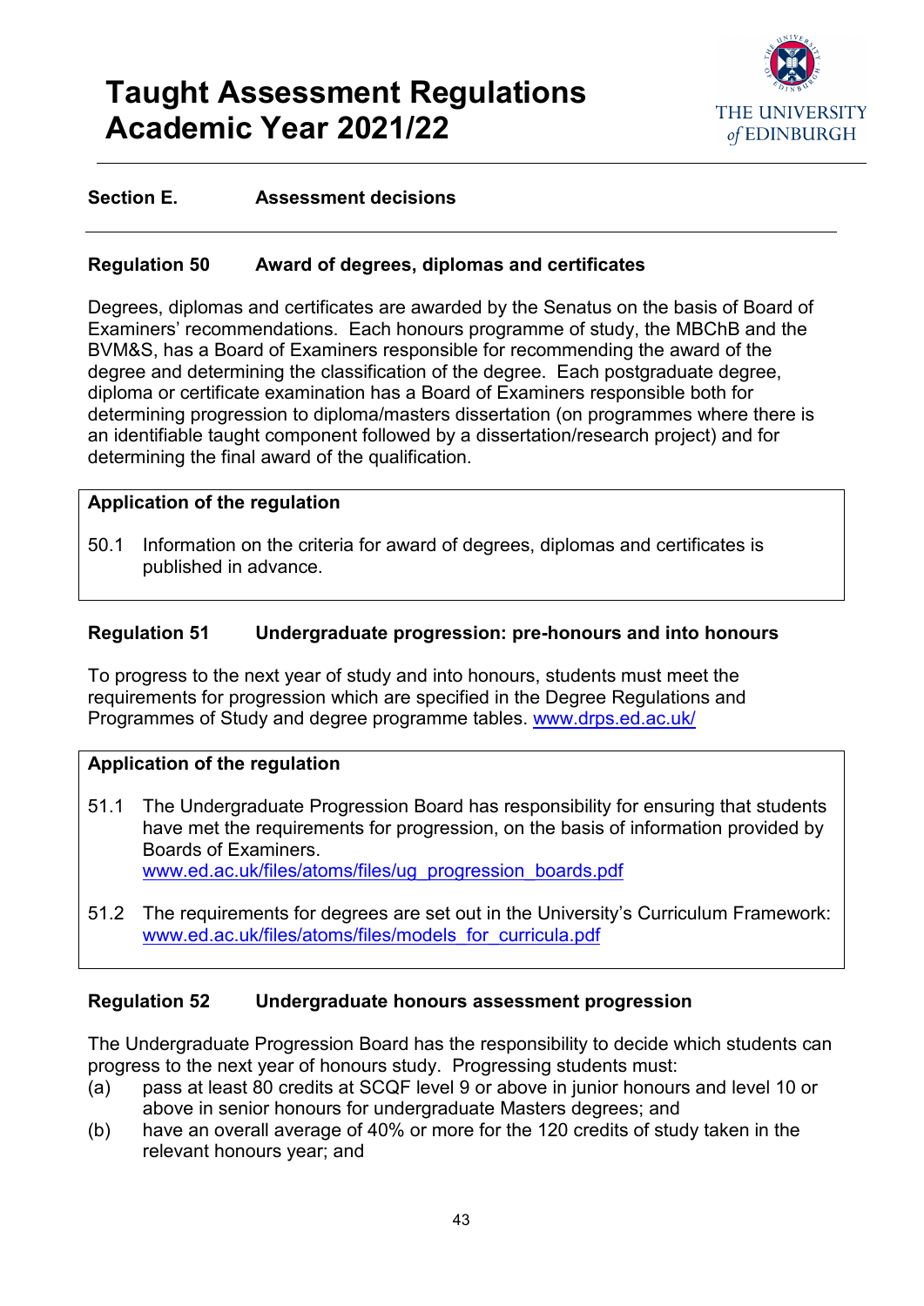## Section E. Assessment decisions

### Regulation 50 Award of degrees, diplomas and certificates

Degrees, diplomas and certificates are awarded by the Senatus on the basis of Board of Examiners' recommendations. Each honours programme of study, the MBChB and the BVM&S, has a Board of Examiners responsible for recommending the award of the degree and determining the classification of the degree. Each postgraduate degree, diploma or certificate examination has a Board of Examiners responsible both for determining progression to diploma/masters dissertation (on programmes where there is an identifiable taught component followed by a dissertation/research project) and for determining the final award of the qualification.

**Application of the regulation**

50.1 Information on the criteria for award of degrees, diplomas and certificates is published in advance.

### Regulation 51 Undergraduate progression: pre-honours and into honours

To progress to the next year of study and into honours, students must meet the requirements for progression which are specified in the Degree Regulations and Programmes of Study and degree programme tables. www.drps.ed.ac.uk/

**Application of the regulation**

51.1 The Undergraduate Progression Board has responsibility for ensuring that students have met the requirements for progression, on the basis of information provided by Boards of Examiners.
www.ed.ac.uk/files/atoms/files/ug_progression_boards.pdf

51.2 The requirements for degrees are set out in the University's Curriculum Framework:
www.ed.ac.uk/files/atoms/files/models_for_curricula.pdf

### Regulation 52 Undergraduate honours assessment progression

The Undergraduate Progression Board has the responsibility to decide which students can progress to the next year of honours study. Progressing students must:

(a) pass at least 80 credits at SCQF level 9 or above in junior honours and level 10 or above in senior honours for undergraduate Masters degrees; and

(b) have an overall average of 40% or more for the 120 credits of study taken in the relevant honours year; and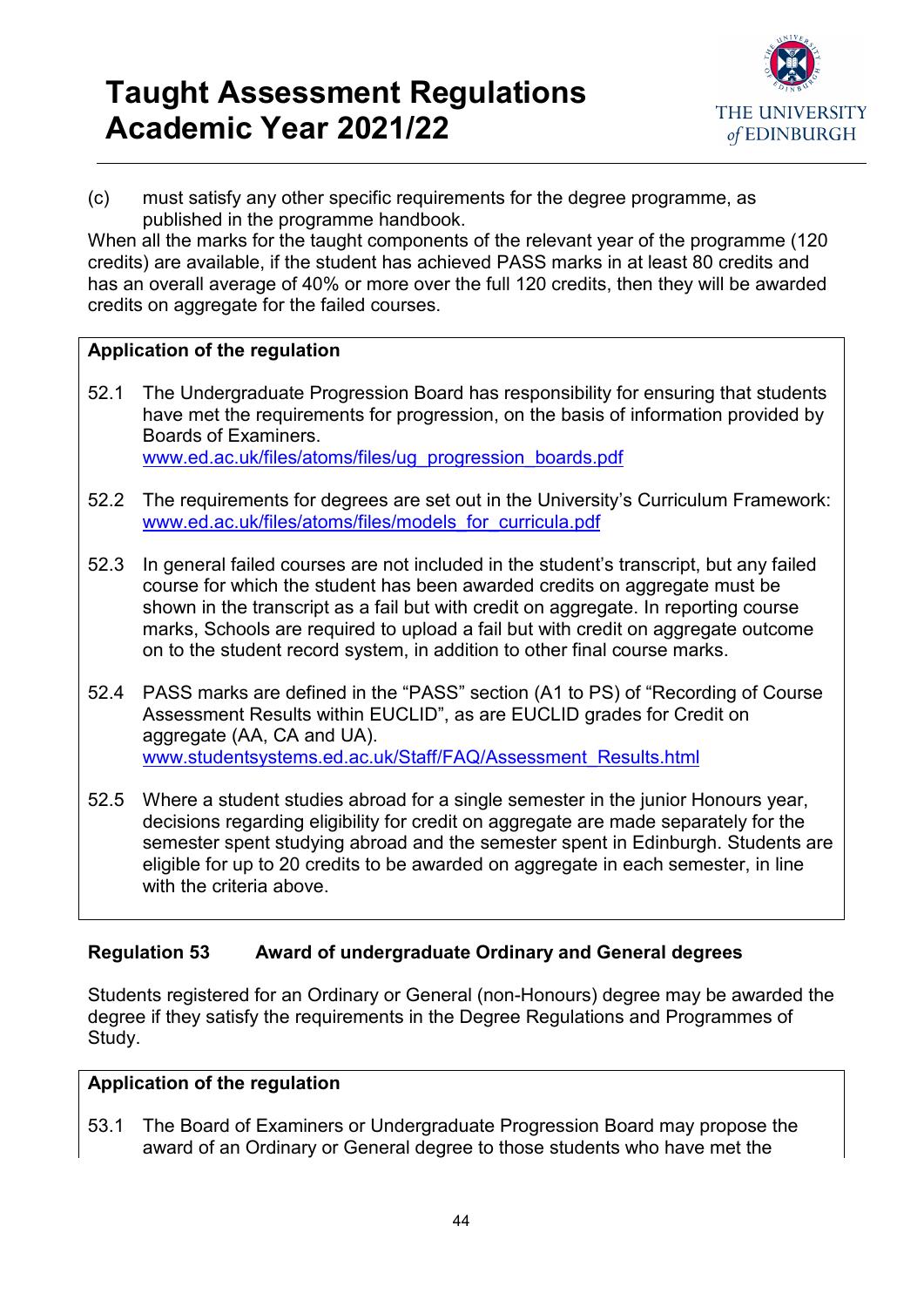(c) must satisfy any other specific requirements for the degree programme, as published in the programme handbook.

When all the marks for the taught components of the relevant year of the programme (120 credits) are available, if the student has achieved PASS marks in at least 80 credits and has an overall average of 40% or more over the full 120 credits, then they will be awarded credits on aggregate for the failed courses.

**Application of the regulation**

52.1 The Undergraduate Progression Board has responsibility for ensuring that students have met the requirements for progression, on the basis of information provided by Boards of Examiners.
www.ed.ac.uk/files/atoms/files/ug_progression_boards.pdf

52.2 The requirements for degrees are set out in the University's Curriculum Framework:
www.ed.ac.uk/files/atoms/files/models_for_curricula.pdf

52.3 In general failed courses are not included in the student's transcript, but any failed course for which the student has been awarded credits on aggregate must be shown in the transcript as a fail but with credit on aggregate. In reporting course marks, Schools are required to upload a fail but with credit on aggregate outcome on to the student record system, in addition to other final course marks.

52.4 PASS marks are defined in the "PASS" section (A1 to PS) of "Recording of Course Assessment Results within EUCLID", as are EUCLID grades for Credit on aggregate (AA, CA and UA).
www.studentsystems.ed.ac.uk/Staff/FAQ/Assessment_Results.html

52.5 Where a student studies abroad for a single semester in the junior Honours year, decisions regarding eligibility for credit on aggregate are made separately for the semester spent studying abroad and the semester spent in Edinburgh. Students are eligible for up to 20 credits to be awarded on aggregate in each semester, in line with the criteria above.

## Regulation 53 Award of undergraduate Ordinary and General degrees

Students registered for an Ordinary or General (non-Honours) degree may be awarded the degree if they satisfy the requirements in the Degree Regulations and Programmes of Study.

**Application of the regulation**

53.1 The Board of Examiners or Undergraduate Progression Board may propose the award of an Ordinary or General degree to those students who have met the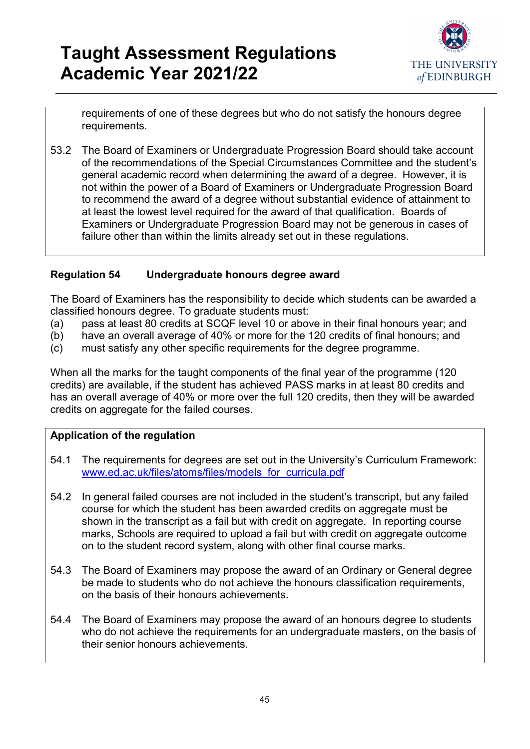requirements of one of these degrees but who do not satisfy the honours degree requirements.

53.2 The Board of Examiners or Undergraduate Progression Board should take account of the recommendations of the Special Circumstances Committee and the student's general academic record when determining the award of a degree. However, it is not within the power of a Board of Examiners or Undergraduate Progression Board to recommend the award of a degree without substantial evidence of attainment to at least the lowest level required for the award of that qualification. Boards of Examiners or Undergraduate Progression Board may not be generous in cases of failure other than within the limits already set out in these regulations.

### Regulation 54 Undergraduate honours degree award

The Board of Examiners has the responsibility to decide which students can be awarded a classified honours degree. To graduate students must:

(a) pass at least 80 credits at SCQF level 10 or above in their final honours year; and
(b) have an overall average of 40% or more for the 120 credits of final honours; and
(c) must satisfy any other specific requirements for the degree programme.

When all the marks for the taught components of the final year of the programme (120 credits) are available, if the student has achieved PASS marks in at least 80 credits and has an overall average of 40% or more over the full 120 credits, then they will be awarded credits on aggregate for the failed courses.

**Application of the regulation**

54.1 The requirements for degrees are set out in the University's Curriculum Framework: [www.ed.ac.uk/files/atoms/files/models_for_curricula.pdf](www.ed.ac.uk/files/atoms/files/models_for_curricula.pdf)

54.2 In general failed courses are not included in the student's transcript, but any failed course for which the student has been awarded credits on aggregate must be shown in the transcript as a fail but with credit on aggregate. In reporting course marks, Schools are required to upload a fail but with credit on aggregate outcome on to the student record system, along with other final course marks.

54.3 The Board of Examiners may propose the award of an Ordinary or General degree be made to students who do not achieve the honours classification requirements, on the basis of their honours achievements.

54.4 The Board of Examiners may propose the award of an honours degree to students who do not achieve the requirements for an undergraduate masters, on the basis of their senior honours achievements.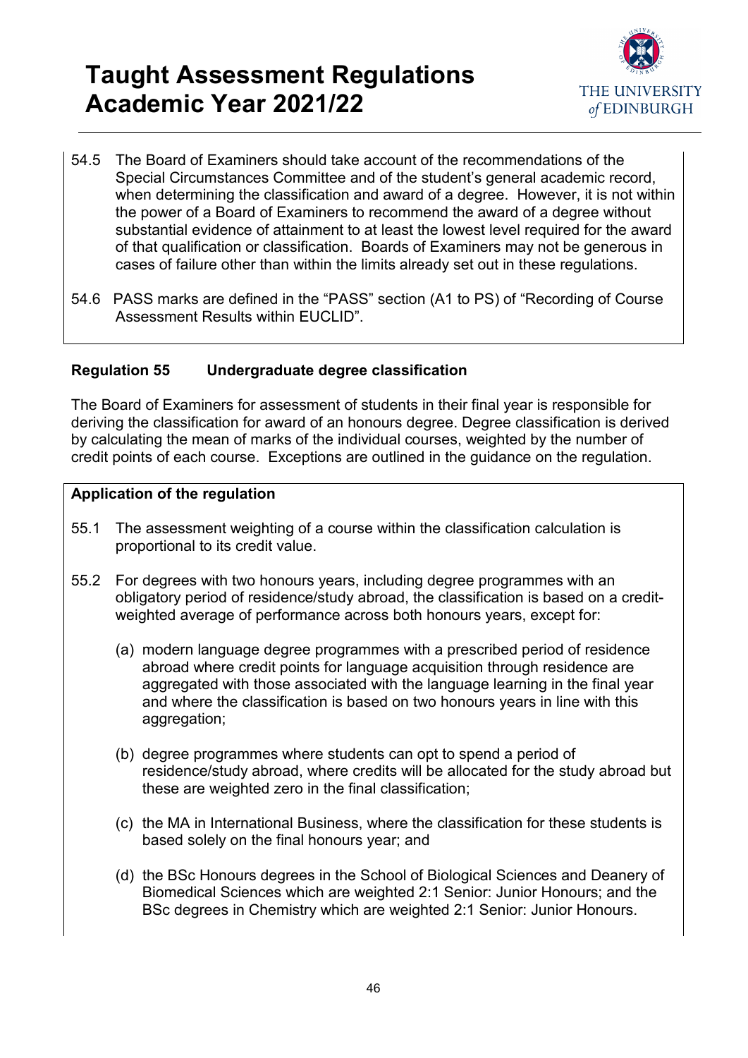54.5 The Board of Examiners should take account of the recommendations of the Special Circumstances Committee and of the student's general academic record, when determining the classification and award of a degree. However, it is not within the power of a Board of Examiners to recommend the award of a degree without substantial evidence of attainment to at least the lowest level required for the award of that qualification or classification. Boards of Examiners may not be generous in cases of failure other than within the limits already set out in these regulations.

54.6 PASS marks are defined in the "PASS" section (A1 to PS) of "Recording of Course Assessment Results within EUCLID".

### Regulation 55 Undergraduate degree classification

The Board of Examiners for assessment of students in their final year is responsible for deriving the classification for award of an honours degree. Degree classification is derived by calculating the mean of marks of the individual courses, weighted by the number of credit points of each course. Exceptions are outlined in the guidance on the regulation.

**Application of the regulation**

55.1 The assessment weighting of a course within the classification calculation is proportional to its credit value.

55.2 For degrees with two honours years, including degree programmes with an obligatory period of residence/study abroad, the classification is based on a credit-weighted average of performance across both honours years, except for:

(a) modern language degree programmes with a prescribed period of residence abroad where credit points for language acquisition through residence are aggregated with those associated with the language learning in the final year and where the classification is based on two honours years in line with this aggregation;

(b) degree programmes where students can opt to spend a period of residence/study abroad, where credits will be allocated for the study abroad but these are weighted zero in the final classification;

(c) the MA in International Business, where the classification for these students is based solely on the final honours year; and

(d) the BSc Honours degrees in the School of Biological Sciences and Deanery of Biomedical Sciences which are weighted 2:1 Senior: Junior Honours; and the BSc degrees in Chemistry which are weighted 2:1 Senior: Junior Honours.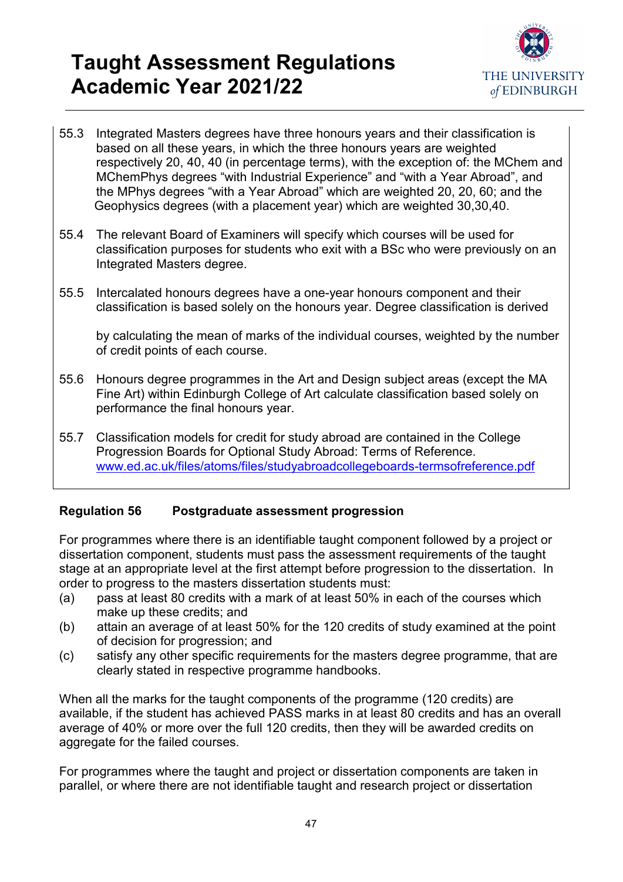55.3 Integrated Masters degrees have three honours years and their classification is based on all these years, in which the three honours years are weighted respectively 20, 40, 40 (in percentage terms), with the exception of: the MChem and MChemPhys degrees "with Industrial Experience" and "with a Year Abroad", and the MPhys degrees "with a Year Abroad" which are weighted 20, 20, 60; and the Geophysics degrees (with a placement year) which are weighted 30,30,40.

55.4 The relevant Board of Examiners will specify which courses will be used for classification purposes for students who exit with a BSc who were previously on an Integrated Masters degree.

55.5 Intercalated honours degrees have a one-year honours component and their classification is based solely on the honours year. Degree classification is derived

by calculating the mean of marks of the individual courses, weighted by the number of credit points of each course.

55.6 Honours degree programmes in the Art and Design subject areas (except the MA Fine Art) within Edinburgh College of Art calculate classification based solely on performance the final honours year.

55.7 Classification models for credit for study abroad are contained in the College Progression Boards for Optional Study Abroad: Terms of Reference. www.ed.ac.uk/files/atoms/files/studyabroadcollegeboards-termsofreference.pdf

**Regulation 56 Postgraduate assessment progression**

For programmes where there is an identifiable taught component followed by a project or dissertation component, students must pass the assessment requirements of the taught stage at an appropriate level at the first attempt before progression to the dissertation. In order to progress to the masters dissertation students must:

(a) pass at least 80 credits with a mark of at least 50% in each of the courses which make up these credits; and
(b) attain an average of at least 50% for the 120 credits of study examined at the point of decision for progression; and
(c) satisfy any other specific requirements for the masters degree programme, that are clearly stated in respective programme handbooks.

When all the marks for the taught components of the programme (120 credits) are available, if the student has achieved PASS marks in at least 80 credits and has an overall average of 40% or more over the full 120 credits, then they will be awarded credits on aggregate for the failed courses.

For programmes where the taught and project or dissertation components are taken in parallel, or where there are not identifiable taught and research project or dissertation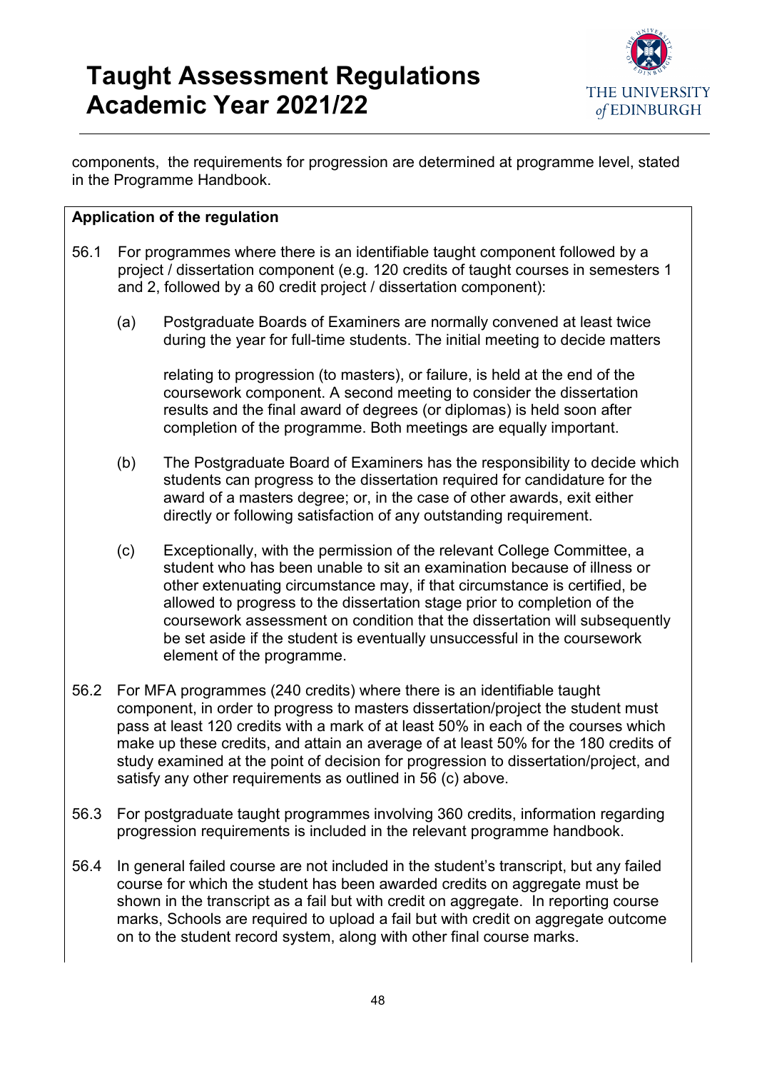components, the requirements for progression are determined at programme level, stated in the Programme Handbook.

**Application of the regulation**

56.1 For programmes where there is an identifiable taught component followed by a project / dissertation component (e.g. 120 credits of taught courses in semesters 1 and 2, followed by a 60 credit project / dissertation component):

(a) Postgraduate Boards of Examiners are normally convened at least twice during the year for full-time students. The initial meeting to decide matters relating to progression (to masters), or failure, is held at the end of the coursework component. A second meeting to consider the dissertation results and the final award of degrees (or diplomas) is held soon after completion of the programme. Both meetings are equally important.

(b) The Postgraduate Board of Examiners has the responsibility to decide which students can progress to the dissertation required for candidature for the award of a masters degree; or, in the case of other awards, exit either directly or following satisfaction of any outstanding requirement.

(c) Exceptionally, with the permission of the relevant College Committee, a student who has been unable to sit an examination because of illness or other extenuating circumstance may, if that circumstance is certified, be allowed to progress to the dissertation stage prior to completion of the coursework assessment on condition that the dissertation will subsequently be set aside if the student is eventually unsuccessful in the coursework element of the programme.

56.2 For MFA programmes (240 credits) where there is an identifiable taught component, in order to progress to masters dissertation/project the student must pass at least 120 credits with a mark of at least 50% in each of the courses which make up these credits, and attain an average of at least 50% for the 180 credits of study examined at the point of decision for progression to dissertation/project, and satisfy any other requirements as outlined in 56 (c) above.

56.3 For postgraduate taught programmes involving 360 credits, information regarding progression requirements is included in the relevant programme handbook.

56.4 In general failed course are not included in the student's transcript, but any failed course for which the student has been awarded credits on aggregate must be shown in the transcript as a fail but with credit on aggregate. In reporting course marks, Schools are required to upload a fail but with credit on aggregate outcome on to the student record system, along with other final course marks.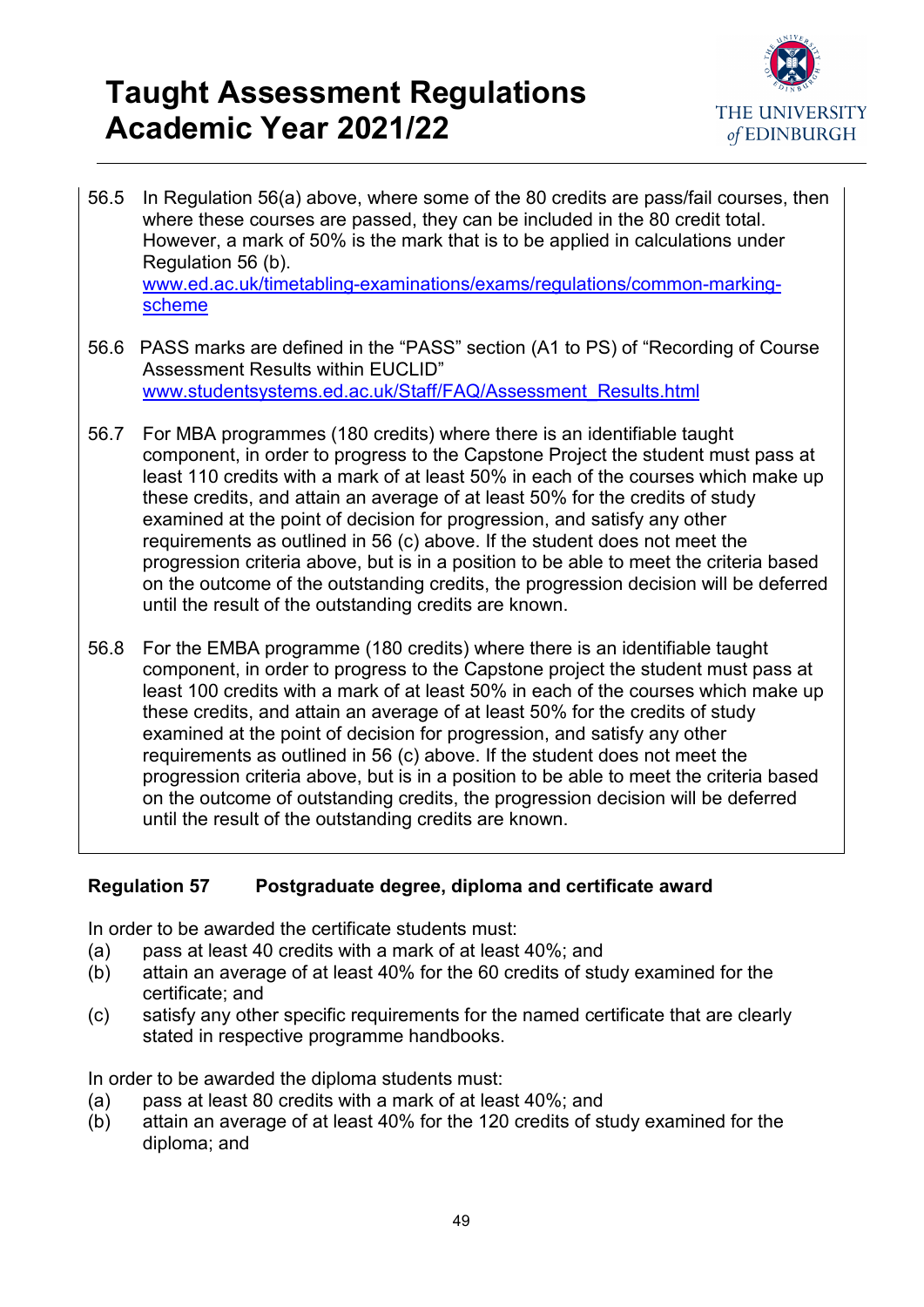56.5 In Regulation 56(a) above, where some of the 80 credits are pass/fail courses, then where these courses are passed, they can be included in the 80 credit total. However, a mark of 50% is the mark that is to be applied in calculations under Regulation 56 (b).
[www.ed.ac.uk/timetabling-examinations/exams/regulations/common-marking-scheme](www.ed.ac.uk/timetabling-examinations/exams/regulations/common-marking-scheme)

56.6 PASS marks are defined in the "PASS" section (A1 to PS) of "Recording of Course Assessment Results within EUCLID"
[www.studentsystems.ed.ac.uk/Staff/FAQ/Assessment_Results.html](www.studentsystems.ed.ac.uk/Staff/FAQ/Assessment_Results.html)

56.7 For MBA programmes (180 credits) where there is an identifiable taught component, in order to progress to the Capstone Project the student must pass at least 110 credits with a mark of at least 50% in each of the courses which make up these credits, and attain an average of at least 50% for the credits of study examined at the point of decision for progression, and satisfy any other requirements as outlined in 56 (c) above. If the student does not meet the progression criteria above, but is in a position to be able to meet the criteria based on the outcome of the outstanding credits, the progression decision will be deferred until the result of the outstanding credits are known.

56.8 For the EMBA programme (180 credits) where there is an identifiable taught component, in order to progress to the Capstone project the student must pass at least 100 credits with a mark of at least 50% in each of the courses which make up these credits, and attain an average of at least 50% for the credits of study examined at the point of decision for progression, and satisfy any other requirements as outlined in 56 (c) above. If the student does not meet the progression criteria above, but is in a position to be able to meet the criteria based on the outcome of outstanding credits, the progression decision will be deferred until the result of the outstanding credits are known.

### Regulation 57 Postgraduate degree, diploma and certificate award

In order to be awarded the certificate students must:

(a) pass at least 40 credits with a mark of at least 40%; and
(b) attain an average of at least 40% for the 60 credits of study examined for the certificate; and
(c) satisfy any other specific requirements for the named certificate that are clearly stated in respective programme handbooks.

In order to be awarded the diploma students must:

(a) pass at least 80 credits with a mark of at least 40%; and
(b) attain an average of at least 40% for the 120 credits of study examined for the diploma; and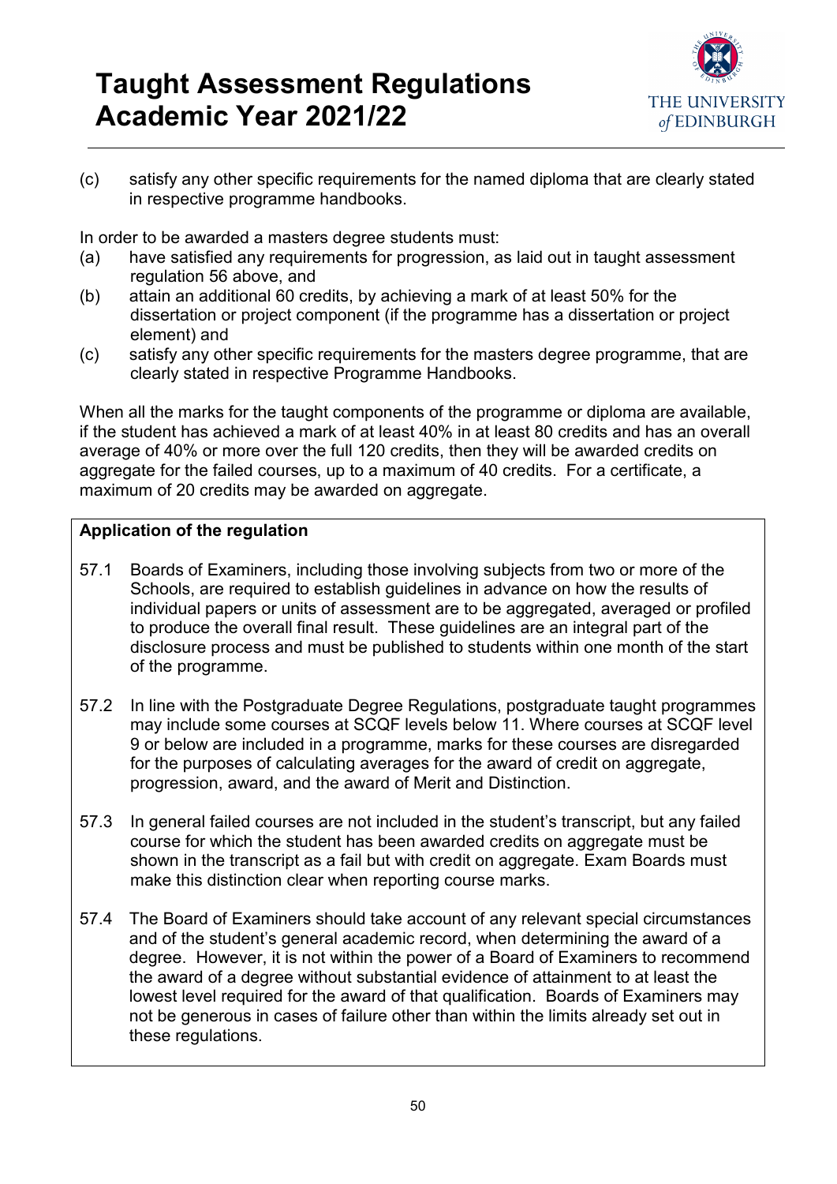(c) satisfy any other specific requirements for the named diploma that are clearly stated in respective programme handbooks.

In order to be awarded a masters degree students must:

(a) have satisfied any requirements for progression, as laid out in taught assessment regulation 56 above, and
(b) attain an additional 60 credits, by achieving a mark of at least 50% for the dissertation or project component (if the programme has a dissertation or project element) and
(c) satisfy any other specific requirements for the masters degree programme, that are clearly stated in respective Programme Handbooks.

When all the marks for the taught components of the programme or diploma are available, if the student has achieved a mark of at least 40% in at least 80 credits and has an overall average of 40% or more over the full 120 credits, then they will be awarded credits on aggregate for the failed courses, up to a maximum of 40 credits. For a certificate, a maximum of 20 credits may be awarded on aggregate.

**Application of the regulation**

57.1 Boards of Examiners, including those involving subjects from two or more of the Schools, are required to establish guidelines in advance on how the results of individual papers or units of assessment are to be aggregated, averaged or profiled to produce the overall final result. These guidelines are an integral part of the disclosure process and must be published to students within one month of the start of the programme.

57.2 In line with the Postgraduate Degree Regulations, postgraduate taught programmes may include some courses at SCQF levels below 11. Where courses at SCQF level 9 or below are included in a programme, marks for these courses are disregarded for the purposes of calculating averages for the award of credit on aggregate, progression, award, and the award of Merit and Distinction.

57.3 In general failed courses are not included in the student's transcript, but any failed course for which the student has been awarded credits on aggregate must be shown in the transcript as a fail but with credit on aggregate. Exam Boards must make this distinction clear when reporting course marks.

57.4 The Board of Examiners should take account of any relevant special circumstances and of the student's general academic record, when determining the award of a degree. However, it is not within the power of a Board of Examiners to recommend the award of a degree without substantial evidence of attainment to at least the lowest level required for the award of that qualification. Boards of Examiners may not be generous in cases of failure other than within the limits already set out in these regulations.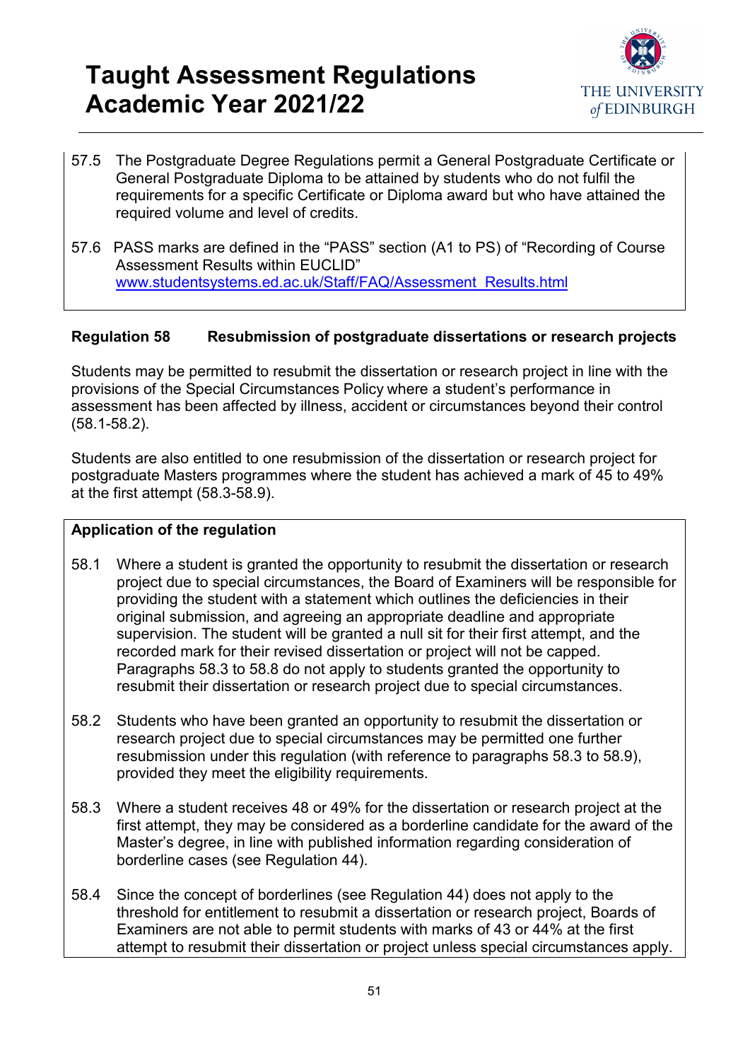57.5 The Postgraduate Degree Regulations permit a General Postgraduate Certificate or General Postgraduate Diploma to be attained by students who do not fulfil the requirements for a specific Certificate or Diploma award but who have attained the required volume and level of credits.

57.6 PASS marks are defined in the "PASS" section (A1 to PS) of "Recording of Course Assessment Results within EUCLID" www.studentsystems.ed.ac.uk/Staff/FAQ/Assessment_Results.html

## Regulation 58 Resubmission of postgraduate dissertations or research projects

Students may be permitted to resubmit the dissertation or research project in line with the provisions of the Special Circumstances Policy where a student's performance in assessment has been affected by illness, accident or circumstances beyond their control (58.1-58.2).

Students are also entitled to one resubmission of the dissertation or research project for postgraduate Masters programmes where the student has achieved a mark of 45 to 49% at the first attempt (58.3-58.9).

**Application of the regulation**

58.1 Where a student is granted the opportunity to resubmit the dissertation or research project due to special circumstances, the Board of Examiners will be responsible for providing the student with a statement which outlines the deficiencies in their original submission, and agreeing an appropriate deadline and appropriate supervision. The student will be granted a null sit for their first attempt, and the recorded mark for their revised dissertation or project will not be capped. Paragraphs 58.3 to 58.8 do not apply to students granted the opportunity to resubmit their dissertation or research project due to special circumstances.

58.2 Students who have been granted an opportunity to resubmit the dissertation or research project due to special circumstances may be permitted one further resubmission under this regulation (with reference to paragraphs 58.3 to 58.9), provided they meet the eligibility requirements.

58.3 Where a student receives 48 or 49% for the dissertation or research project at the first attempt, they may be considered as a borderline candidate for the award of the Master's degree, in line with published information regarding consideration of borderline cases (see Regulation 44).

58.4 Since the concept of borderlines (see Regulation 44) does not apply to the threshold for entitlement to resubmit a dissertation or research project, Boards of Examiners are not able to permit students with marks of 43 or 44% at the first attempt to resubmit their dissertation or project unless special circumstances apply.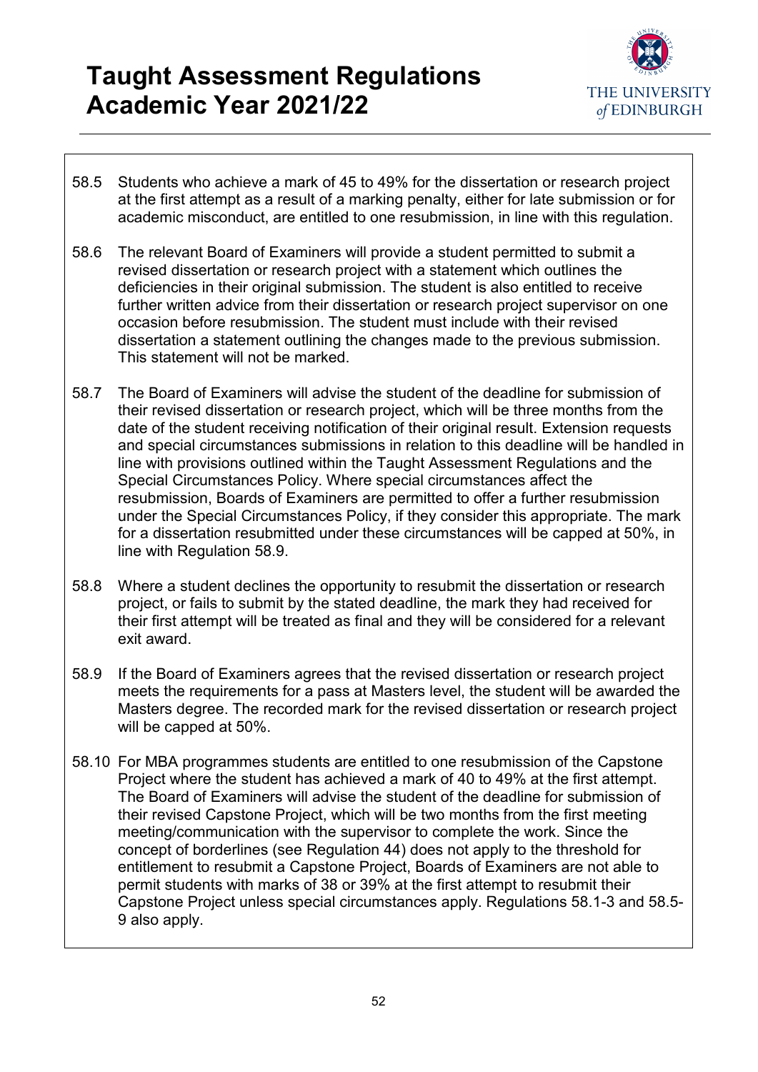58.5 Students who achieve a mark of 45 to 49% for the dissertation or research project at the first attempt as a result of a marking penalty, either for late submission or for academic misconduct, are entitled to one resubmission, in line with this regulation.

58.6 The relevant Board of Examiners will provide a student permitted to submit a revised dissertation or research project with a statement which outlines the deficiencies in their original submission. The student is also entitled to receive further written advice from their dissertation or research project supervisor on one occasion before resubmission. The student must include with their revised dissertation a statement outlining the changes made to the previous submission. This statement will not be marked.

58.7 The Board of Examiners will advise the student of the deadline for submission of their revised dissertation or research project, which will be three months from the date of the student receiving notification of their original result. Extension requests and special circumstances submissions in relation to this deadline will be handled in line with provisions outlined within the Taught Assessment Regulations and the Special Circumstances Policy. Where special circumstances affect the resubmission, Boards of Examiners are permitted to offer a further resubmission under the Special Circumstances Policy, if they consider this appropriate. The mark for a dissertation resubmitted under these circumstances will be capped at 50%, in line with Regulation 58.9.

58.8 Where a student declines the opportunity to resubmit the dissertation or research project, or fails to submit by the stated deadline, the mark they had received for their first attempt will be treated as final and they will be considered for a relevant exit award.

58.9 If the Board of Examiners agrees that the revised dissertation or research project meets the requirements for a pass at Masters level, the student will be awarded the Masters degree. The recorded mark for the revised dissertation or research project will be capped at 50%.

58.10 For MBA programmes students are entitled to one resubmission of the Capstone Project where the student has achieved a mark of 40 to 49% at the first attempt. The Board of Examiners will advise the student of the deadline for submission of their revised Capstone Project, which will be two months from the first meeting meeting/communication with the supervisor to complete the work. Since the concept of borderlines (see Regulation 44) does not apply to the threshold for entitlement to resubmit a Capstone Project, Boards of Examiners are not able to permit students with marks of 38 or 39% at the first attempt to resubmit their Capstone Project unless special circumstances apply. Regulations 58.1-3 and 58.5-9 also apply.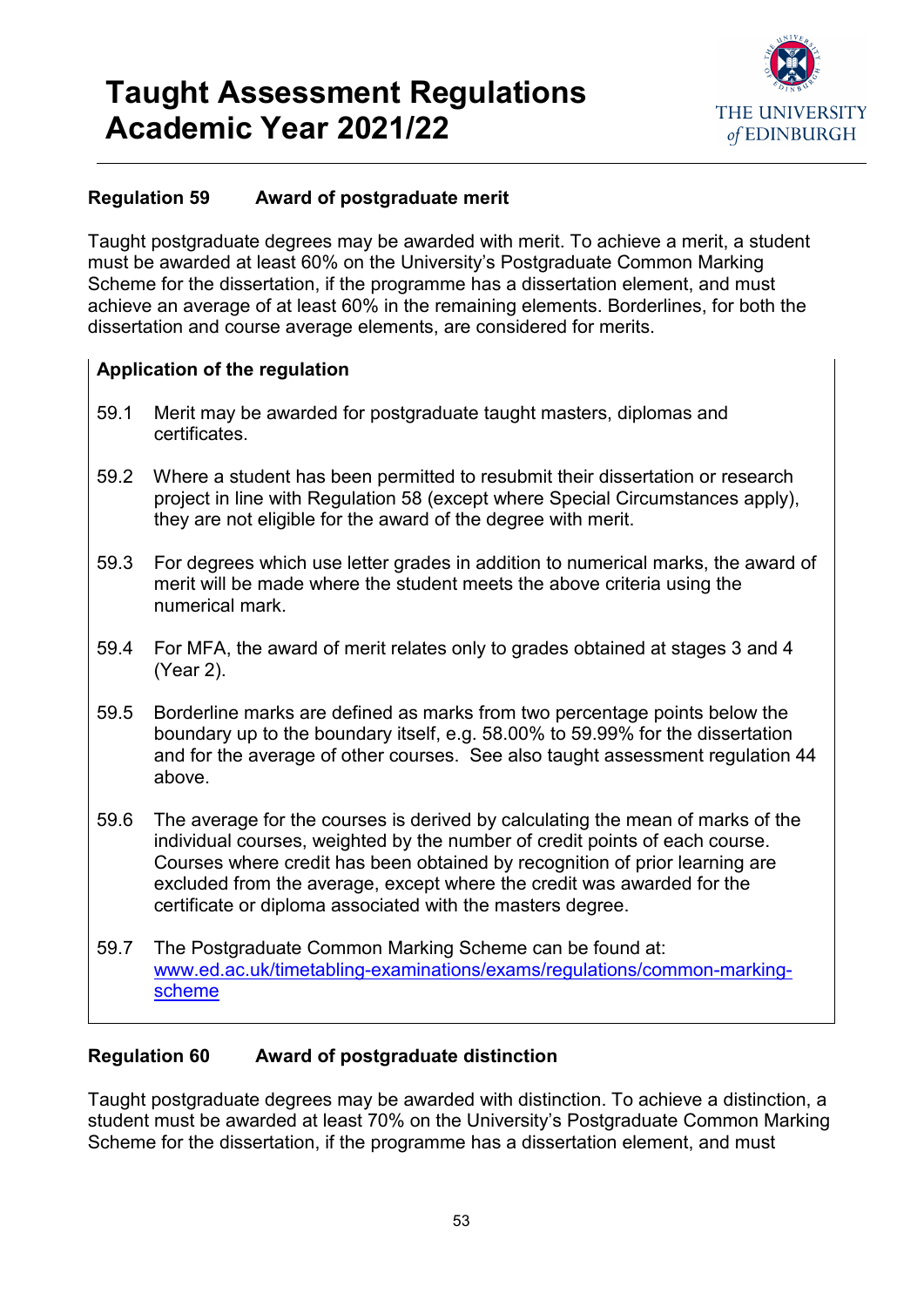### Regulation 59 Award of postgraduate merit

Taught postgraduate degrees may be awarded with merit. To achieve a merit, a student must be awarded at least 60% on the University's Postgraduate Common Marking Scheme for the dissertation, if the programme has a dissertation element, and must achieve an average of at least 60% in the remaining elements. Borderlines, for both the dissertation and course average elements, are considered for merits.

**Application of the regulation**

59.1 Merit may be awarded for postgraduate taught masters, diplomas and certificates.

59.2 Where a student has been permitted to resubmit their dissertation or research project in line with Regulation 58 (except where Special Circumstances apply), they are not eligible for the award of the degree with merit.

59.3 For degrees which use letter grades in addition to numerical marks, the award of merit will be made where the student meets the above criteria using the numerical mark.

59.4 For MFA, the award of merit relates only to grades obtained at stages 3 and 4 (Year 2).

59.5 Borderline marks are defined as marks from two percentage points below the boundary up to the boundary itself, e.g. 58.00% to 59.99% for the dissertation and for the average of other courses. See also taught assessment regulation 44 above.

59.6 The average for the courses is derived by calculating the mean of marks of the individual courses, weighted by the number of credit points of each course. Courses where credit has been obtained by recognition of prior learning are excluded from the average, except where the credit was awarded for the certificate or diploma associated with the masters degree.

59.7 The Postgraduate Common Marking Scheme can be found at: [www.ed.ac.uk/timetabling-examinations/exams/regulations/common-marking-scheme](www.ed.ac.uk/timetabling-examinations/exams/regulations/common-marking-scheme)

### Regulation 60 Award of postgraduate distinction

Taught postgraduate degrees may be awarded with distinction. To achieve a distinction, a student must be awarded at least 70% on the University's Postgraduate Common Marking Scheme for the dissertation, if the programme has a dissertation element, and must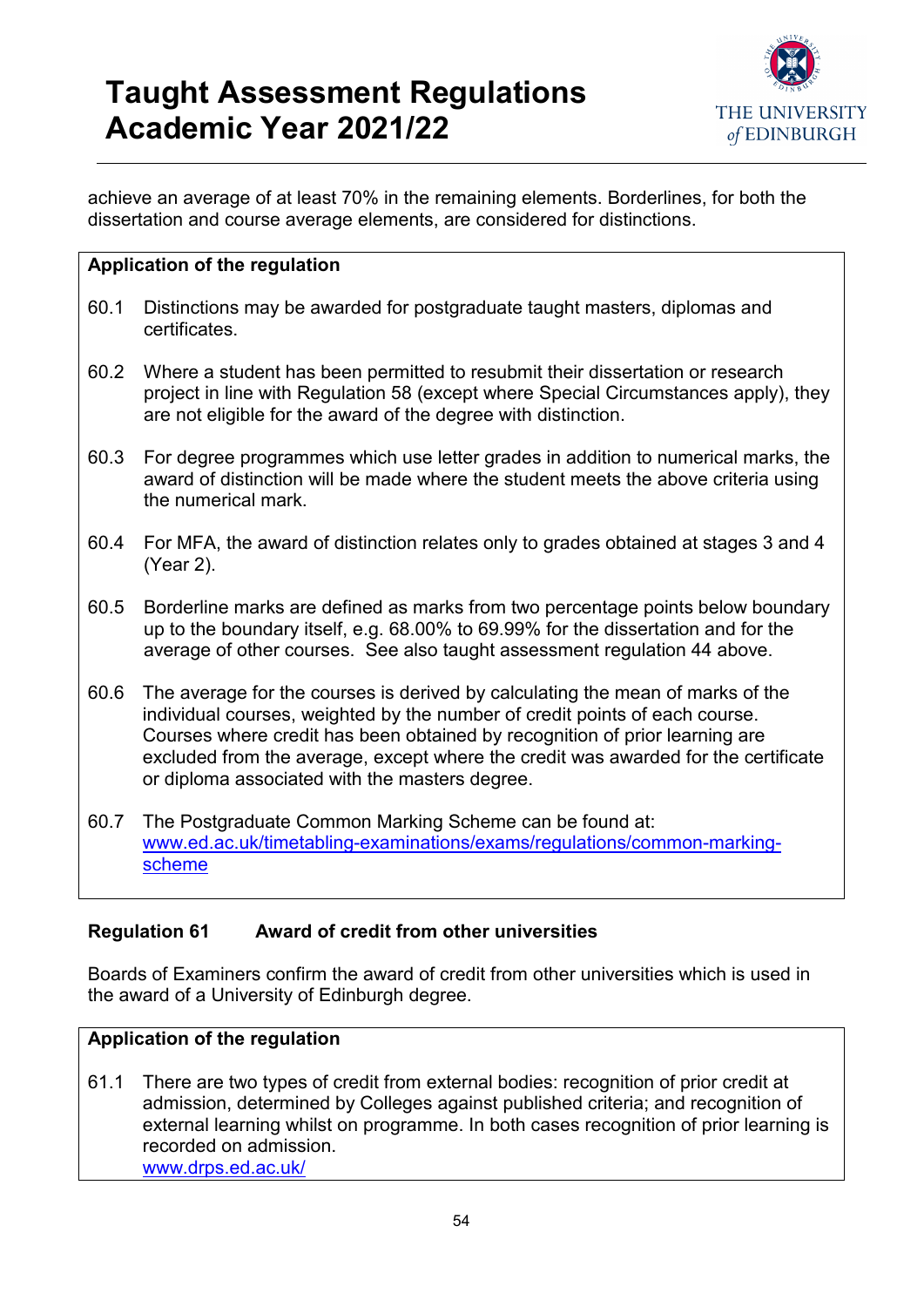achieve an average of at least 70% in the remaining elements. Borderlines, for both the dissertation and course average elements, are considered for distinctions.

**Application of the regulation**

60.1 Distinctions may be awarded for postgraduate taught masters, diplomas and certificates.

60.2 Where a student has been permitted to resubmit their dissertation or research project in line with Regulation 58 (except where Special Circumstances apply), they are not eligible for the award of the degree with distinction.

60.3 For degree programmes which use letter grades in addition to numerical marks, the award of distinction will be made where the student meets the above criteria using the numerical mark.

60.4 For MFA, the award of distinction relates only to grades obtained at stages 3 and 4 (Year 2).

60.5 Borderline marks are defined as marks from two percentage points below boundary up to the boundary itself, e.g. 68.00% to 69.99% for the dissertation and for the average of other courses. See also taught assessment regulation 44 above.

60.6 The average for the courses is derived by calculating the mean of marks of the individual courses, weighted by the number of credit points of each course. Courses where credit has been obtained by recognition of prior learning are excluded from the average, except where the credit was awarded for the certificate or diploma associated with the masters degree.

60.7 The Postgraduate Common Marking Scheme can be found at: [www.ed.ac.uk/timetabling-examinations/exams/regulations/common-marking-scheme](www.ed.ac.uk/timetabling-examinations/exams/regulations/common-marking-scheme)

### Regulation 61 Award of credit from other universities

Boards of Examiners confirm the award of credit from other universities which is used in the award of a University of Edinburgh degree.

**Application of the regulation**

61.1 There are two types of credit from external bodies: recognition of prior credit at admission, determined by Colleges against published criteria; and recognition of external learning whilst on programme. In both cases recognition of prior learning is recorded on admission.
[www.drps.ed.ac.uk/](www.drps.ed.ac.uk/)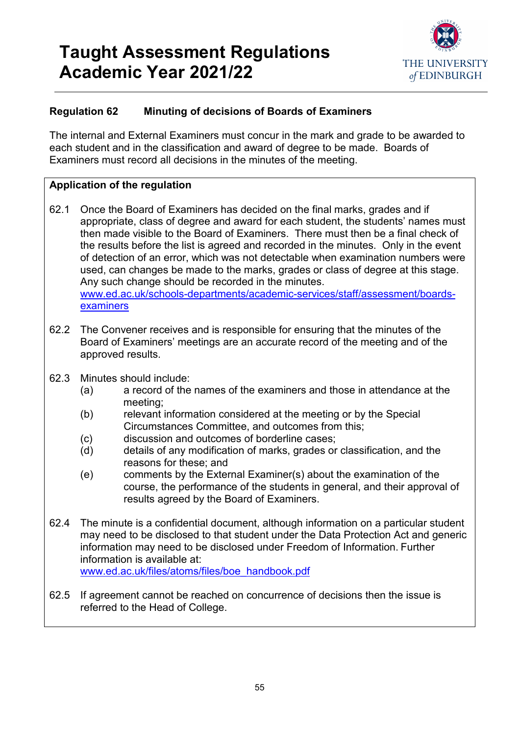# Taught Assessment Regulations Academic Year 2021/22

**Regulation 62 Minuting of decisions of Boards of Examiners**

The internal and External Examiners must concur in the mark and grade to be awarded to each student and in the classification and award of degree to be made. Boards of Examiners must record all decisions in the minutes of the meeting.

**Application of the regulation**

62.1 Once the Board of Examiners has decided on the final marks, grades and if appropriate, class of degree and award for each student, the students' names must then made visible to the Board of Examiners. There must then be a final check of the results before the list is agreed and recorded in the minutes. Only in the event of detection of an error, which was not detectable when examination numbers were used, can changes be made to the marks, grades or class of degree at this stage. Any such change should be recorded in the minutes. [www.ed.ac.uk/schools-departments/academic-services/staff/assessment/boards-examiners](www.ed.ac.uk/schools-departments/academic-services/staff/assessment/boards-examiners)

62.2 The Convener receives and is responsible for ensuring that the minutes of the Board of Examiners' meetings are an accurate record of the meeting and of the approved results.

62.3 Minutes should include:

- (a) a record of the names of the examiners and those in attendance at the meeting;
- (b) relevant information considered at the meeting or by the Special Circumstances Committee, and outcomes from this;
- (c) discussion and outcomes of borderline cases;
- (d) details of any modification of marks, grades or classification, and the reasons for these; and
- (e) comments by the External Examiner(s) about the examination of the course, the performance of the students in general, and their approval of results agreed by the Board of Examiners.

62.4 The minute is a confidential document, although information on a particular student may need to be disclosed to that student under the Data Protection Act and generic information may need to be disclosed under Freedom of Information. Further information is available at: [www.ed.ac.uk/files/atoms/files/boe_handbook.pdf](www.ed.ac.uk/files/atoms/files/boe_handbook.pdf)

62.5 If agreement cannot be reached on concurrence of decisions then the issue is referred to the Head of College.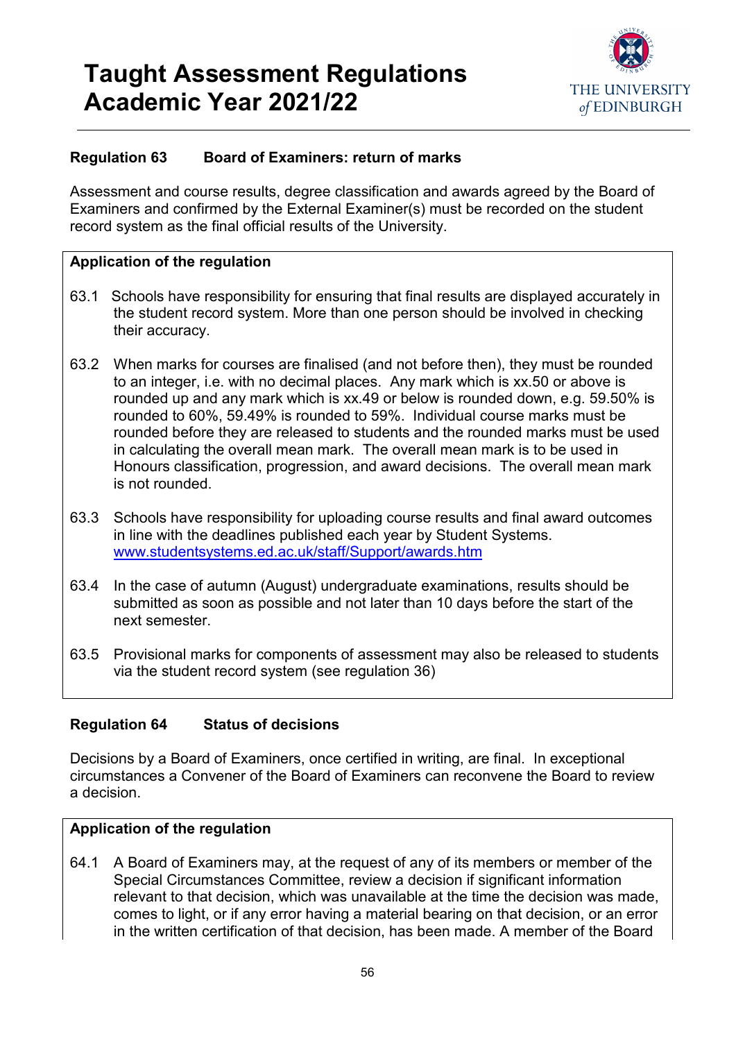### Regulation 63 Board of Examiners: return of marks

Assessment and course results, degree classification and awards agreed by the Board of Examiners and confirmed by the External Examiner(s) must be recorded on the student record system as the final official results of the University.

**Application of the regulation**

63.1 Schools have responsibility for ensuring that final results are displayed accurately in the student record system. More than one person should be involved in checking their accuracy.

63.2 When marks for courses are finalised (and not before then), they must be rounded to an integer, i.e. with no decimal places. Any mark which is xx.50 or above is rounded up and any mark which is xx.49 or below is rounded down, e.g. 59.50% is rounded to 60%, 59.49% is rounded to 59%. Individual course marks must be rounded before they are released to students and the rounded marks must be used in calculating the overall mean mark. The overall mean mark is to be used in Honours classification, progression, and award decisions. The overall mean mark is not rounded.

63.3 Schools have responsibility for uploading course results and final award outcomes in line with the deadlines published each year by Student Systems. [www.studentsystems.ed.ac.uk/staff/Support/awards.htm](www.studentsystems.ed.ac.uk/staff/Support/awards.htm)

63.4 In the case of autumn (August) undergraduate examinations, results should be submitted as soon as possible and not later than 10 days before the start of the next semester.

63.5 Provisional marks for components of assessment may also be released to students via the student record system (see regulation 36)

### Regulation 64 Status of decisions

Decisions by a Board of Examiners, once certified in writing, are final. In exceptional circumstances a Convener of the Board of Examiners can reconvene the Board to review a decision.

**Application of the regulation**

64.1 A Board of Examiners may, at the request of any of its members or member of the Special Circumstances Committee, review a decision if significant information relevant to that decision, which was unavailable at the time the decision was made, comes to light, or if any error having a material bearing on that decision, or an error in the written certification of that decision, has been made. A member of the Board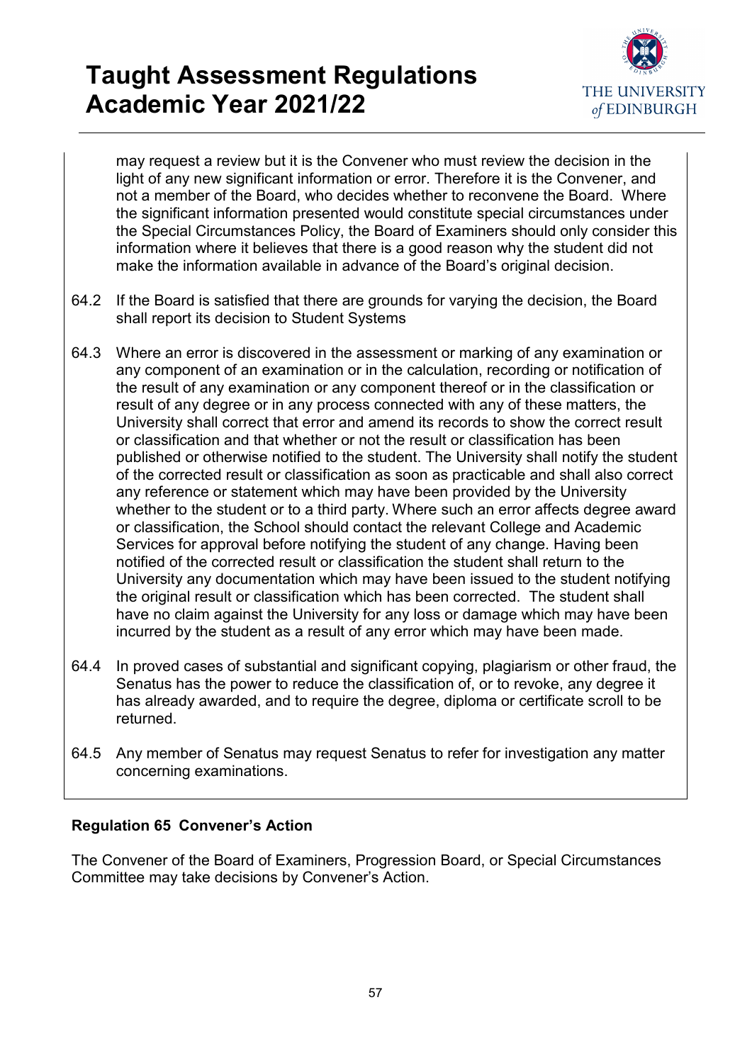may request a review but it is the Convener who must review the decision in the light of any new significant information or error. Therefore it is the Convener, and not a member of the Board, who decides whether to reconvene the Board. Where the significant information presented would constitute special circumstances under the Special Circumstances Policy, the Board of Examiners should only consider this information where it believes that there is a good reason why the student did not make the information available in advance of the Board's original decision.

64.2 If the Board is satisfied that there are grounds for varying the decision, the Board shall report its decision to Student Systems

64.3 Where an error is discovered in the assessment or marking of any examination or any component of an examination or in the calculation, recording or notification of the result of any examination or any component thereof or in the classification or result of any degree or in any process connected with any of these matters, the University shall correct that error and amend its records to show the correct result or classification and that whether or not the result or classification has been published or otherwise notified to the student. The University shall notify the student of the corrected result or classification as soon as practicable and shall also correct any reference or statement which may have been provided by the University whether to the student or to a third party. Where such an error affects degree award or classification, the School should contact the relevant College and Academic Services for approval before notifying the student of any change. Having been notified of the corrected result or classification the student shall return to the University any documentation which may have been issued to the student notifying the original result or classification which has been corrected. The student shall have no claim against the University for any loss or damage which may have been incurred by the student as a result of any error which may have been made.

64.4 In proved cases of substantial and significant copying, plagiarism or other fraud, the Senatus has the power to reduce the classification of, or to revoke, any degree it has already awarded, and to require the degree, diploma or certificate scroll to be returned.

64.5 Any member of Senatus may request Senatus to refer for investigation any matter concerning examinations.

**Regulation 65 Convener's Action**

The Convener of the Board of Examiners, Progression Board, or Special Circumstances Committee may take decisions by Convener's Action.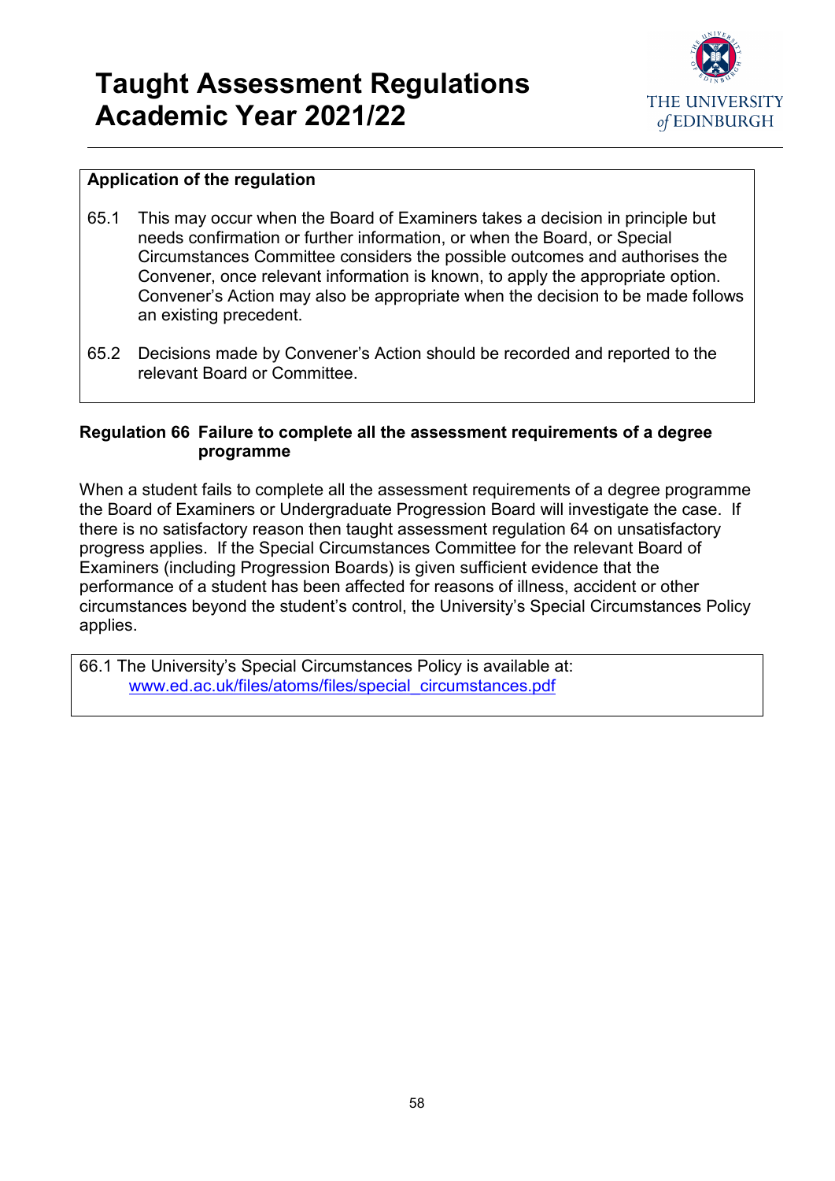**Application of the regulation**

65.1 This may occur when the Board of Examiners takes a decision in principle but needs confirmation or further information, or when the Board, or Special Circumstances Committee considers the possible outcomes and authorises the Convener, once relevant information is known, to apply the appropriate option. Convener's Action may also be appropriate when the decision to be made follows an existing precedent.

65.2 Decisions made by Convener's Action should be recorded and reported to the relevant Board or Committee.

### Regulation 66 Failure to complete all the assessment requirements of a degree programme

When a student fails to complete all the assessment requirements of a degree programme the Board of Examiners or Undergraduate Progression Board will investigate the case. If there is no satisfactory reason then taught assessment regulation 64 on unsatisfactory progress applies. If the Special Circumstances Committee for the relevant Board of Examiners (including Progression Boards) is given sufficient evidence that the performance of a student has been affected for reasons of illness, accident or other circumstances beyond the student's control, the University's Special Circumstances Policy applies.

66.1 The University's Special Circumstances Policy is available at: [www.ed.ac.uk/files/atoms/files/special_circumstances.pdf](www.ed.ac.uk/files/atoms/files/special_circumstances.pdf)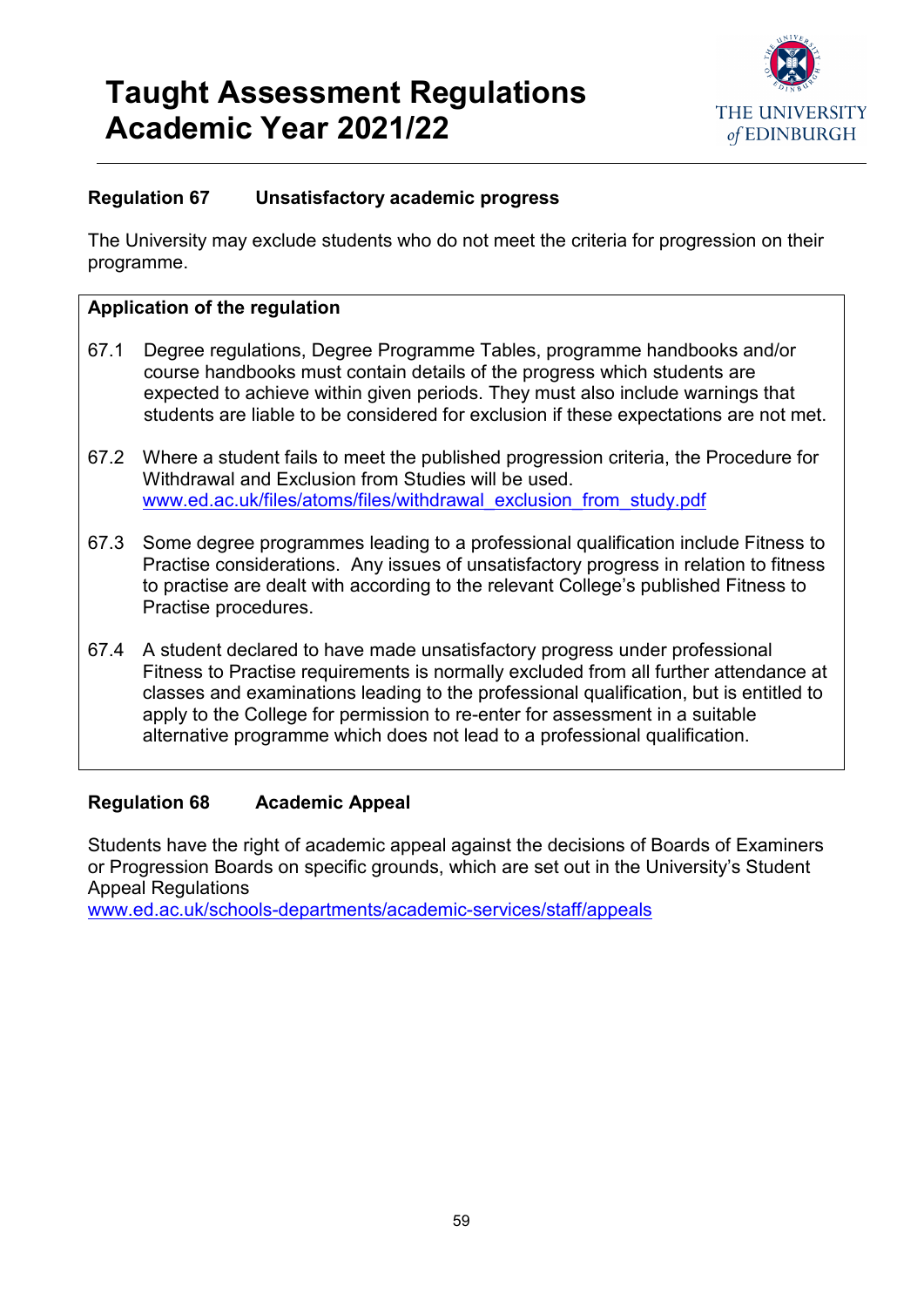### Regulation 67 Unsatisfactory academic progress

The University may exclude students who do not meet the criteria for progression on their programme.

**Application of the regulation**

67.1 Degree regulations, Degree Programme Tables, programme handbooks and/or course handbooks must contain details of the progress which students are expected to achieve within given periods. They must also include warnings that students are liable to be considered for exclusion if these expectations are not met.

67.2 Where a student fails to meet the published progression criteria, the Procedure for Withdrawal and Exclusion from Studies will be used. www.ed.ac.uk/files/atoms/files/withdrawal_exclusion_from_study.pdf

67.3 Some degree programmes leading to a professional qualification include Fitness to Practise considerations. Any issues of unsatisfactory progress in relation to fitness to practise are dealt with according to the relevant College's published Fitness to Practise procedures.

67.4 A student declared to have made unsatisfactory progress under professional Fitness to Practise requirements is normally excluded from all further attendance at classes and examinations leading to the professional qualification, but is entitled to apply to the College for permission to re-enter for assessment in a suitable alternative programme which does not lead to a professional qualification.

### Regulation 68 Academic Appeal

Students have the right of academic appeal against the decisions of Boards of Examiners or Progression Boards on specific grounds, which are set out in the University's Student Appeal Regulations
www.ed.ac.uk/schools-departments/academic-services/staff/appeals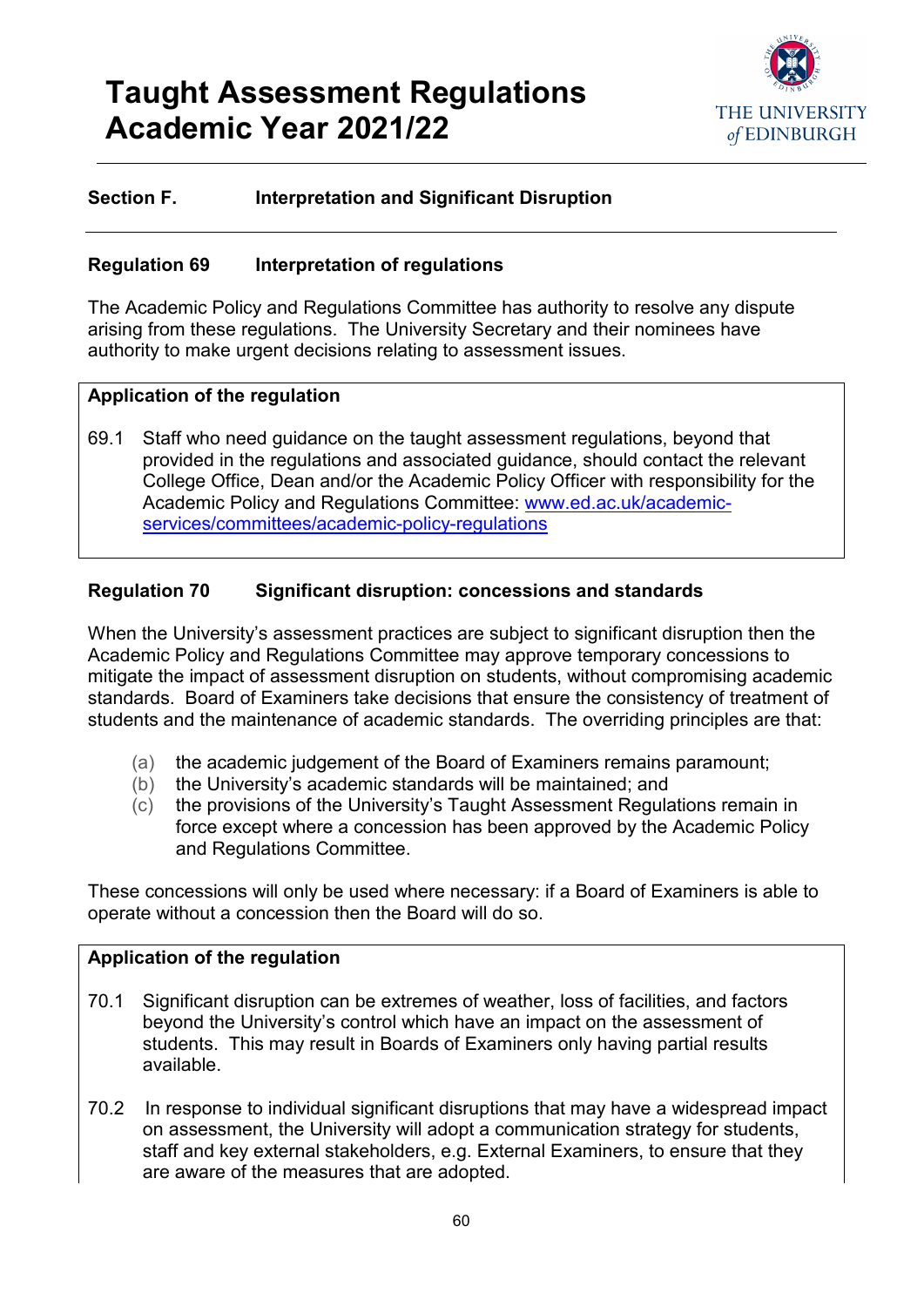# Taught Assessment Regulations Academic Year 2021/22

## Section F. Interpretation and Significant Disruption

### Regulation 69 Interpretation of regulations

The Academic Policy and Regulations Committee has authority to resolve any dispute arising from these regulations. The University Secretary and their nominees have authority to make urgent decisions relating to assessment issues.

**Application of the regulation**

69.1 Staff who need guidance on the taught assessment regulations, beyond that provided in the regulations and associated guidance, should contact the relevant College Office, Dean and/or the Academic Policy Officer with responsibility for the Academic Policy and Regulations Committee: [www.ed.ac.uk/academic-services/committees/academic-policy-regulations](http://www.ed.ac.uk/academic-services/committees/academic-policy-regulations)

### Regulation 70 Significant disruption: concessions and standards

When the University's assessment practices are subject to significant disruption then the Academic Policy and Regulations Committee may approve temporary concessions to mitigate the impact of assessment disruption on students, without compromising academic standards. Board of Examiners take decisions that ensure the consistency of treatment of students and the maintenance of academic standards. The overriding principles are that:

(a) the academic judgement of the Board of Examiners remains paramount;
(b) the University's academic standards will be maintained; and
(c) the provisions of the University's Taught Assessment Regulations remain in force except where a concession has been approved by the Academic Policy and Regulations Committee.

These concessions will only be used where necessary: if a Board of Examiners is able to operate without a concession then the Board will do so.

**Application of the regulation**

70.1 Significant disruption can be extremes of weather, loss of facilities, and factors beyond the University's control which have an impact on the assessment of students. This may result in Boards of Examiners only having partial results available.

70.2 In response to individual significant disruptions that may have a widespread impact on assessment, the University will adopt a communication strategy for students, staff and key external stakeholders, e.g. External Examiners, to ensure that they are aware of the measures that are adopted.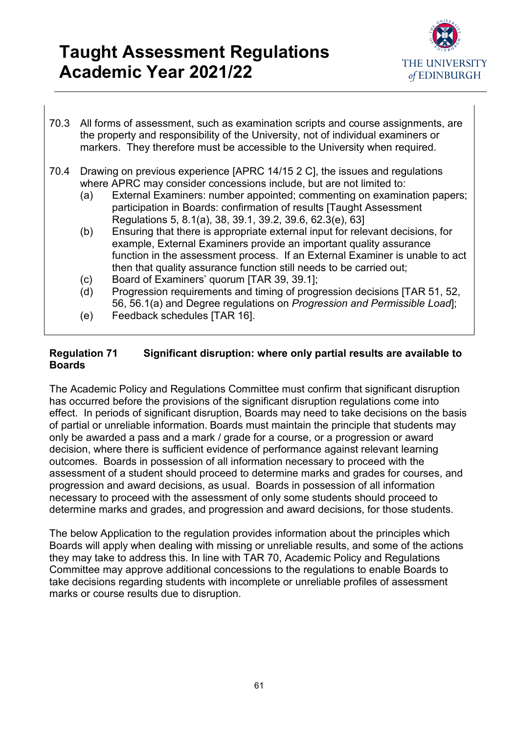70.3 All forms of assessment, such as examination scripts and course assignments, are the property and responsibility of the University, not of individual examiners or markers. They therefore must be accessible to the University when required.

70.4 Drawing on previous experience [APRC 14/15 2 C], the issues and regulations where APRC may consider concessions include, but are not limited to:

(a) External Examiners: number appointed; commenting on examination papers; participation in Boards: confirmation of results [Taught Assessment Regulations 5, 8.1(a), 38, 39.1, 39.2, 39.6, 62.3(e), 63]

(b) Ensuring that there is appropriate external input for relevant decisions, for example, External Examiners provide an important quality assurance function in the assessment process. If an External Examiner is unable to act then that quality assurance function still needs to be carried out;

(c) Board of Examiners' quorum [TAR 39, 39.1];

(d) Progression requirements and timing of progression decisions [TAR 51, 52, 56, 56.1(a) and Degree regulations on *Progression and Permissible Load*];

(e) Feedback schedules [TAR 16].

**Regulation 71 Significant disruption: where only partial results are available to Boards**

The Academic Policy and Regulations Committee must confirm that significant disruption has occurred before the provisions of the significant disruption regulations come into effect. In periods of significant disruption, Boards may need to take decisions on the basis of partial or unreliable information. Boards must maintain the principle that students may only be awarded a pass and a mark / grade for a course, or a progression or award decision, where there is sufficient evidence of performance against relevant learning outcomes. Boards in possession of all information necessary to proceed with the assessment of a student should proceed to determine marks and grades for courses, and progression and award decisions, as usual. Boards in possession of all information necessary to proceed with the assessment of only some students should proceed to determine marks and grades, and progression and award decisions, for those students.

The below Application to the regulation provides information about the principles which Boards will apply when dealing with missing or unreliable results, and some of the actions they may take to address this. In line with TAR 70, Academic Policy and Regulations Committee may approve additional concessions to the regulations to enable Boards to take decisions regarding students with incomplete or unreliable profiles of assessment marks or course results due to disruption.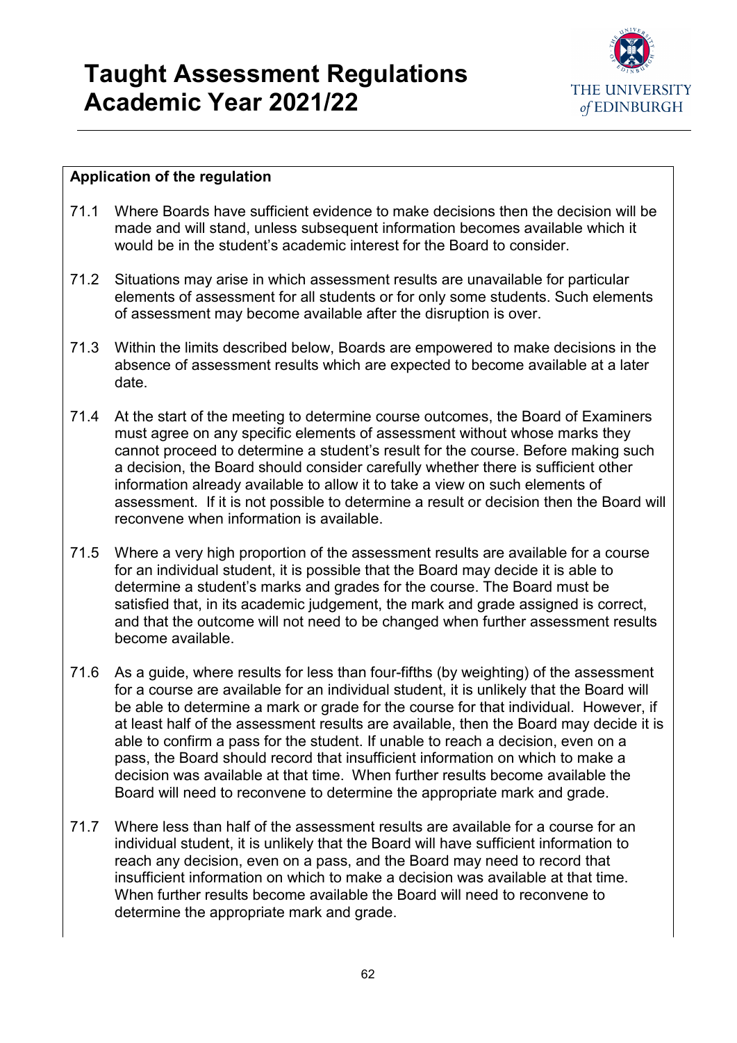**Application of the regulation**

71.1 Where Boards have sufficient evidence to make decisions then the decision will be made and will stand, unless subsequent information becomes available which it would be in the student's academic interest for the Board to consider.

71.2 Situations may arise in which assessment results are unavailable for particular elements of assessment for all students or for only some students. Such elements of assessment may become available after the disruption is over.

71.3 Within the limits described below, Boards are empowered to make decisions in the absence of assessment results which are expected to become available at a later date.

71.4 At the start of the meeting to determine course outcomes, the Board of Examiners must agree on any specific elements of assessment without whose marks they cannot proceed to determine a student's result for the course. Before making such a decision, the Board should consider carefully whether there is sufficient other information already available to allow it to take a view on such elements of assessment. If it is not possible to determine a result or decision then the Board will reconvene when information is available.

71.5 Where a very high proportion of the assessment results are available for a course for an individual student, it is possible that the Board may decide it is able to determine a student's marks and grades for the course. The Board must be satisfied that, in its academic judgement, the mark and grade assigned is correct, and that the outcome will not need to be changed when further assessment results become available.

71.6 As a guide, where results for less than four-fifths (by weighting) of the assessment for a course are available for an individual student, it is unlikely that the Board will be able to determine a mark or grade for the course for that individual. However, if at least half of the assessment results are available, then the Board may decide it is able to confirm a pass for the student. If unable to reach a decision, even on a pass, the Board should record that insufficient information on which to make a decision was available at that time. When further results become available the Board will need to reconvene to determine the appropriate mark and grade.

71.7 Where less than half of the assessment results are available for a course for an individual student, it is unlikely that the Board will have sufficient information to reach any decision, even on a pass, and the Board may need to record that insufficient information on which to make a decision was available at that time. When further results become available the Board will need to reconvene to determine the appropriate mark and grade.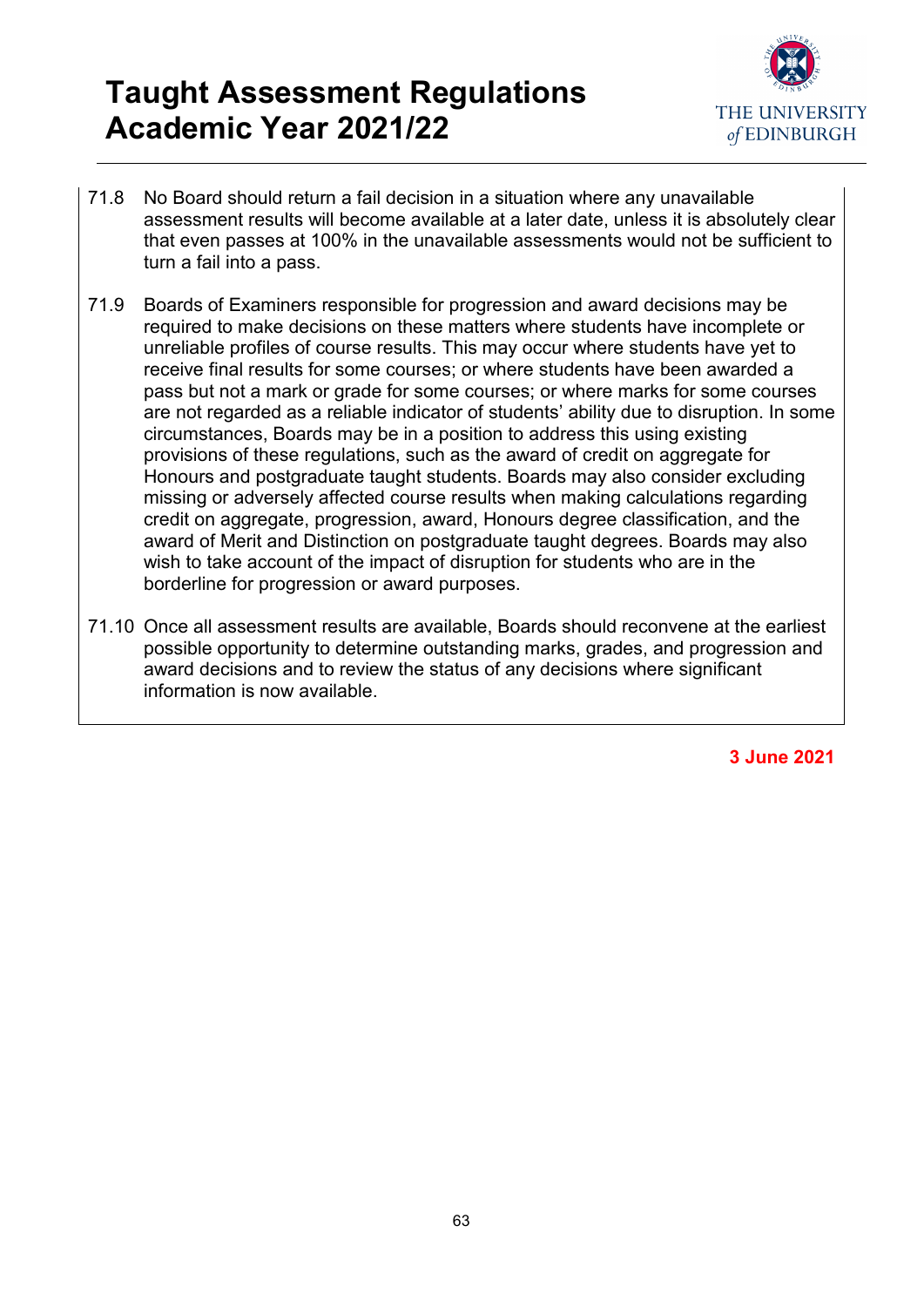71.8 No Board should return a fail decision in a situation where any unavailable assessment results will become available at a later date, unless it is absolutely clear that even passes at 100% in the unavailable assessments would not be sufficient to turn a fail into a pass.

71.9 Boards of Examiners responsible for progression and award decisions may be required to make decisions on these matters where students have incomplete or unreliable profiles of course results. This may occur where students have yet to receive final results for some courses; or where students have been awarded a pass but not a mark or grade for some courses; or where marks for some courses are not regarded as a reliable indicator of students' ability due to disruption. In some circumstances, Boards may be in a position to address this using existing provisions of these regulations, such as the award of credit on aggregate for Honours and postgraduate taught students. Boards may also consider excluding missing or adversely affected course results when making calculations regarding credit on aggregate, progression, award, Honours degree classification, and the award of Merit and Distinction on postgraduate taught degrees. Boards may also wish to take account of the impact of disruption for students who are in the borderline for progression or award purposes.

71.10 Once all assessment results are available, Boards should reconvene at the earliest possible opportunity to determine outstanding marks, grades, and progression and award decisions and to review the status of any decisions where significant information is now available.

**3 June 2021**